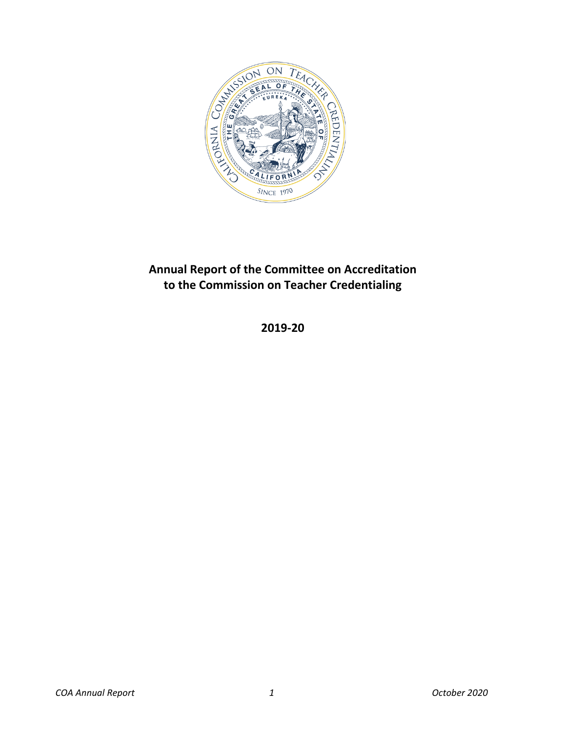# Annual Report of the Committee on Accreditation to the Commission on Teacher Credentialing

**2019-20**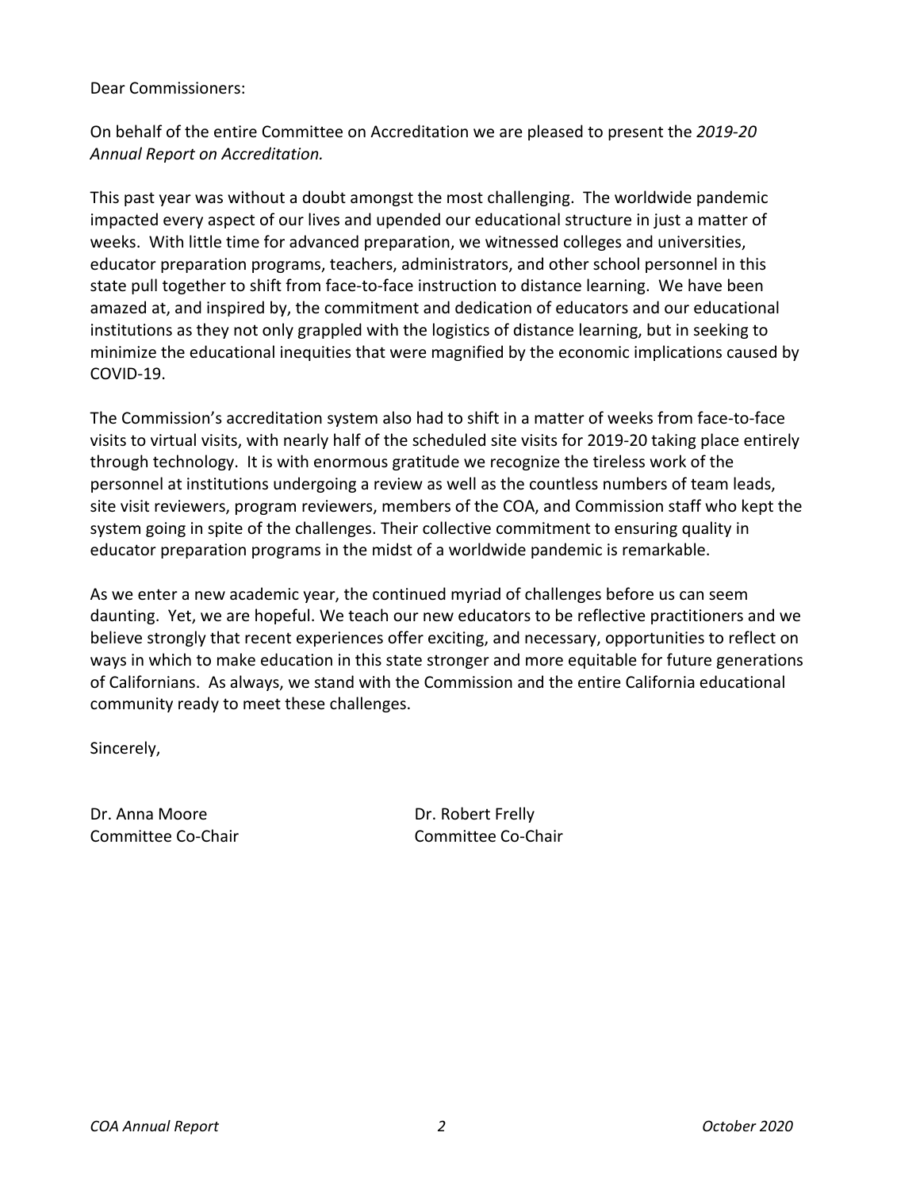Dear Commissioners:

On behalf of the entire Committee on Accreditation we are pleased to present the *2019-20 Annual Report on Accreditation.*

This past year was without a doubt amongst the most challenging. The worldwide pandemic impacted every aspect of our lives and upended our educational structure in just a matter of weeks. With little time for advanced preparation, we witnessed colleges and universities, educator preparation programs, teachers, administrators, and other school personnel in this state pull together to shift from face-to-face instruction to distance learning. We have been amazed at, and inspired by, the commitment and dedication of educators and our educational institutions as they not only grappled with the logistics of distance learning, but in seeking to minimize the educational inequities that were magnified by the economic implications caused by COVID-19.

The Commission's accreditation system also had to shift in a matter of weeks from face-to-face visits to virtual visits, with nearly half of the scheduled site visits for 2019-20 taking place entirely through technology. It is with enormous gratitude we recognize the tireless work of the personnel at institutions undergoing a review as well as the countless numbers of team leads, site visit reviewers, program reviewers, members of the COA, and Commission staff who kept the system going in spite of the challenges. Their collective commitment to ensuring quality in educator preparation programs in the midst of a worldwide pandemic is remarkable.

As we enter a new academic year, the continued myriad of challenges before us can seem daunting. Yet, we are hopeful. We teach our new educators to be reflective practitioners and we believe strongly that recent experiences offer exciting, and necessary, opportunities to reflect on ways in which to make education in this state stronger and more equitable for future generations of Californians. As always, we stand with the Commission and the entire California educational community ready to meet these challenges.

Sincerely,

Dr. Anna Moore
Committee Co-Chair

Dr. Robert Frelly
Committee Co-Chair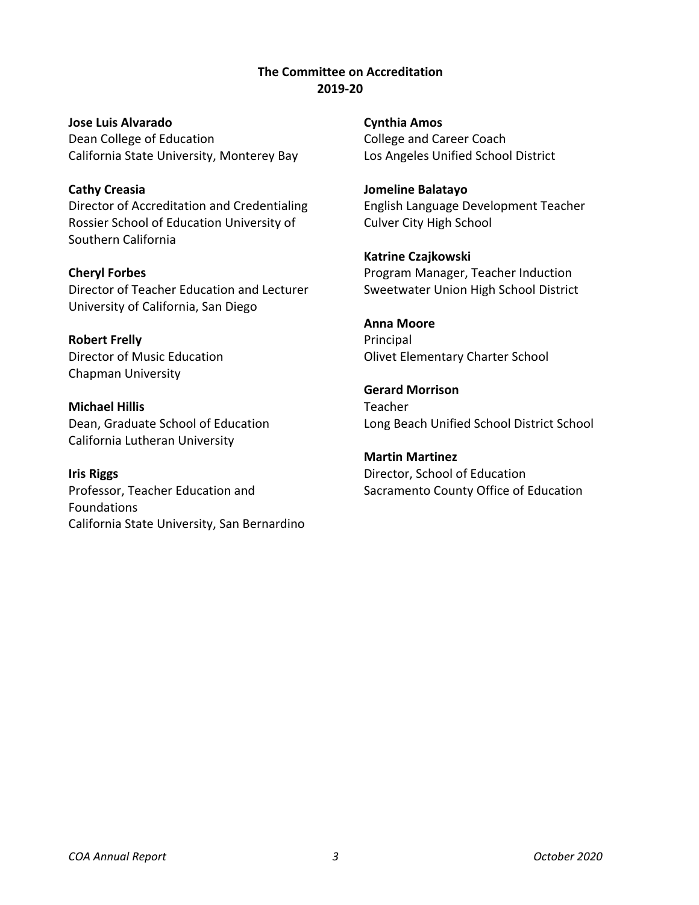## The Committee on Accreditation 2019-20

**Jose Luis Alvarado**
Dean College of Education
California State University, Monterey Bay

**Cathy Creasia**
Director of Accreditation and Credentialing
Rossier School of Education University of Southern California

**Cheryl Forbes**
Director of Teacher Education and Lecturer
University of California, San Diego

**Robert Frelly**
Director of Music Education
Chapman University

**Michael Hillis**
Dean, Graduate School of Education
California Lutheran University

**Iris Riggs**
Professor, Teacher Education and Foundations
California State University, San Bernardino

**Cynthia Amos**
College and Career Coach
Los Angeles Unified School District

**Jomeline Balatayo**
English Language Development Teacher
Culver City High School

**Katrine Czajkowski**
Program Manager, Teacher Induction
Sweetwater Union High School District

**Anna Moore**
Principal
Olivet Elementary Charter School

**Gerard Morrison**
Teacher
Long Beach Unified School District School

**Martin Martinez**
Director, School of Education
Sacramento County Office of Education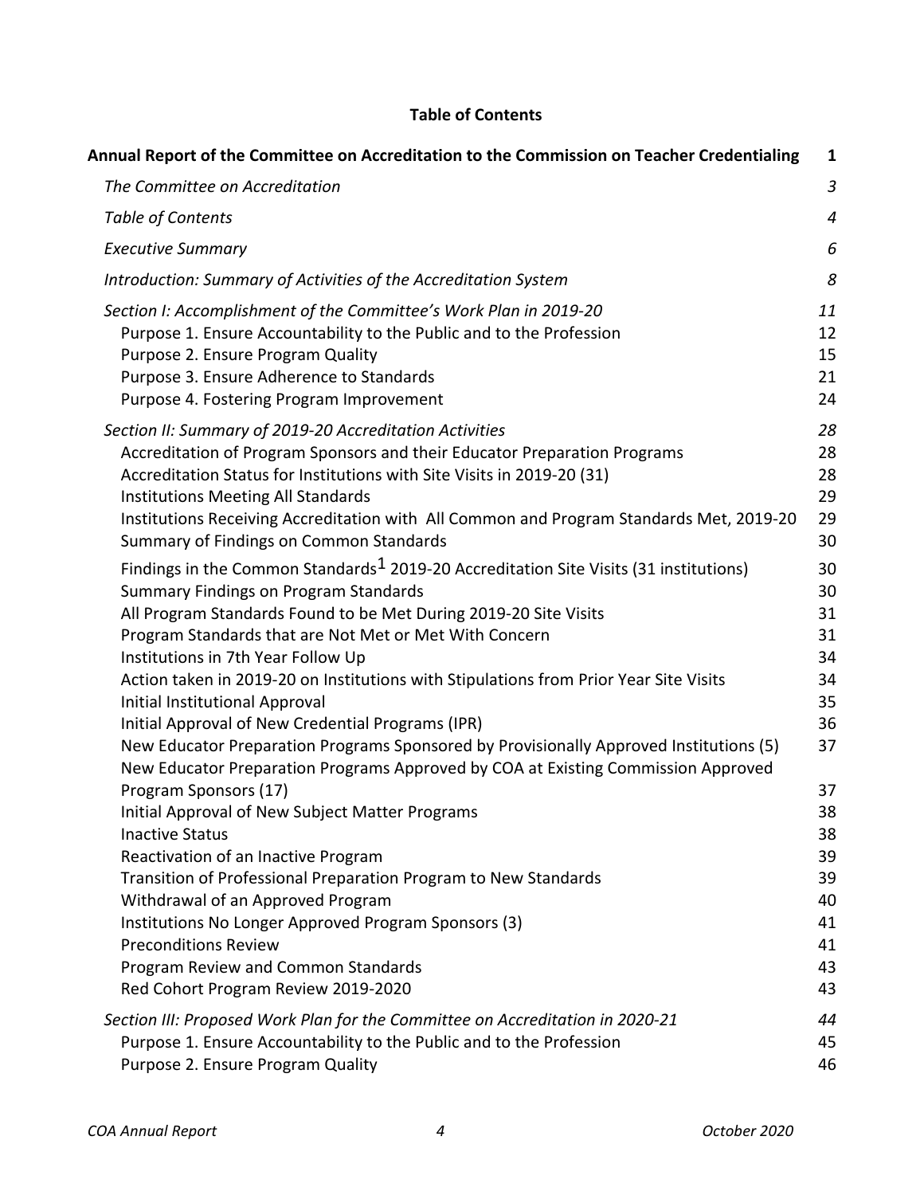**Table of Contents**

| | |
|---|---|
| **Annual Report of the Committee on Accreditation to the Commission on Teacher Credentialing** | **1** |
| *The Committee on Accreditation* | *3* |
| *Table of Contents* | *4* |
| *Executive Summary* | *6* |
| *Introduction: Summary of Activities of the Accreditation System* | *8* |
| *Section I: Accomplishment of the Committee's Work Plan in 2019-20* | *11* |
| Purpose 1. Ensure Accountability to the Public and to the Profession | 12 |
| Purpose 2. Ensure Program Quality | 15 |
| Purpose 3. Ensure Adherence to Standards | 21 |
| Purpose 4. Fostering Program Improvement | 24 |
| *Section II: Summary of 2019-20 Accreditation Activities* | *28* |
| Accreditation of Program Sponsors and their Educator Preparation Programs | 28 |
| Accreditation Status for Institutions with Site Visits in 2019-20 (31) | 28 |
| Institutions Meeting All Standards | 29 |
| Institutions Receiving Accreditation with All Common and Program Standards Met, 2019-20 | 29 |
| Summary of Findings on Common Standards | 30 |
| Findings in the Common Standards[1] 2019-20 Accreditation Site Visits (31 institutions) | 30 |
| Summary Findings on Program Standards | 30 |
| All Program Standards Found to be Met During 2019-20 Site Visits | 31 |
| Program Standards that are Not Met or Met With Concern | 31 |
| Institutions in 7th Year Follow Up | 34 |
| Action taken in 2019-20 on Institutions with Stipulations from Prior Year Site Visits | 34 |
| Initial Institutional Approval | 35 |
| Initial Approval of New Credential Programs (IPR) | 36 |
| New Educator Preparation Programs Sponsored by Provisionally Approved Institutions (5) | 37 |
| New Educator Preparation Programs Approved by COA at Existing Commission Approved Program Sponsors (17) | 37 |
| Initial Approval of New Subject Matter Programs | 38 |
| Inactive Status | 38 |
| Reactivation of an Inactive Program | 39 |
| Transition of Professional Preparation Program to New Standards | 39 |
| Withdrawal of an Approved Program | 40 |
| Institutions No Longer Approved Program Sponsors (3) | 41 |
| Preconditions Review | 41 |
| Program Review and Common Standards | 43 |
| Red Cohort Program Review 2019-2020 | 43 |
| *Section III: Proposed Work Plan for the Committee on Accreditation in 2020-21* | *44* |
| Purpose 1. Ensure Accountability to the Public and to the Profession | 45 |
| Purpose 2. Ensure Program Quality | 46 |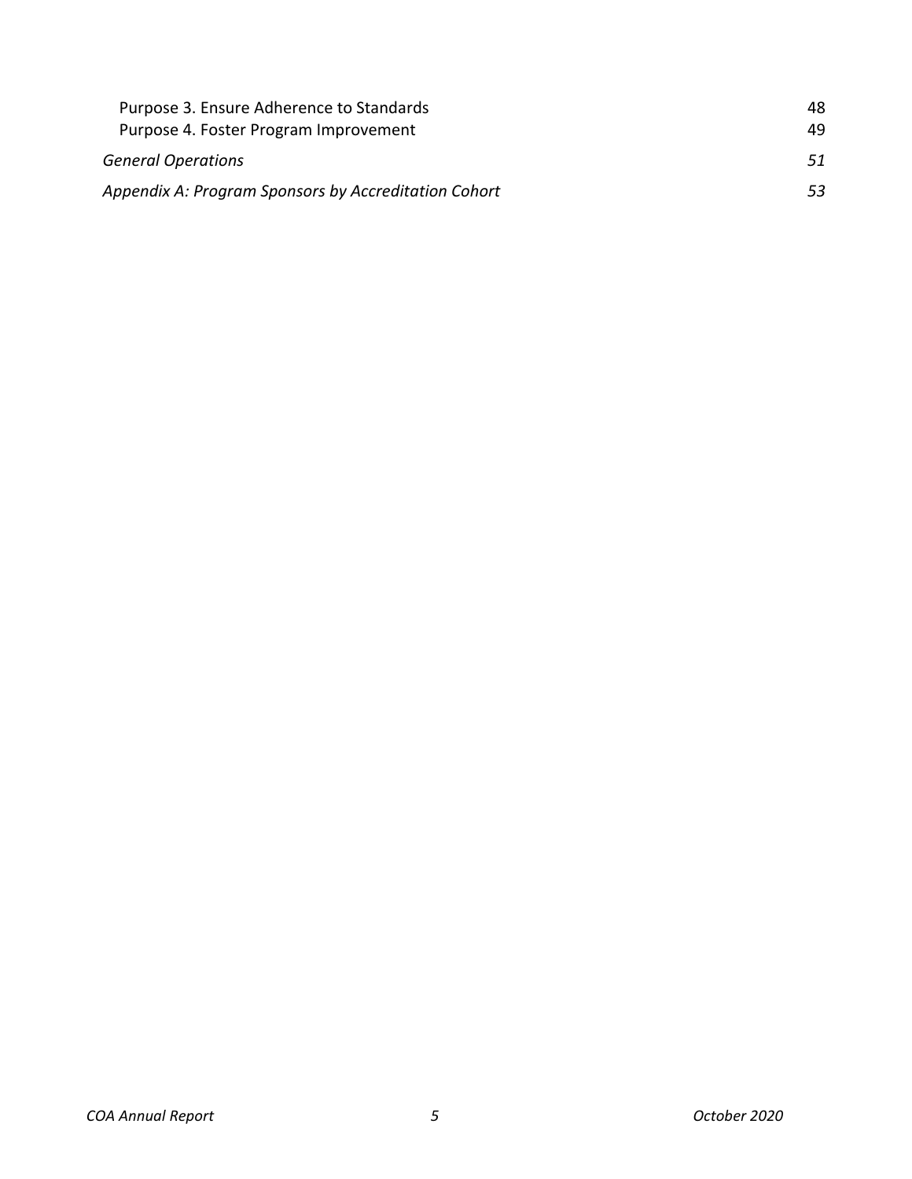Purpose 3. Ensure Adherence to Standards 48
Purpose 4. Foster Program Improvement 49

*General Operations* *51*

*Appendix A: Program Sponsors by Accreditation Cohort* *53*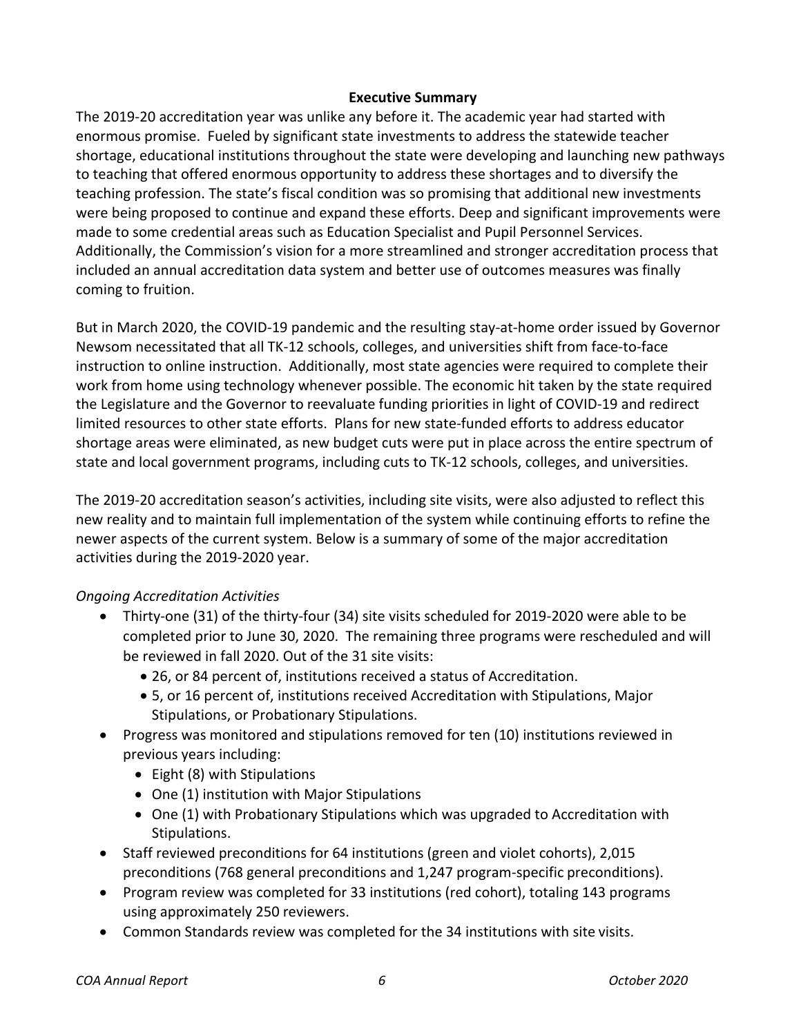## Executive Summary

The 2019-20 accreditation year was unlike any before it. The academic year had started with enormous promise. Fueled by significant state investments to address the statewide teacher shortage, educational institutions throughout the state were developing and launching new pathways to teaching that offered enormous opportunity to address these shortages and to diversify the teaching profession. The state's fiscal condition was so promising that additional new investments were being proposed to continue and expand these efforts. Deep and significant improvements were made to some credential areas such as Education Specialist and Pupil Personnel Services. Additionally, the Commission's vision for a more streamlined and stronger accreditation process that included an annual accreditation data system and better use of outcomes measures was finally coming to fruition.

But in March 2020, the COVID-19 pandemic and the resulting stay-at-home order issued by Governor Newsom necessitated that all TK-12 schools, colleges, and universities shift from face-to-face instruction to online instruction. Additionally, most state agencies were required to complete their work from home using technology whenever possible. The economic hit taken by the state required the Legislature and the Governor to reevaluate funding priorities in light of COVID-19 and redirect limited resources to other state efforts. Plans for new state-funded efforts to address educator shortage areas were eliminated, as new budget cuts were put in place across the entire spectrum of state and local government programs, including cuts to TK-12 schools, colleges, and universities.

The 2019-20 accreditation season's activities, including site visits, were also adjusted to reflect this new reality and to maintain full implementation of the system while continuing efforts to refine the newer aspects of the current system. Below is a summary of some of the major accreditation activities during the 2019-2020 year.

*Ongoing Accreditation Activities*

- Thirty-one (31) of the thirty-four (34) site visits scheduled for 2019-2020 were able to be completed prior to June 30, 2020. The remaining three programs were rescheduled and will be reviewed in fall 2020. Out of the 31 site visits:
  - 26, or 84 percent of, institutions received a status of Accreditation.
  - 5, or 16 percent of, institutions received Accreditation with Stipulations, Major Stipulations, or Probationary Stipulations.
- Progress was monitored and stipulations removed for ten (10) institutions reviewed in previous years including:
  - Eight (8) with Stipulations
  - One (1) institution with Major Stipulations
  - One (1) with Probationary Stipulations which was upgraded to Accreditation with Stipulations.
- Staff reviewed preconditions for 64 institutions (green and violet cohorts), 2,015 preconditions (768 general preconditions and 1,247 program-specific preconditions).
- Program review was completed for 33 institutions (red cohort), totaling 143 programs using approximately 250 reviewers.
- Common Standards review was completed for the 34 institutions with site visits.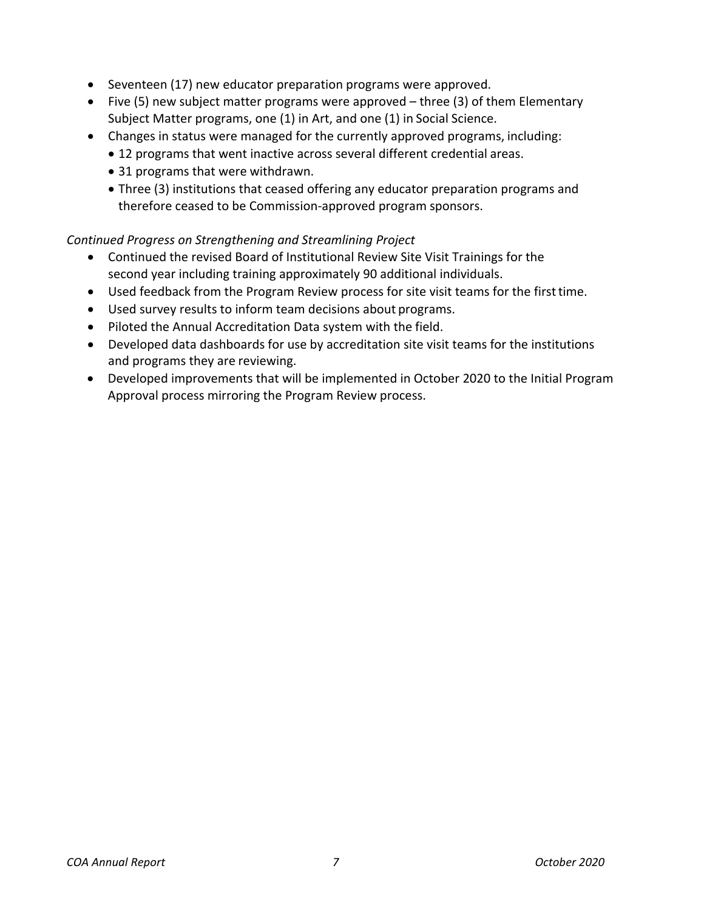- Seventeen (17) new educator preparation programs were approved.
- Five (5) new subject matter programs were approved – three (3) of them Elementary Subject Matter programs, one (1) in Art, and one (1) in Social Science.
- Changes in status were managed for the currently approved programs, including:
  - 12 programs that went inactive across several different credential areas.
  - 31 programs that were withdrawn.
  - Three (3) institutions that ceased offering any educator preparation programs and therefore ceased to be Commission-approved program sponsors.

*Continued Progress on Strengthening and Streamlining Project*

- Continued the revised Board of Institutional Review Site Visit Trainings for the second year including training approximately 90 additional individuals.
- Used feedback from the Program Review process for site visit teams for the first time.
- Used survey results to inform team decisions about programs.
- Piloted the Annual Accreditation Data system with the field.
- Developed data dashboards for use by accreditation site visit teams for the institutions and programs they are reviewing.
- Developed improvements that will be implemented in October 2020 to the Initial Program Approval process mirroring the Program Review process.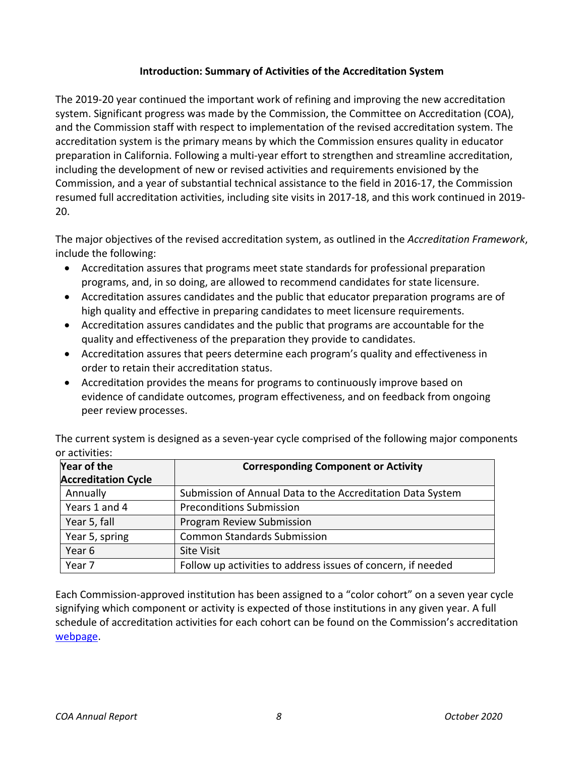## Introduction: Summary of Activities of the Accreditation System

The 2019-20 year continued the important work of refining and improving the new accreditation system. Significant progress was made by the Commission, the Committee on Accreditation (COA), and the Commission staff with respect to implementation of the revised accreditation system. The accreditation system is the primary means by which the Commission ensures quality in educator preparation in California. Following a multi-year effort to strengthen and streamline accreditation, including the development of new or revised activities and requirements envisioned by the Commission, and a year of substantial technical assistance to the field in 2016-17, the Commission resumed full accreditation activities, including site visits in 2017-18, and this work continued in 2019-20.

The major objectives of the revised accreditation system, as outlined in the *Accreditation Framework*, include the following:

- Accreditation assures that programs meet state standards for professional preparation programs, and, in so doing, are allowed to recommend candidates for state licensure.
- Accreditation assures candidates and the public that educator preparation programs are of high quality and effective in preparing candidates to meet licensure requirements.
- Accreditation assures candidates and the public that programs are accountable for the quality and effectiveness of the preparation they provide to candidates.
- Accreditation assures that peers determine each program's quality and effectiveness in order to retain their accreditation status.
- Accreditation provides the means for programs to continuously improve based on evidence of candidate outcomes, program effectiveness, and on feedback from ongoing peer review processes.

The current system is designed as a seven-year cycle comprised of the following major components or activities:

| Year of the Accreditation Cycle | Corresponding Component or Activity |
|---|---|
| Annually | Submission of Annual Data to the Accreditation Data System |
| Years 1 and 4 | Preconditions Submission |
| Year 5, fall | Program Review Submission |
| Year 5, spring | Common Standards Submission |
| Year 6 | Site Visit |
| Year 7 | Follow up activities to address issues of concern, if needed |

Each Commission-approved institution has been assigned to a "color cohort" on a seven year cycle signifying which component or activity is expected of those institutions in any given year. A full schedule of accreditation activities for each cohort can be found on the Commission's accreditation webpage.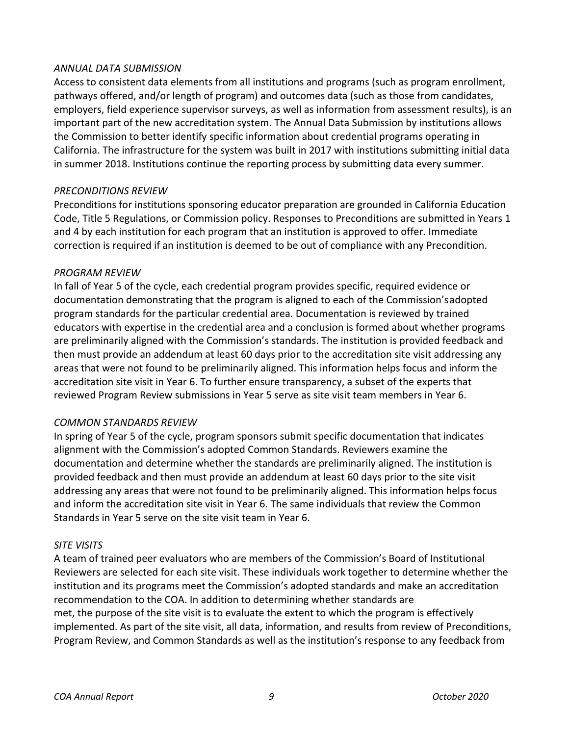*ANNUAL DATA SUBMISSION*

Access to consistent data elements from all institutions and programs (such as program enrollment, pathways offered, and/or length of program) and outcomes data (such as those from candidates, employers, field experience supervisor surveys, as well as information from assessment results), is an important part of the new accreditation system. The Annual Data Submission by institutions allows the Commission to better identify specific information about credential programs operating in California. The infrastructure for the system was built in 2017 with institutions submitting initial data in summer 2018. Institutions continue the reporting process by submitting data every summer.

*PRECONDITIONS REVIEW*

Preconditions for institutions sponsoring educator preparation are grounded in California Education Code, Title 5 Regulations, or Commission policy. Responses to Preconditions are submitted in Years 1 and 4 by each institution for each program that an institution is approved to offer. Immediate correction is required if an institution is deemed to be out of compliance with any Precondition.

*PROGRAM REVIEW*

In fall of Year 5 of the cycle, each credential program provides specific, required evidence or documentation demonstrating that the program is aligned to each of the Commission's adopted program standards for the particular credential area. Documentation is reviewed by trained educators with expertise in the credential area and a conclusion is formed about whether programs are preliminarily aligned with the Commission's standards. The institution is provided feedback and then must provide an addendum at least 60 days prior to the accreditation site visit addressing any areas that were not found to be preliminarily aligned. This information helps focus and inform the accreditation site visit in Year 6. To further ensure transparency, a subset of the experts that reviewed Program Review submissions in Year 5 serve as site visit team members in Year 6.

*COMMON STANDARDS REVIEW*

In spring of Year 5 of the cycle, program sponsors submit specific documentation that indicates alignment with the Commission's adopted Common Standards. Reviewers examine the documentation and determine whether the standards are preliminarily aligned. The institution is provided feedback and then must provide an addendum at least 60 days prior to the site visit addressing any areas that were not found to be preliminarily aligned. This information helps focus and inform the accreditation site visit in Year 6. The same individuals that review the Common Standards in Year 5 serve on the site visit team in Year 6.

*SITE VISITS*

A team of trained peer evaluators who are members of the Commission's Board of Institutional Reviewers are selected for each site visit. These individuals work together to determine whether the institution and its programs meet the Commission's adopted standards and make an accreditation recommendation to the COA. In addition to determining whether standards are met, the purpose of the site visit is to evaluate the extent to which the program is effectively implemented. As part of the site visit, all data, information, and results from review of Preconditions, Program Review, and Common Standards as well as the institution's response to any feedback from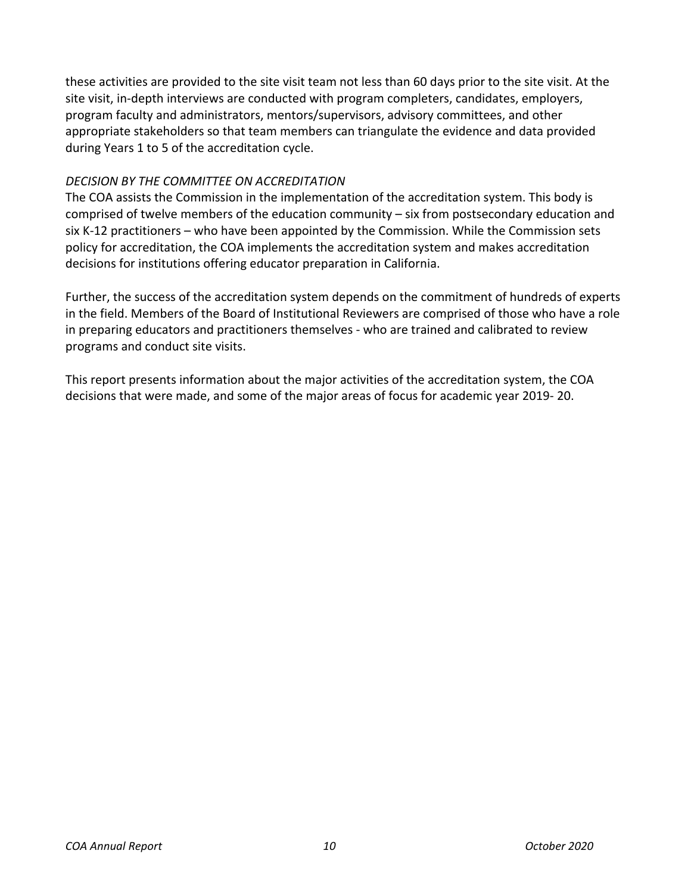these activities are provided to the site visit team not less than 60 days prior to the site visit. At the site visit, in-depth interviews are conducted with program completers, candidates, employers, program faculty and administrators, mentors/supervisors, advisory committees, and other appropriate stakeholders so that team members can triangulate the evidence and data provided during Years 1 to 5 of the accreditation cycle.

*DECISION BY THE COMMITTEE ON ACCREDITATION*

The COA assists the Commission in the implementation of the accreditation system. This body is comprised of twelve members of the education community – six from postsecondary education and six K-12 practitioners – who have been appointed by the Commission. While the Commission sets policy for accreditation, the COA implements the accreditation system and makes accreditation decisions for institutions offering educator preparation in California.

Further, the success of the accreditation system depends on the commitment of hundreds of experts in the field. Members of the Board of Institutional Reviewers are comprised of those who have a role in preparing educators and practitioners themselves - who are trained and calibrated to review programs and conduct site visits.

This report presents information about the major activities of the accreditation system, the COA decisions that were made, and some of the major areas of focus for academic year 2019- 20.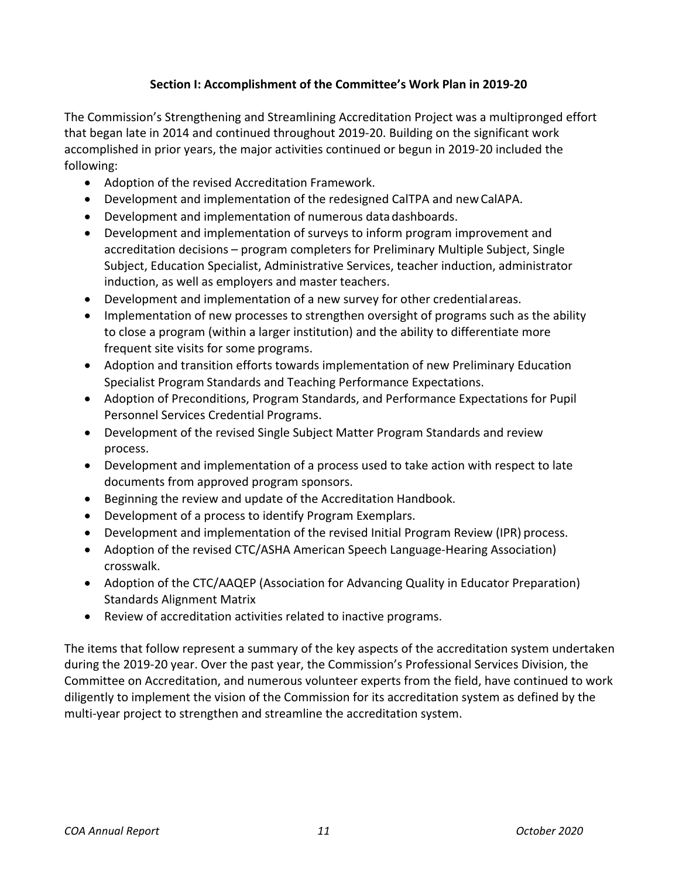## Section I: Accomplishment of the Committee's Work Plan in 2019-20

The Commission's Strengthening and Streamlining Accreditation Project was a multipronged effort that began late in 2014 and continued throughout 2019-20. Building on the significant work accomplished in prior years, the major activities continued or begun in 2019-20 included the following:

- Adoption of the revised Accreditation Framework.
- Development and implementation of the redesigned CalTPA and new CalAPA.
- Development and implementation of numerous data dashboards.
- Development and implementation of surveys to inform program improvement and accreditation decisions – program completers for Preliminary Multiple Subject, Single Subject, Education Specialist, Administrative Services, teacher induction, administrator induction, as well as employers and master teachers.
- Development and implementation of a new survey for other credential areas.
- Implementation of new processes to strengthen oversight of programs such as the ability to close a program (within a larger institution) and the ability to differentiate more frequent site visits for some programs.
- Adoption and transition efforts towards implementation of new Preliminary Education Specialist Program Standards and Teaching Performance Expectations.
- Adoption of Preconditions, Program Standards, and Performance Expectations for Pupil Personnel Services Credential Programs.
- Development of the revised Single Subject Matter Program Standards and review process.
- Development and implementation of a process used to take action with respect to late documents from approved program sponsors.
- Beginning the review and update of the Accreditation Handbook.
- Development of a process to identify Program Exemplars.
- Development and implementation of the revised Initial Program Review (IPR) process.
- Adoption of the revised CTC/ASHA American Speech Language-Hearing Association) crosswalk.
- Adoption of the CTC/AAQEP (Association for Advancing Quality in Educator Preparation) Standards Alignment Matrix
- Review of accreditation activities related to inactive programs.

The items that follow represent a summary of the key aspects of the accreditation system undertaken during the 2019-20 year. Over the past year, the Commission's Professional Services Division, the Committee on Accreditation, and numerous volunteer experts from the field, have continued to work diligently to implement the vision of the Commission for its accreditation system as defined by the multi-year project to strengthen and streamline the accreditation system.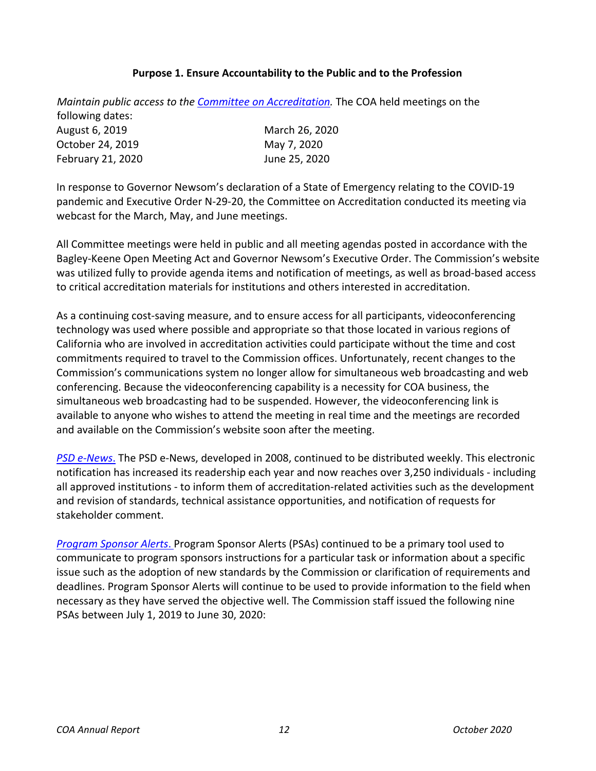**Purpose 1. Ensure Accountability to the Public and to the Profession**

*Maintain public access to the Committee on Accreditation.* The COA held meetings on the following dates:

| | |
|---|---|
| August 6, 2019 | March 26, 2020 |
| October 24, 2019 | May 7, 2020 |
| February 21, 2020 | June 25, 2020 |

In response to Governor Newsom's declaration of a State of Emergency relating to the COVID-19 pandemic and Executive Order N-29-20, the Committee on Accreditation conducted its meeting via webcast for the March, May, and June meetings.

All Committee meetings were held in public and all meeting agendas posted in accordance with the Bagley-Keene Open Meeting Act and Governor Newsom's Executive Order. The Commission's website was utilized fully to provide agenda items and notification of meetings, as well as broad-based access to critical accreditation materials for institutions and others interested in accreditation.

As a continuing cost-saving measure, and to ensure access for all participants, videoconferencing technology was used where possible and appropriate so that those located in various regions of California who are involved in accreditation activities could participate without the time and cost commitments required to travel to the Commission offices. Unfortunately, recent changes to the Commission's communications system no longer allow for simultaneous web broadcasting and web conferencing. Because the videoconferencing capability is a necessity for COA business, the simultaneous web broadcasting had to be suspended. However, the videoconferencing link is available to anyone who wishes to attend the meeting in real time and the meetings are recorded and available on the Commission's website soon after the meeting.

*PSD e-News.* The PSD e-News, developed in 2008, continued to be distributed weekly. This electronic notification has increased its readership each year and now reaches over 3,250 individuals - including all approved institutions - to inform them of accreditation-related activities such as the development and revision of standards, technical assistance opportunities, and notification of requests for stakeholder comment.

*Program Sponsor Alerts.* Program Sponsor Alerts (PSAs) continued to be a primary tool used to communicate to program sponsors instructions for a particular task or information about a specific issue such as the adoption of new standards by the Commission or clarification of requirements and deadlines. Program Sponsor Alerts will continue to be used to provide information to the field when necessary as they have served the objective well. The Commission staff issued the following nine PSAs between July 1, 2019 to June 30, 2020: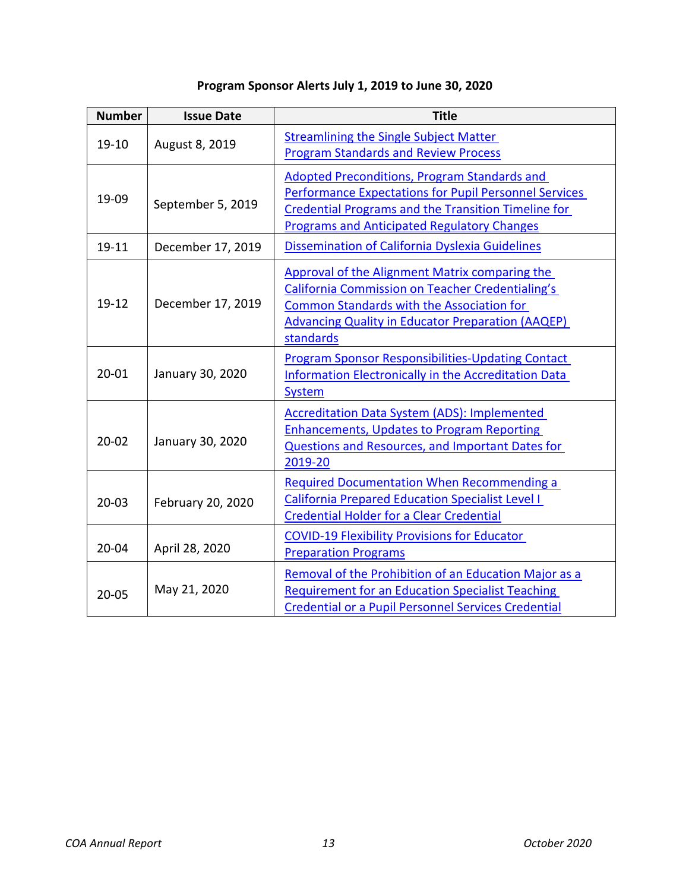**Program Sponsor Alerts July 1, 2019 to June 30, 2020**

| Number | Issue Date | Title |
|---|---|---|
| 19-10 | August 8, 2019 | Streamlining the Single Subject Matter Program Standards and Review Process |
| 19-09 | September 5, 2019 | Adopted Preconditions, Program Standards and Performance Expectations for Pupil Personnel Services Credential Programs and the Transition Timeline for Programs and Anticipated Regulatory Changes |
| 19-11 | December 17, 2019 | Dissemination of California Dyslexia Guidelines |
| 19-12 | December 17, 2019 | Approval of the Alignment Matrix comparing the California Commission on Teacher Credentialing's Common Standards with the Association for Advancing Quality in Educator Preparation (AAQEP) standards |
| 20-01 | January 30, 2020 | Program Sponsor Responsibilities-Updating Contact Information Electronically in the Accreditation Data System |
| 20-02 | January 30, 2020 | Accreditation Data System (ADS): Implemented Enhancements, Updates to Program Reporting Questions and Resources, and Important Dates for 2019-20 |
| 20-03 | February 20, 2020 | Required Documentation When Recommending a California Prepared Education Specialist Level I Credential Holder for a Clear Credential |
| 20-04 | April 28, 2020 | COVID-19 Flexibility Provisions for Educator Preparation Programs |
| 20-05 | May 21, 2020 | Removal of the Prohibition of an Education Major as a Requirement for an Education Specialist Teaching Credential or a Pupil Personnel Services Credential |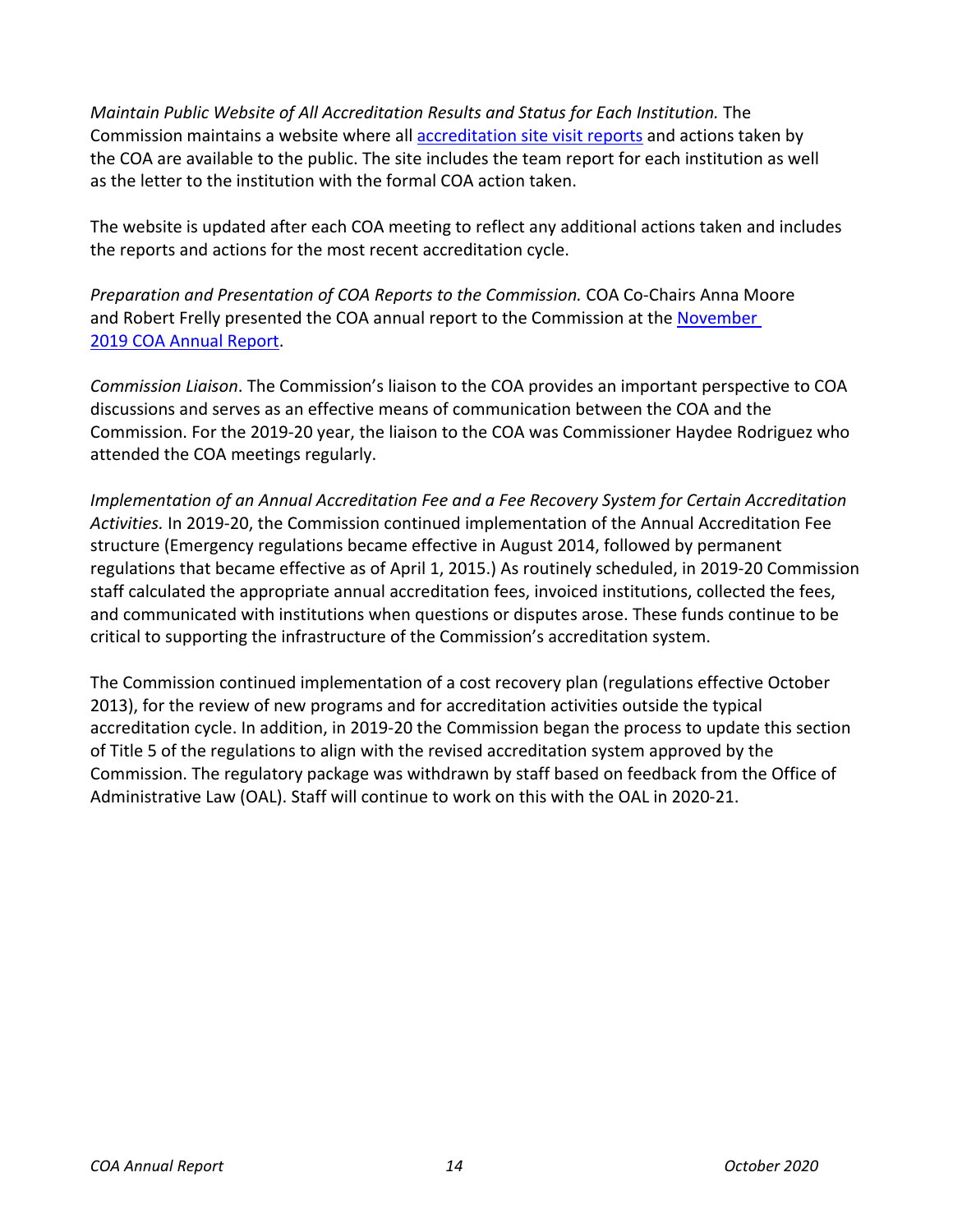*Maintain Public Website of All Accreditation Results and Status for Each Institution.* The Commission maintains a website where all accreditation site visit reports and actions taken by the COA are available to the public. The site includes the team report for each institution as well as the letter to the institution with the formal COA action taken.

The website is updated after each COA meeting to reflect any additional actions taken and includes the reports and actions for the most recent accreditation cycle.

*Preparation and Presentation of COA Reports to the Commission.* COA Co-Chairs Anna Moore and Robert Frelly presented the COA annual report to the Commission at the November 2019 COA Annual Report.

*Commission Liaison*. The Commission's liaison to the COA provides an important perspective to COA discussions and serves as an effective means of communication between the COA and the Commission. For the 2019-20 year, the liaison to the COA was Commissioner Haydee Rodriguez who attended the COA meetings regularly.

*Implementation of an Annual Accreditation Fee and a Fee Recovery System for Certain Accreditation Activities.* In 2019-20, the Commission continued implementation of the Annual Accreditation Fee structure (Emergency regulations became effective in August 2014, followed by permanent regulations that became effective as of April 1, 2015.) As routinely scheduled, in 2019-20 Commission staff calculated the appropriate annual accreditation fees, invoiced institutions, collected the fees, and communicated with institutions when questions or disputes arose. These funds continue to be critical to supporting the infrastructure of the Commission's accreditation system.

The Commission continued implementation of a cost recovery plan (regulations effective October 2013), for the review of new programs and for accreditation activities outside the typical accreditation cycle. In addition, in 2019-20 the Commission began the process to update this section of Title 5 of the regulations to align with the revised accreditation system approved by the Commission. The regulatory package was withdrawn by staff based on feedback from the Office of Administrative Law (OAL). Staff will continue to work on this with the OAL in 2020-21.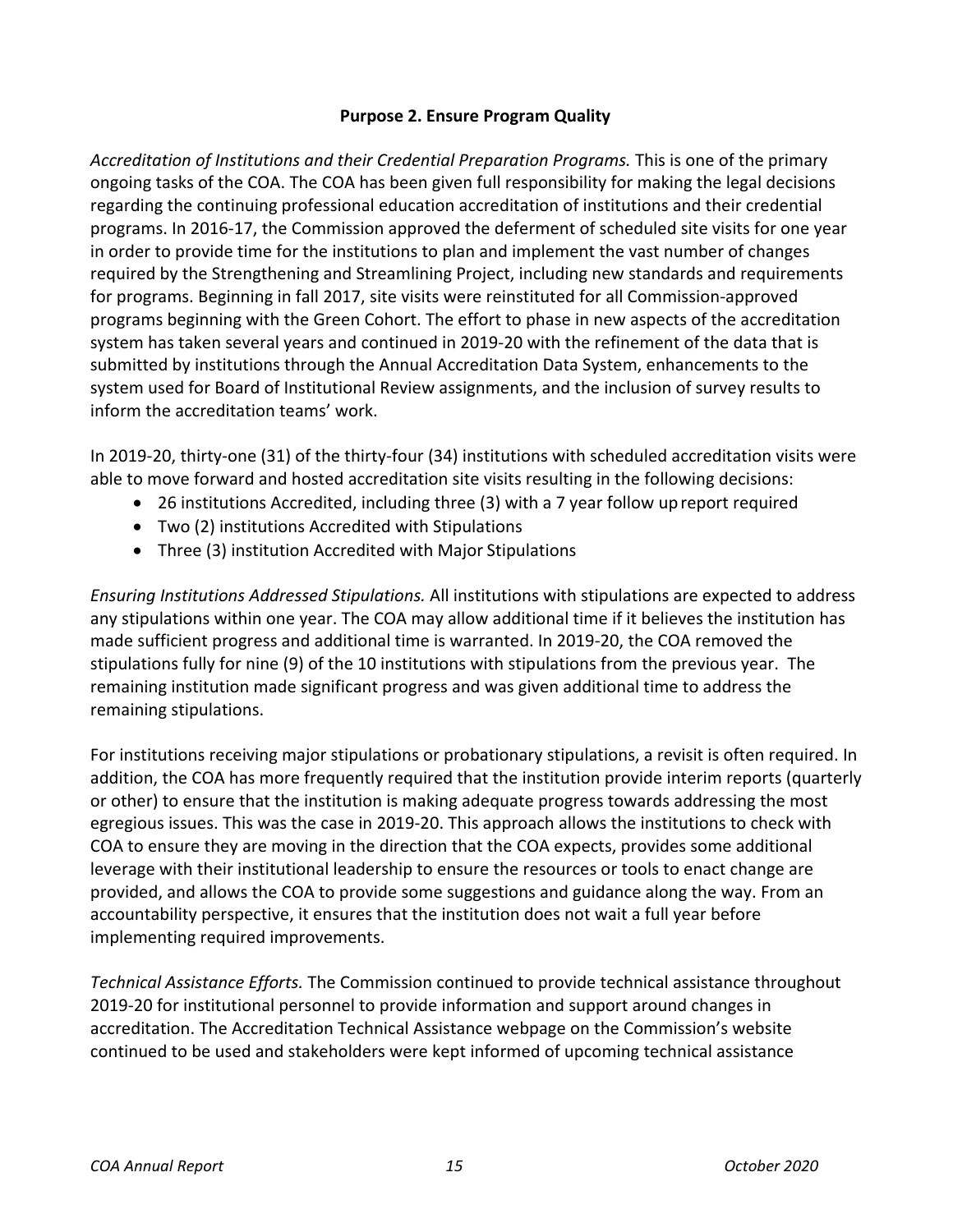## Purpose 2. Ensure Program Quality

*Accreditation of Institutions and their Credential Preparation Programs.* This is one of the primary ongoing tasks of the COA. The COA has been given full responsibility for making the legal decisions regarding the continuing professional education accreditation of institutions and their credential programs. In 2016-17, the Commission approved the deferment of scheduled site visits for one year in order to provide time for the institutions to plan and implement the vast number of changes required by the Strengthening and Streamlining Project, including new standards and requirements for programs. Beginning in fall 2017, site visits were reinstituted for all Commission-approved programs beginning with the Green Cohort. The effort to phase in new aspects of the accreditation system has taken several years and continued in 2019-20 with the refinement of the data that is submitted by institutions through the Annual Accreditation Data System, enhancements to the system used for Board of Institutional Review assignments, and the inclusion of survey results to inform the accreditation teams' work.

In 2019-20, thirty-one (31) of the thirty-four (34) institutions with scheduled accreditation visits were able to move forward and hosted accreditation site visits resulting in the following decisions:

- 26 institutions Accredited, including three (3) with a 7 year follow up report required
- Two (2) institutions Accredited with Stipulations
- Three (3) institution Accredited with Major Stipulations

*Ensuring Institutions Addressed Stipulations.* All institutions with stipulations are expected to address any stipulations within one year. The COA may allow additional time if it believes the institution has made sufficient progress and additional time is warranted. In 2019-20, the COA removed the stipulations fully for nine (9) of the 10 institutions with stipulations from the previous year. The remaining institution made significant progress and was given additional time to address the remaining stipulations.

For institutions receiving major stipulations or probationary stipulations, a revisit is often required. In addition, the COA has more frequently required that the institution provide interim reports (quarterly or other) to ensure that the institution is making adequate progress towards addressing the most egregious issues. This was the case in 2019-20. This approach allows the institutions to check with COA to ensure they are moving in the direction that the COA expects, provides some additional leverage with their institutional leadership to ensure the resources or tools to enact change are provided, and allows the COA to provide some suggestions and guidance along the way. From an accountability perspective, it ensures that the institution does not wait a full year before implementing required improvements.

*Technical Assistance Efforts.* The Commission continued to provide technical assistance throughout 2019-20 for institutional personnel to provide information and support around changes in accreditation. The Accreditation Technical Assistance webpage on the Commission's website continued to be used and stakeholders were kept informed of upcoming technical assistance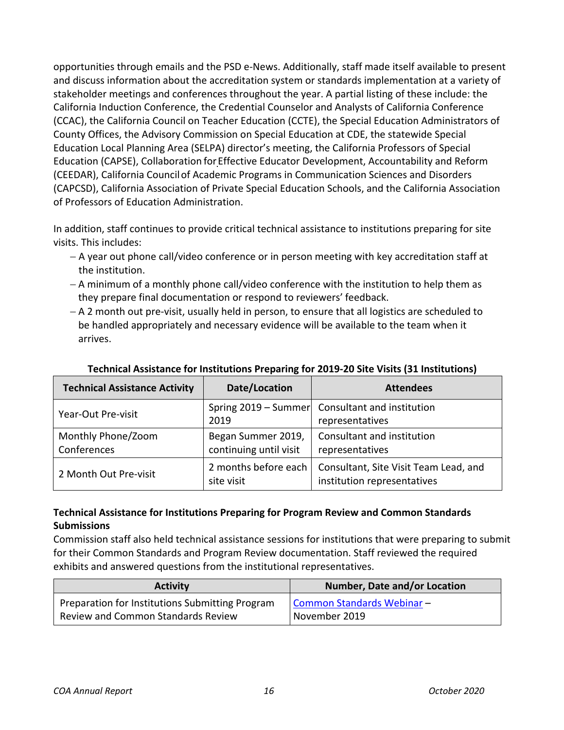opportunities through emails and the PSD e-News. Additionally, staff made itself available to present and discuss information about the accreditation system or standards implementation at a variety of stakeholder meetings and conferences throughout the year. A partial listing of these include: the California Induction Conference, the Credential Counselor and Analysts of California Conference (CCAC), the California Council on Teacher Education (CCTE), the Special Education Administrators of County Offices, the Advisory Commission on Special Education at CDE, the statewide Special Education Local Planning Area (SELPA) director's meeting, the California Professors of Special Education (CAPSE), Collaboration for Effective Educator Development, Accountability and Reform (CEEDAR), California Council of Academic Programs in Communication Sciences and Disorders (CAPCSD), California Association of Private Special Education Schools, and the California Association of Professors of Education Administration.

In addition, staff continues to provide critical technical assistance to institutions preparing for site visits. This includes:

- A year out phone call/video conference or in person meeting with key accreditation staff at the institution.
- A minimum of a monthly phone call/video conference with the institution to help them as they prepare final documentation or respond to reviewers' feedback.
- A 2 month out pre-visit, usually held in person, to ensure that all logistics are scheduled to be handled appropriately and necessary evidence will be available to the team when it arrives.

**Technical Assistance for Institutions Preparing for 2019-20 Site Visits (31 Institutions)**

| Technical Assistance Activity | Date/Location | Attendees |
|---|---|---|
| Year-Out Pre-visit | Spring 2019 – Summer 2019 | Consultant and institution representatives |
| Monthly Phone/Zoom Conferences | Began Summer 2019, continuing until visit | Consultant and institution representatives |
| 2 Month Out Pre-visit | 2 months before each site visit | Consultant, Site Visit Team Lead, and institution representatives |

**Technical Assistance for Institutions Preparing for Program Review and Common Standards Submissions**

Commission staff also held technical assistance sessions for institutions that were preparing to submit for their Common Standards and Program Review documentation. Staff reviewed the required exhibits and answered questions from the institutional representatives.

| Activity | Number, Date and/or Location |
|---|---|
| Preparation for Institutions Submitting Program Review and Common Standards Review | Common Standards Webinar – November 2019 |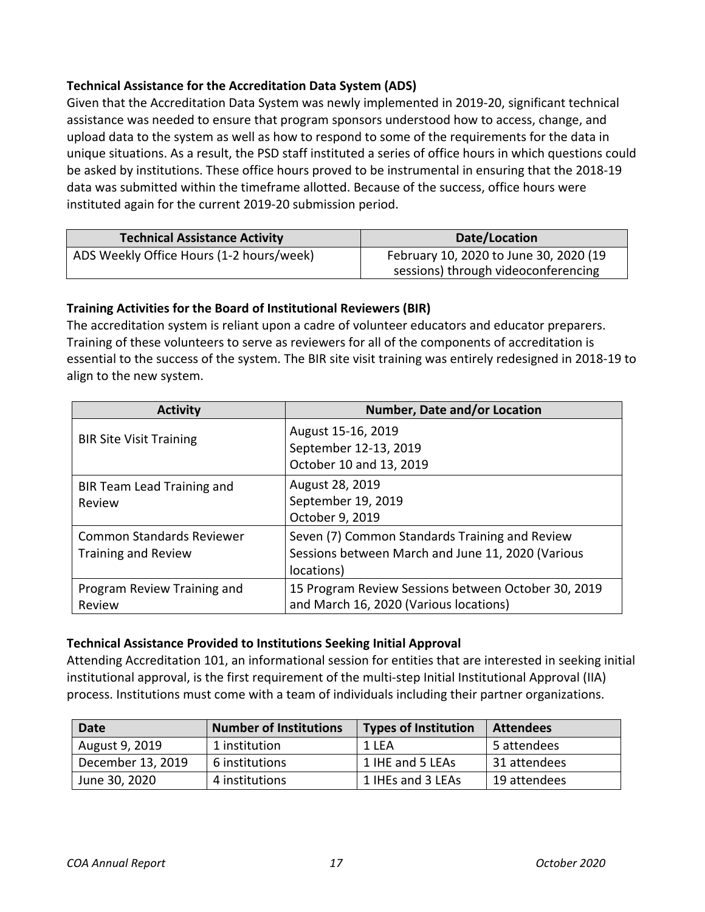**Technical Assistance for the Accreditation Data System (ADS)**

Given that the Accreditation Data System was newly implemented in 2019-20, significant technical assistance was needed to ensure that program sponsors understood how to access, change, and upload data to the system as well as how to respond to some of the requirements for the data in unique situations. As a result, the PSD staff instituted a series of office hours in which questions could be asked by institutions. These office hours proved to be instrumental in ensuring that the 2018-19 data was submitted within the timeframe allotted. Because of the success, office hours were instituted again for the current 2019-20 submission period.

| Technical Assistance Activity | Date/Location |
| --- | --- |
| ADS Weekly Office Hours (1-2 hours/week) | February 10, 2020 to June 30, 2020 (19 sessions) through videoconferencing |

**Training Activities for the Board of Institutional Reviewers (BIR)**

The accreditation system is reliant upon a cadre of volunteer educators and educator preparers. Training of these volunteers to serve as reviewers for all of the components of accreditation is essential to the success of the system. The BIR site visit training was entirely redesigned in 2018-19 to align to the new system.

| Activity | Number, Date and/or Location |
| --- | --- |
| BIR Site Visit Training | August 15-16, 2019<br>September 12-13, 2019<br>October 10 and 13, 2019 |
| BIR Team Lead Training and Review | August 28, 2019<br>September 19, 2019<br>October 9, 2019 |
| Common Standards Reviewer Training and Review | Seven (7) Common Standards Training and Review Sessions between March and June 11, 2020 (Various locations) |
| Program Review Training and Review | 15 Program Review Sessions between October 30, 2019 and March 16, 2020 (Various locations) |

**Technical Assistance Provided to Institutions Seeking Initial Approval**

Attending Accreditation 101, an informational session for entities that are interested in seeking initial institutional approval, is the first requirement of the multi-step Initial Institutional Approval (IIA) process. Institutions must come with a team of individuals including their partner organizations.

| Date | Number of Institutions | Types of Institution | Attendees |
| --- | --- | --- | --- |
| August 9, 2019 | 1 institution | 1 LEA | 5 attendees |
| December 13, 2019 | 6 institutions | 1 IHE and 5 LEAs | 31 attendees |
| June 30, 2020 | 4 institutions | 1 IHEs and 3 LEAs | 19 attendees |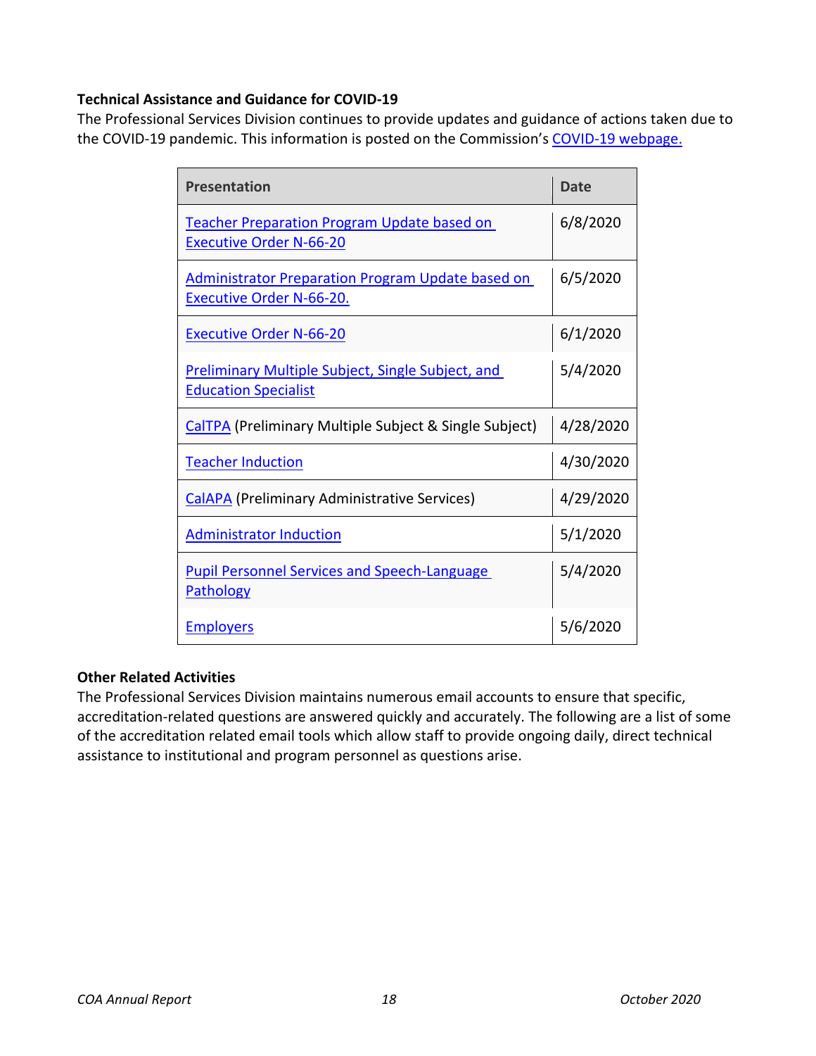**Technical Assistance and Guidance for COVID-19**

The Professional Services Division continues to provide updates and guidance of actions taken due to the COVID-19 pandemic. This information is posted on the Commission's COVID-19 webpage.

| Presentation | Date |
|---|---|
| Teacher Preparation Program Update based on Executive Order N-66-20 | 6/8/2020 |
| Administrator Preparation Program Update based on Executive Order N-66-20. | 6/5/2020 |
| Executive Order N-66-20 | 6/1/2020 |
| Preliminary Multiple Subject, Single Subject, and Education Specialist | 5/4/2020 |
| CalTPA (Preliminary Multiple Subject & Single Subject) | 4/28/2020 |
| Teacher Induction | 4/30/2020 |
| CalAPA (Preliminary Administrative Services) | 4/29/2020 |
| Administrator Induction | 5/1/2020 |
| Pupil Personnel Services and Speech-Language Pathology | 5/4/2020 |
| Employers | 5/6/2020 |

**Other Related Activities**

The Professional Services Division maintains numerous email accounts to ensure that specific, accreditation-related questions are answered quickly and accurately. The following are a list of some of the accreditation related email tools which allow staff to provide ongoing daily, direct technical assistance to institutional and program personnel as questions arise.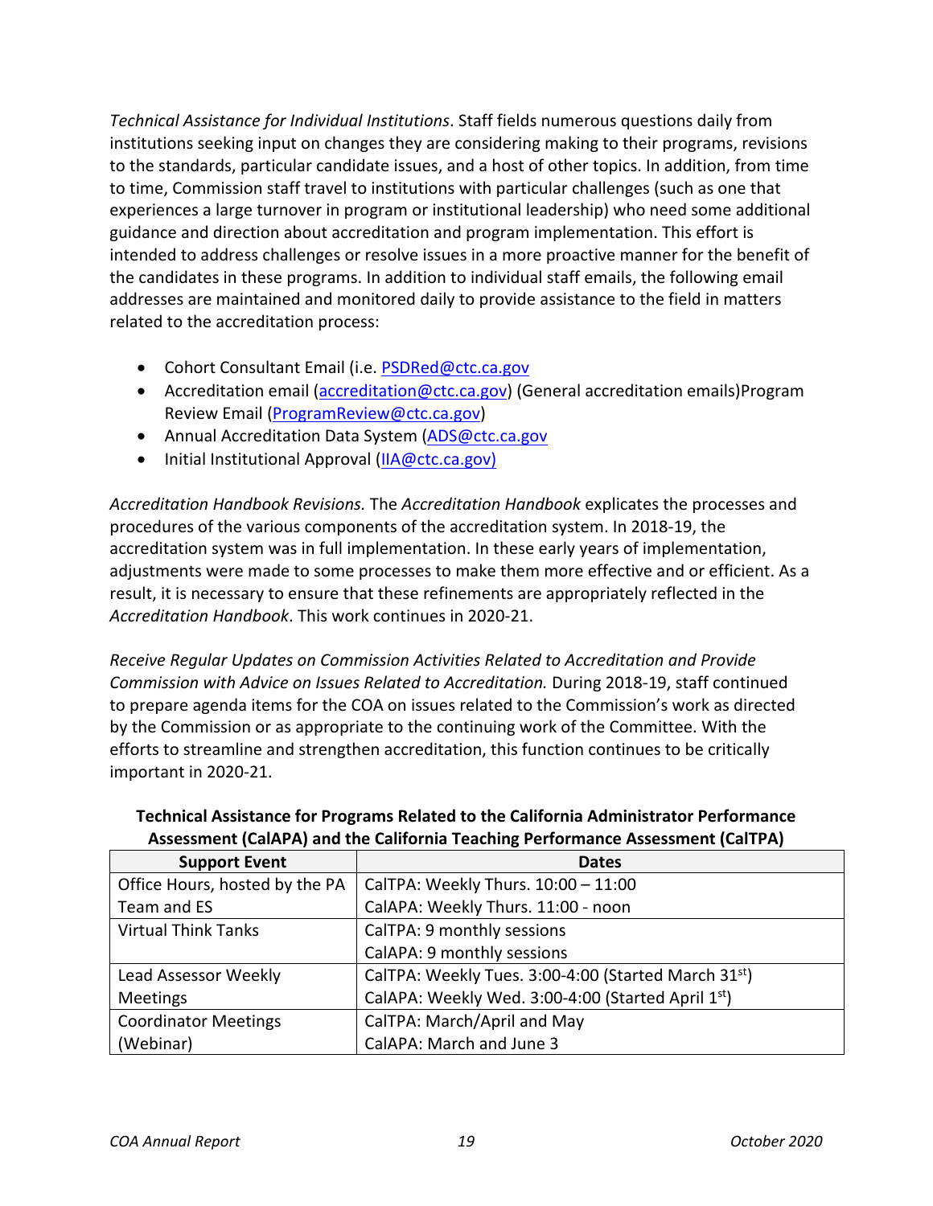*Technical Assistance for Individual Institutions*. Staff fields numerous questions daily from institutions seeking input on changes they are considering making to their programs, revisions to the standards, particular candidate issues, and a host of other topics. In addition, from time to time, Commission staff travel to institutions with particular challenges (such as one that experiences a large turnover in program or institutional leadership) who need some additional guidance and direction about accreditation and program implementation. This effort is intended to address challenges or resolve issues in a more proactive manner for the benefit of the candidates in these programs. In addition to individual staff emails, the following email addresses are maintained and monitored daily to provide assistance to the field in matters related to the accreditation process:

- Cohort Consultant Email (i.e. PSDRed@ctc.ca.gov
- Accreditation email (accreditation@ctc.ca.gov) (General accreditation emails)Program Review Email (ProgramReview@ctc.ca.gov)
- Annual Accreditation Data System (ADS@ctc.ca.gov
- Initial Institutional Approval (IIA@ctc.ca.gov)

*Accreditation Handbook Revisions.* The *Accreditation Handbook* explicates the processes and procedures of the various components of the accreditation system. In 2018-19, the accreditation system was in full implementation. In these early years of implementation, adjustments were made to some processes to make them more effective and or efficient. As a result, it is necessary to ensure that these refinements are appropriately reflected in the *Accreditation Handbook*. This work continues in 2020-21.

*Receive Regular Updates on Commission Activities Related to Accreditation and Provide Commission with Advice on Issues Related to Accreditation.* During 2018-19, staff continued to prepare agenda items for the COA on issues related to the Commission's work as directed by the Commission or as appropriate to the continuing work of the Committee. With the efforts to streamline and strengthen accreditation, this function continues to be critically important in 2020-21.

**Technical Assistance for Programs Related to the California Administrator Performance Assessment (CalAPA) and the California Teaching Performance Assessment (CalTPA)**

| Support Event | Dates |
|---|---|
| Office Hours, hosted by the PA Team and ES | CalTPA: Weekly Thurs. 10:00 – 11:00<br>CalAPA: Weekly Thurs. 11:00 - noon |
| Virtual Think Tanks | CalTPA: 9 monthly sessions<br>CalAPA: 9 monthly sessions |
| Lead Assessor Weekly Meetings | CalTPA: Weekly Tues. 3:00-4:00 (Started March 31st)<br>CalAPA: Weekly Wed. 3:00-4:00 (Started April 1st) |
| Coordinator Meetings (Webinar) | CalTPA: March/April and May<br>CalAPA: March and June 3 |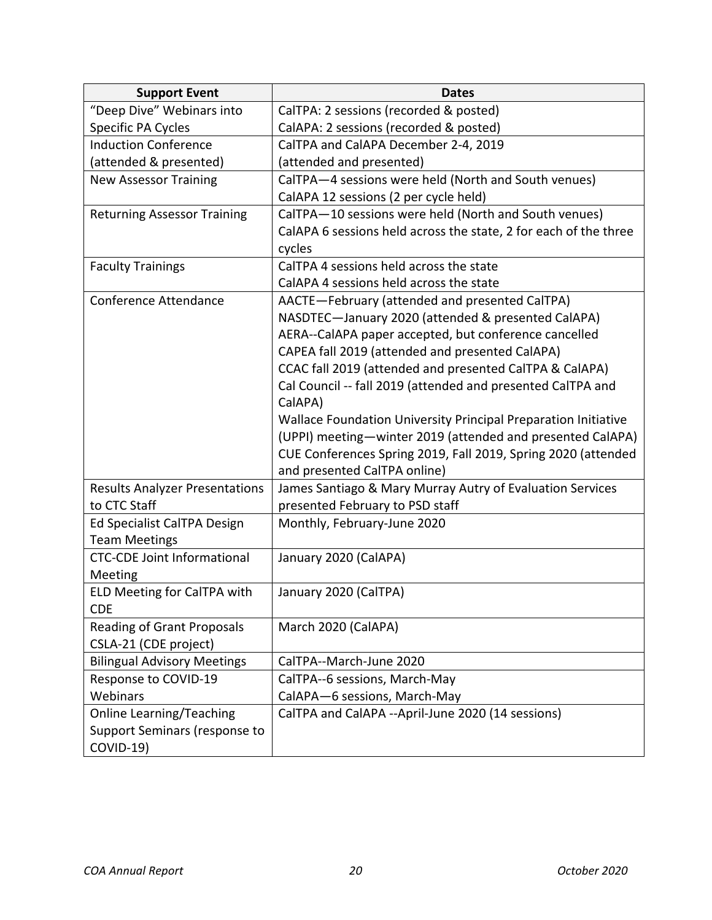| Support Event | Dates |
| --- | --- |
| "Deep Dive" Webinars into Specific PA Cycles | CalTPA: 2 sessions (recorded & posted)<br>CalAPA: 2 sessions (recorded & posted) |
| Induction Conference (attended & presented) | CalTPA and CalAPA December 2-4, 2019 (attended and presented) |
| New Assessor Training | CalTPA—4 sessions were held (North and South venues)<br>CalAPA 12 sessions (2 per cycle held) |
| Returning Assessor Training | CalTPA—10 sessions were held (North and South venues)<br>CalAPA 6 sessions held across the state, 2 for each of the three cycles |
| Faculty Trainings | CalTPA 4 sessions held across the state<br>CalAPA 4 sessions held across the state |
| Conference Attendance | AACTE—February (attended and presented CalTPA)<br>NASDTEC—January 2020 (attended & presented CalAPA)<br>AERA--CalAPA paper accepted, but conference cancelled<br>CAPEA fall 2019 (attended and presented CalAPA)<br>CCAC fall 2019 (attended and presented CalTPA & CalAPA)<br>Cal Council -- fall 2019 (attended and presented CalTPA and CalAPA)<br>Wallace Foundation University Principal Preparation Initiative (UPPI) meeting—winter 2019 (attended and presented CalAPA)<br>CUE Conferences Spring 2019, Fall 2019, Spring 2020 (attended and presented CalTPA online) |
| Results Analyzer Presentations to CTC Staff | James Santiago & Mary Murray Autry of Evaluation Services presented February to PSD staff |
| Ed Specialist CalTPA Design Team Meetings | Monthly, February-June 2020 |
| CTC-CDE Joint Informational Meeting | January 2020 (CalAPA) |
| ELD Meeting for CalTPA with CDE | January 2020 (CalTPA) |
| Reading of Grant Proposals CSLA-21 (CDE project) | March 2020 (CalAPA) |
| Bilingual Advisory Meetings | CalTPA--March-June 2020 |
| Response to COVID-19 Webinars | CalTPA--6 sessions, March-May<br>CalAPA—6 sessions, March-May |
| Online Learning/Teaching Support Seminars (response to COVID-19) | CalTPA and CalAPA --April-June 2020 (14 sessions) |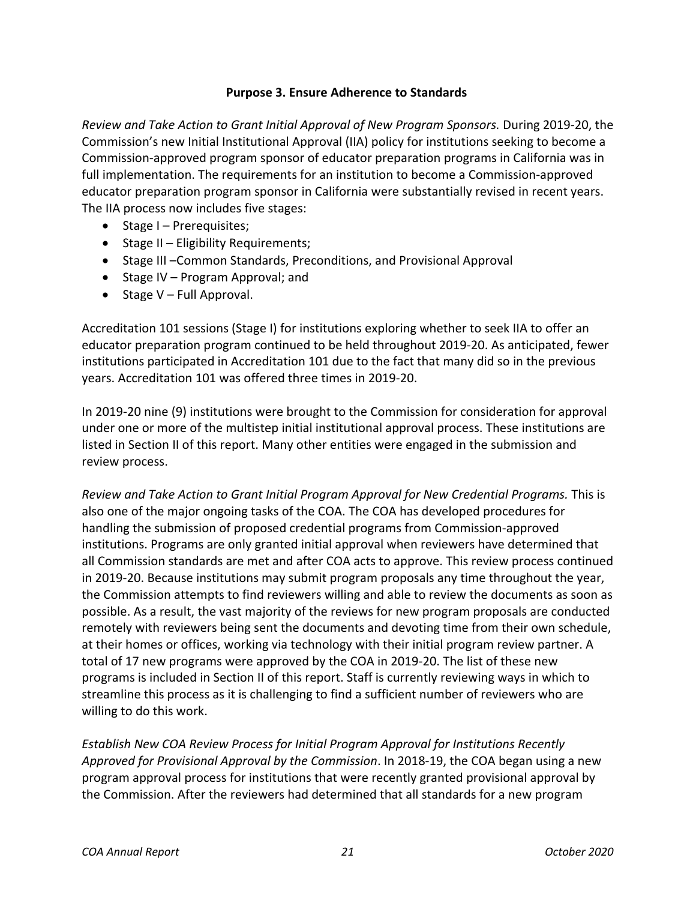### Purpose 3. Ensure Adherence to Standards

*Review and Take Action to Grant Initial Approval of New Program Sponsors.* During 2019-20, the Commission's new Initial Institutional Approval (IIA) policy for institutions seeking to become a Commission-approved program sponsor of educator preparation programs in California was in full implementation. The requirements for an institution to become a Commission-approved educator preparation program sponsor in California were substantially revised in recent years. The IIA process now includes five stages:

- Stage I – Prerequisites;
- Stage II – Eligibility Requirements;
- Stage III –Common Standards, Preconditions, and Provisional Approval
- Stage IV – Program Approval; and
- Stage V – Full Approval.

Accreditation 101 sessions (Stage I) for institutions exploring whether to seek IIA to offer an educator preparation program continued to be held throughout 2019-20. As anticipated, fewer institutions participated in Accreditation 101 due to the fact that many did so in the previous years. Accreditation 101 was offered three times in 2019-20.

In 2019-20 nine (9) institutions were brought to the Commission for consideration for approval under one or more of the multistep initial institutional approval process. These institutions are listed in Section II of this report. Many other entities were engaged in the submission and review process.

*Review and Take Action to Grant Initial Program Approval for New Credential Programs.* This is also one of the major ongoing tasks of the COA. The COA has developed procedures for handling the submission of proposed credential programs from Commission-approved institutions. Programs are only granted initial approval when reviewers have determined that all Commission standards are met and after COA acts to approve. This review process continued in 2019-20. Because institutions may submit program proposals any time throughout the year, the Commission attempts to find reviewers willing and able to review the documents as soon as possible. As a result, the vast majority of the reviews for new program proposals are conducted remotely with reviewers being sent the documents and devoting time from their own schedule, at their homes or offices, working via technology with their initial program review partner. A total of 17 new programs were approved by the COA in 2019-20. The list of these new programs is included in Section II of this report. Staff is currently reviewing ways in which to streamline this process as it is challenging to find a sufficient number of reviewers who are willing to do this work.

*Establish New COA Review Process for Initial Program Approval for Institutions Recently Approved for Provisional Approval by the Commission*. In 2018-19, the COA began using a new program approval process for institutions that were recently granted provisional approval by the Commission. After the reviewers had determined that all standards for a new program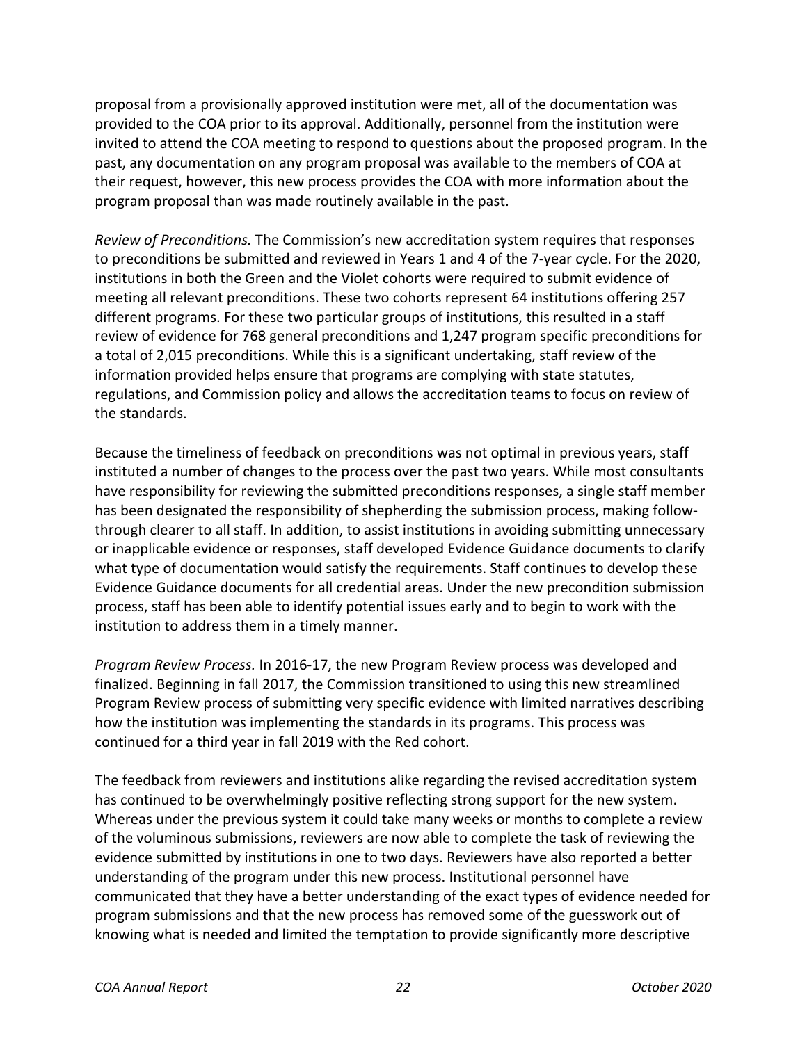proposal from a provisionally approved institution were met, all of the documentation was provided to the COA prior to its approval. Additionally, personnel from the institution were invited to attend the COA meeting to respond to questions about the proposed program. In the past, any documentation on any program proposal was available to the members of COA at their request, however, this new process provides the COA with more information about the program proposal than was made routinely available in the past.

*Review of Preconditions.* The Commission's new accreditation system requires that responses to preconditions be submitted and reviewed in Years 1 and 4 of the 7-year cycle. For the 2020, institutions in both the Green and the Violet cohorts were required to submit evidence of meeting all relevant preconditions. These two cohorts represent 64 institutions offering 257 different programs. For these two particular groups of institutions, this resulted in a staff review of evidence for 768 general preconditions and 1,247 program specific preconditions for a total of 2,015 preconditions. While this is a significant undertaking, staff review of the information provided helps ensure that programs are complying with state statutes, regulations, and Commission policy and allows the accreditation teams to focus on review of the standards.

Because the timeliness of feedback on preconditions was not optimal in previous years, staff instituted a number of changes to the process over the past two years. While most consultants have responsibility for reviewing the submitted preconditions responses, a single staff member has been designated the responsibility of shepherding the submission process, making follow-through clearer to all staff. In addition, to assist institutions in avoiding submitting unnecessary or inapplicable evidence or responses, staff developed Evidence Guidance documents to clarify what type of documentation would satisfy the requirements. Staff continues to develop these Evidence Guidance documents for all credential areas. Under the new precondition submission process, staff has been able to identify potential issues early and to begin to work with the institution to address them in a timely manner.

*Program Review Process.* In 2016-17, the new Program Review process was developed and finalized. Beginning in fall 2017, the Commission transitioned to using this new streamlined Program Review process of submitting very specific evidence with limited narratives describing how the institution was implementing the standards in its programs. This process was continued for a third year in fall 2019 with the Red cohort.

The feedback from reviewers and institutions alike regarding the revised accreditation system has continued to be overwhelmingly positive reflecting strong support for the new system. Whereas under the previous system it could take many weeks or months to complete a review of the voluminous submissions, reviewers are now able to complete the task of reviewing the evidence submitted by institutions in one to two days. Reviewers have also reported a better understanding of the program under this new process. Institutional personnel have communicated that they have a better understanding of the exact types of evidence needed for program submissions and that the new process has removed some of the guesswork out of knowing what is needed and limited the temptation to provide significantly more descriptive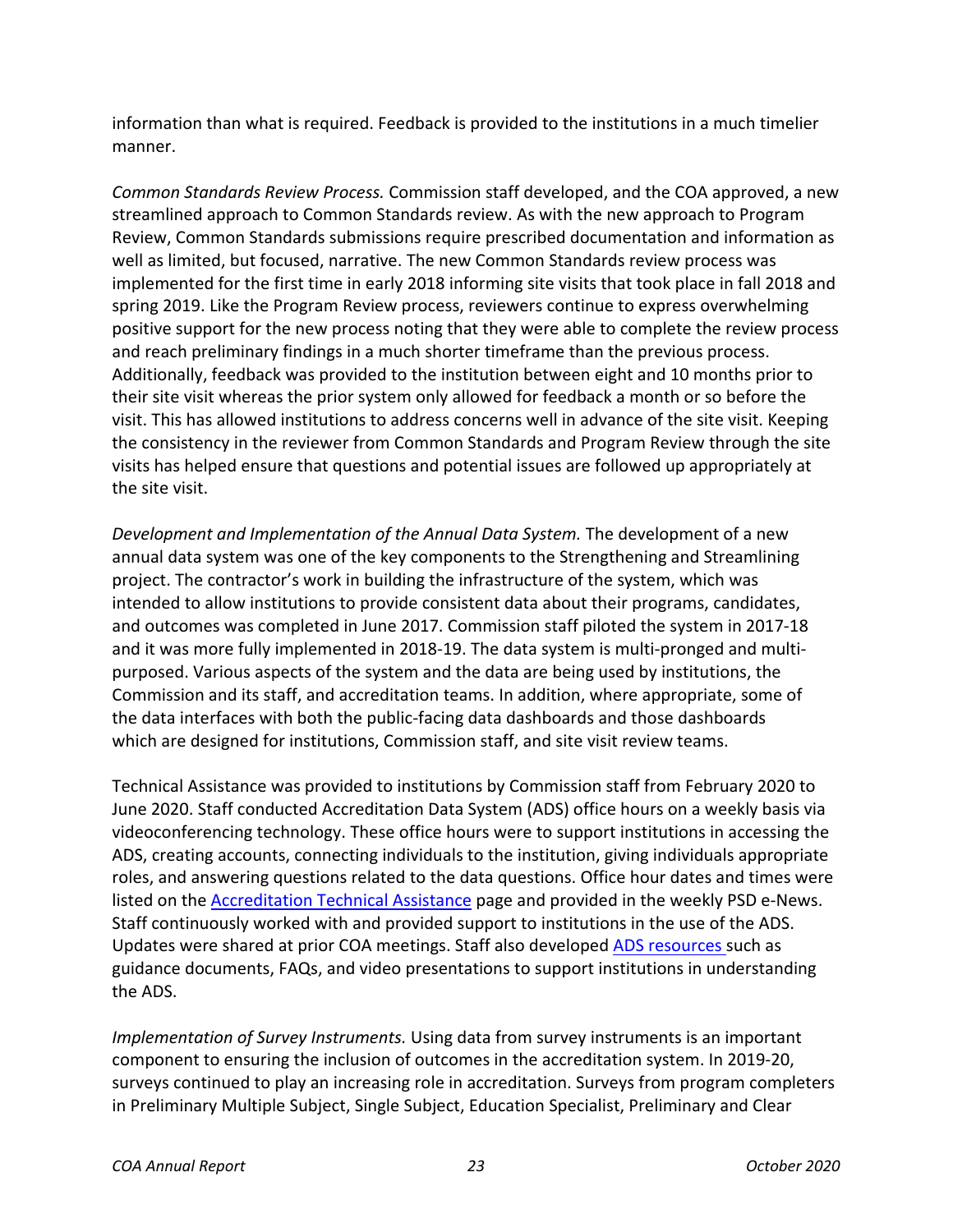information than what is required. Feedback is provided to the institutions in a much timelier manner.

*Common Standards Review Process.* Commission staff developed, and the COA approved, a new streamlined approach to Common Standards review. As with the new approach to Program Review, Common Standards submissions require prescribed documentation and information as well as limited, but focused, narrative. The new Common Standards review process was implemented for the first time in early 2018 informing site visits that took place in fall 2018 and spring 2019. Like the Program Review process, reviewers continue to express overwhelming positive support for the new process noting that they were able to complete the review process and reach preliminary findings in a much shorter timeframe than the previous process. Additionally, feedback was provided to the institution between eight and 10 months prior to their site visit whereas the prior system only allowed for feedback a month or so before the visit. This has allowed institutions to address concerns well in advance of the site visit. Keeping the consistency in the reviewer from Common Standards and Program Review through the site visits has helped ensure that questions and potential issues are followed up appropriately at the site visit.

*Development and Implementation of the Annual Data System.* The development of a new annual data system was one of the key components to the Strengthening and Streamlining project. The contractor's work in building the infrastructure of the system, which was intended to allow institutions to provide consistent data about their programs, candidates, and outcomes was completed in June 2017. Commission staff piloted the system in 2017-18 and it was more fully implemented in 2018-19. The data system is multi-pronged and multi-purposed. Various aspects of the system and the data are being used by institutions, the Commission and its staff, and accreditation teams. In addition, where appropriate, some of the data interfaces with both the public-facing data dashboards and those dashboards which are designed for institutions, Commission staff, and site visit review teams.

Technical Assistance was provided to institutions by Commission staff from February 2020 to June 2020. Staff conducted Accreditation Data System (ADS) office hours on a weekly basis via videoconferencing technology. These office hours were to support institutions in accessing the ADS, creating accounts, connecting individuals to the institution, giving individuals appropriate roles, and answering questions related to the data questions. Office hour dates and times were listed on the Accreditation Technical Assistance page and provided in the weekly PSD e-News. Staff continuously worked with and provided support to institutions in the use of the ADS. Updates were shared at prior COA meetings. Staff also developed ADS resources such as guidance documents, FAQs, and video presentations to support institutions in understanding the ADS.

*Implementation of Survey Instruments.* Using data from survey instruments is an important component to ensuring the inclusion of outcomes in the accreditation system. In 2019-20, surveys continued to play an increasing role in accreditation. Surveys from program completers in Preliminary Multiple Subject, Single Subject, Education Specialist, Preliminary and Clear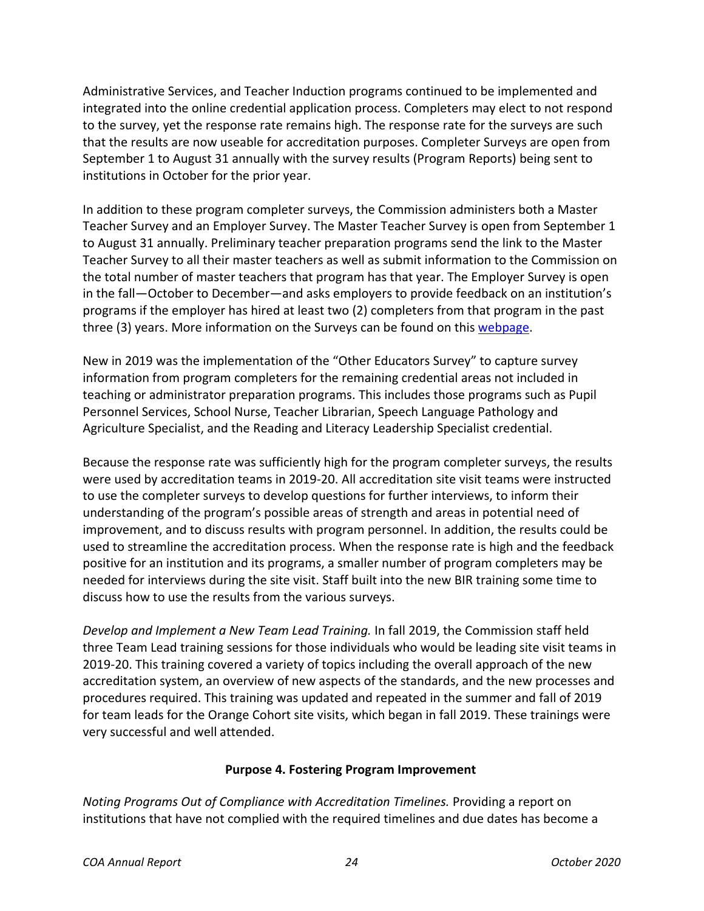Administrative Services, and Teacher Induction programs continued to be implemented and integrated into the online credential application process. Completers may elect to not respond to the survey, yet the response rate remains high. The response rate for the surveys are such that the results are now useable for accreditation purposes. Completer Surveys are open from September 1 to August 31 annually with the survey results (Program Reports) being sent to institutions in October for the prior year.

In addition to these program completer surveys, the Commission administers both a Master Teacher Survey and an Employer Survey. The Master Teacher Survey is open from September 1 to August 31 annually. Preliminary teacher preparation programs send the link to the Master Teacher Survey to all their master teachers as well as submit information to the Commission on the total number of master teachers that program has that year. The Employer Survey is open in the fall—October to December—and asks employers to provide feedback on an institution's programs if the employer has hired at least two (2) completers from that program in the past three (3) years. More information on the Surveys can be found on this webpage.

New in 2019 was the implementation of the "Other Educators Survey" to capture survey information from program completers for the remaining credential areas not included in teaching or administrator preparation programs. This includes those programs such as Pupil Personnel Services, School Nurse, Teacher Librarian, Speech Language Pathology and Agriculture Specialist, and the Reading and Literacy Leadership Specialist credential.

Because the response rate was sufficiently high for the program completer surveys, the results were used by accreditation teams in 2019-20. All accreditation site visit teams were instructed to use the completer surveys to develop questions for further interviews, to inform their understanding of the program's possible areas of strength and areas in potential need of improvement, and to discuss results with program personnel. In addition, the results could be used to streamline the accreditation process. When the response rate is high and the feedback positive for an institution and its programs, a smaller number of program completers may be needed for interviews during the site visit. Staff built into the new BIR training some time to discuss how to use the results from the various surveys.

*Develop and Implement a New Team Lead Training.* In fall 2019, the Commission staff held three Team Lead training sessions for those individuals who would be leading site visit teams in 2019-20. This training covered a variety of topics including the overall approach of the new accreditation system, an overview of new aspects of the standards, and the new processes and procedures required. This training was updated and repeated in the summer and fall of 2019 for team leads for the Orange Cohort site visits, which began in fall 2019. These trainings were very successful and well attended.

**Purpose 4. Fostering Program Improvement**

*Noting Programs Out of Compliance with Accreditation Timelines.* Providing a report on institutions that have not complied with the required timelines and due dates has become a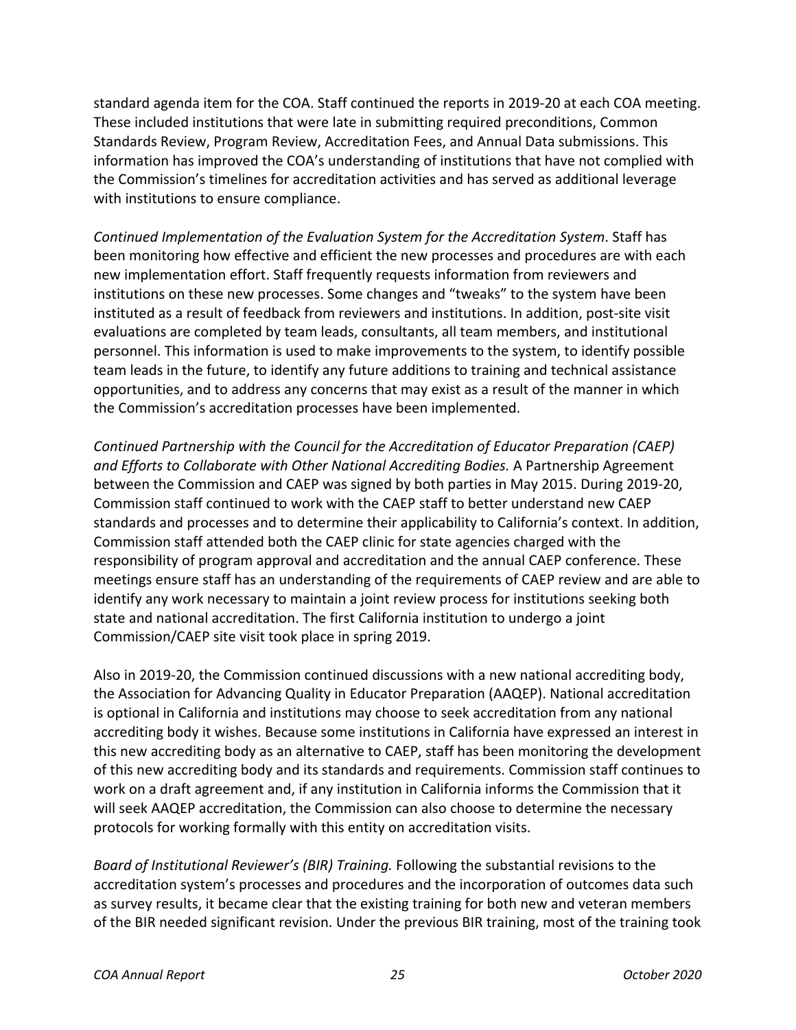standard agenda item for the COA. Staff continued the reports in 2019-20 at each COA meeting. These included institutions that were late in submitting required preconditions, Common Standards Review, Program Review, Accreditation Fees, and Annual Data submissions. This information has improved the COA's understanding of institutions that have not complied with the Commission's timelines for accreditation activities and has served as additional leverage with institutions to ensure compliance.

*Continued Implementation of the Evaluation System for the Accreditation System*. Staff has been monitoring how effective and efficient the new processes and procedures are with each new implementation effort. Staff frequently requests information from reviewers and institutions on these new processes. Some changes and "tweaks" to the system have been instituted as a result of feedback from reviewers and institutions. In addition, post-site visit evaluations are completed by team leads, consultants, all team members, and institutional personnel. This information is used to make improvements to the system, to identify possible team leads in the future, to identify any future additions to training and technical assistance opportunities, and to address any concerns that may exist as a result of the manner in which the Commission's accreditation processes have been implemented.

*Continued Partnership with the Council for the Accreditation of Educator Preparation (CAEP) and Efforts to Collaborate with Other National Accrediting Bodies.* A Partnership Agreement between the Commission and CAEP was signed by both parties in May 2015. During 2019-20, Commission staff continued to work with the CAEP staff to better understand new CAEP standards and processes and to determine their applicability to California's context. In addition, Commission staff attended both the CAEP clinic for state agencies charged with the responsibility of program approval and accreditation and the annual CAEP conference. These meetings ensure staff has an understanding of the requirements of CAEP review and are able to identify any work necessary to maintain a joint review process for institutions seeking both state and national accreditation. The first California institution to undergo a joint Commission/CAEP site visit took place in spring 2019.

Also in 2019-20, the Commission continued discussions with a new national accrediting body, the Association for Advancing Quality in Educator Preparation (AAQEP). National accreditation is optional in California and institutions may choose to seek accreditation from any national accrediting body it wishes. Because some institutions in California have expressed an interest in this new accrediting body as an alternative to CAEP, staff has been monitoring the development of this new accrediting body and its standards and requirements. Commission staff continues to work on a draft agreement and, if any institution in California informs the Commission that it will seek AAQEP accreditation, the Commission can also choose to determine the necessary protocols for working formally with this entity on accreditation visits.

*Board of Institutional Reviewer's (BIR) Training.* Following the substantial revisions to the accreditation system's processes and procedures and the incorporation of outcomes data such as survey results, it became clear that the existing training for both new and veteran members of the BIR needed significant revision. Under the previous BIR training, most of the training took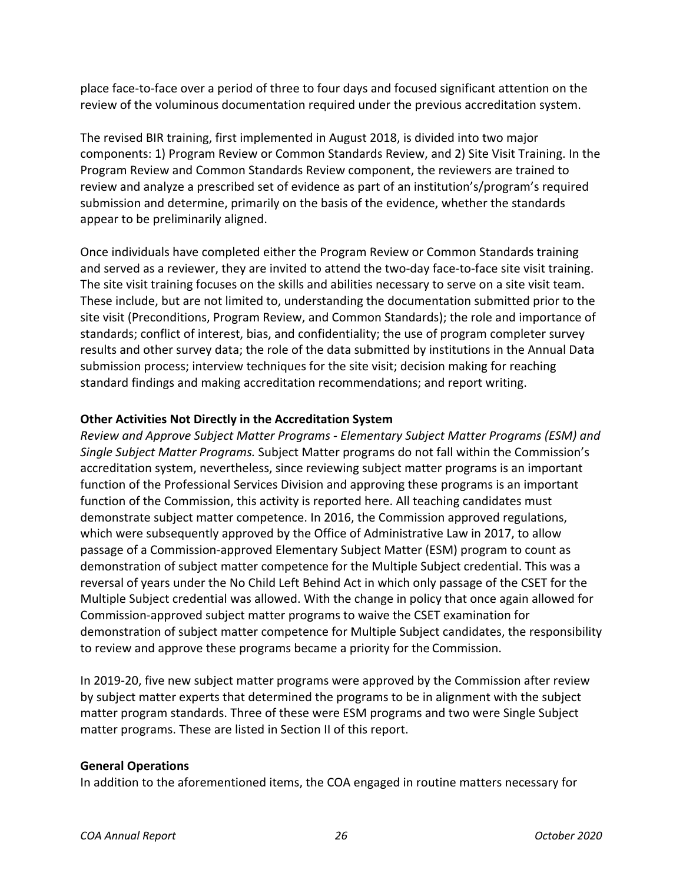place face-to-face over a period of three to four days and focused significant attention on the review of the voluminous documentation required under the previous accreditation system.

The revised BIR training, first implemented in August 2018, is divided into two major components: 1) Program Review or Common Standards Review, and 2) Site Visit Training. In the Program Review and Common Standards Review component, the reviewers are trained to review and analyze a prescribed set of evidence as part of an institution's/program's required submission and determine, primarily on the basis of the evidence, whether the standards appear to be preliminarily aligned.

Once individuals have completed either the Program Review or Common Standards training and served as a reviewer, they are invited to attend the two-day face-to-face site visit training. The site visit training focuses on the skills and abilities necessary to serve on a site visit team. These include, but are not limited to, understanding the documentation submitted prior to the site visit (Preconditions, Program Review, and Common Standards); the role and importance of standards; conflict of interest, bias, and confidentiality; the use of program completer survey results and other survey data; the role of the data submitted by institutions in the Annual Data submission process; interview techniques for the site visit; decision making for reaching standard findings and making accreditation recommendations; and report writing.

**Other Activities Not Directly in the Accreditation System**

*Review and Approve Subject Matter Programs - Elementary Subject Matter Programs (ESM) and Single Subject Matter Programs.* Subject Matter programs do not fall within the Commission's accreditation system, nevertheless, since reviewing subject matter programs is an important function of the Professional Services Division and approving these programs is an important function of the Commission, this activity is reported here. All teaching candidates must demonstrate subject matter competence. In 2016, the Commission approved regulations, which were subsequently approved by the Office of Administrative Law in 2017, to allow passage of a Commission-approved Elementary Subject Matter (ESM) program to count as demonstration of subject matter competence for the Multiple Subject credential. This was a reversal of years under the No Child Left Behind Act in which only passage of the CSET for the Multiple Subject credential was allowed. With the change in policy that once again allowed for Commission-approved subject matter programs to waive the CSET examination for demonstration of subject matter competence for Multiple Subject candidates, the responsibility to review and approve these programs became a priority for the Commission.

In 2019-20, five new subject matter programs were approved by the Commission after review by subject matter experts that determined the programs to be in alignment with the subject matter program standards. Three of these were ESM programs and two were Single Subject matter programs. These are listed in Section II of this report.

**General Operations**

In addition to the aforementioned items, the COA engaged in routine matters necessary for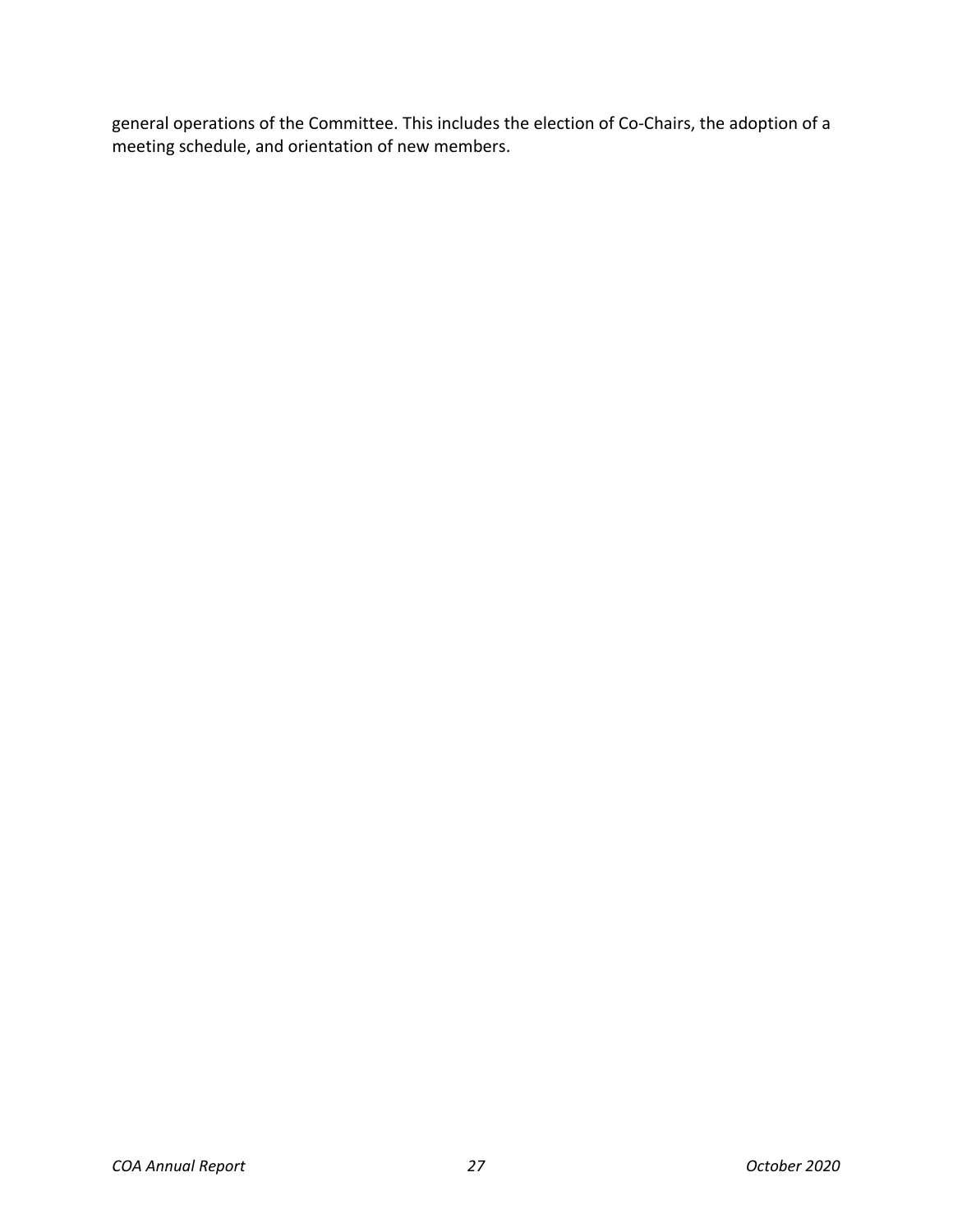general operations of the Committee. This includes the election of Co-Chairs, the adoption of a meeting schedule, and orientation of new members.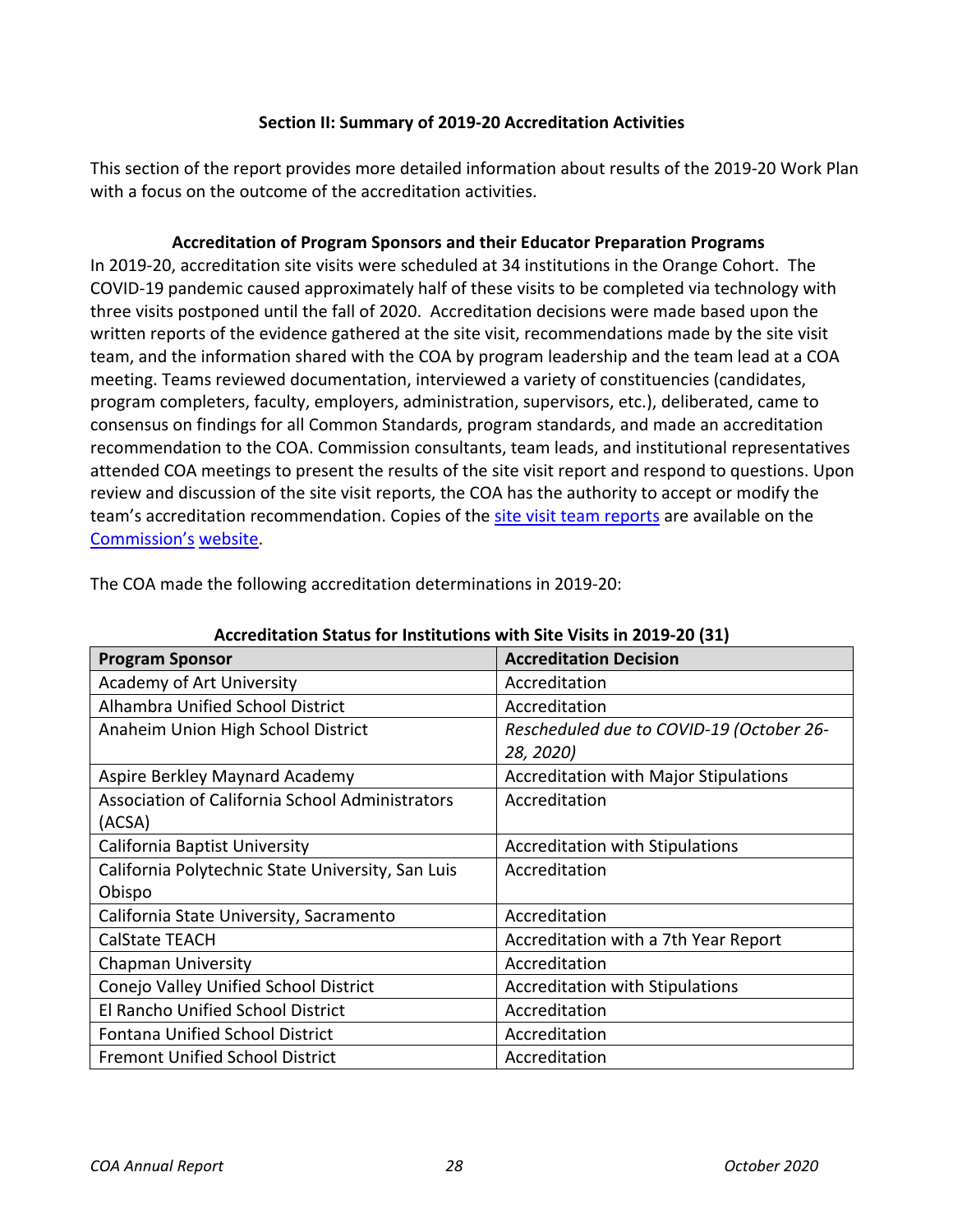## Section II: Summary of 2019-20 Accreditation Activities

This section of the report provides more detailed information about results of the 2019-20 Work Plan with a focus on the outcome of the accreditation activities.

### Accreditation of Program Sponsors and their Educator Preparation Programs

In 2019-20, accreditation site visits were scheduled at 34 institutions in the Orange Cohort. The COVID-19 pandemic caused approximately half of these visits to be completed via technology with three visits postponed until the fall of 2020. Accreditation decisions were made based upon the written reports of the evidence gathered at the site visit, recommendations made by the site visit team, and the information shared with the COA by program leadership and the team lead at a COA meeting. Teams reviewed documentation, interviewed a variety of constituencies (candidates, program completers, faculty, employers, administration, supervisors, etc.), deliberated, came to consensus on findings for all Common Standards, program standards, and made an accreditation recommendation to the COA. Commission consultants, team leads, and institutional representatives attended COA meetings to present the results of the site visit report and respond to questions. Upon review and discussion of the site visit reports, the COA has the authority to accept or modify the team's accreditation recommendation. Copies of the site visit team reports are available on the Commission's website.

The COA made the following accreditation determinations in 2019-20:

**Accreditation Status for Institutions with Site Visits in 2019-20 (31)**

| Program Sponsor | Accreditation Decision |
|---|---|
| Academy of Art University | Accreditation |
| Alhambra Unified School District | Accreditation |
| Anaheim Union High School District | *Rescheduled due to COVID-19 (October 26-28, 2020)* |
| Aspire Berkley Maynard Academy | Accreditation with Major Stipulations |
| Association of California School Administrators (ACSA) | Accreditation |
| California Baptist University | Accreditation with Stipulations |
| California Polytechnic State University, San Luis Obispo | Accreditation |
| California State University, Sacramento | Accreditation |
| CalState TEACH | Accreditation with a 7th Year Report |
| Chapman University | Accreditation |
| Conejo Valley Unified School District | Accreditation with Stipulations |
| El Rancho Unified School District | Accreditation |
| Fontana Unified School District | Accreditation |
| Fremont Unified School District | Accreditation |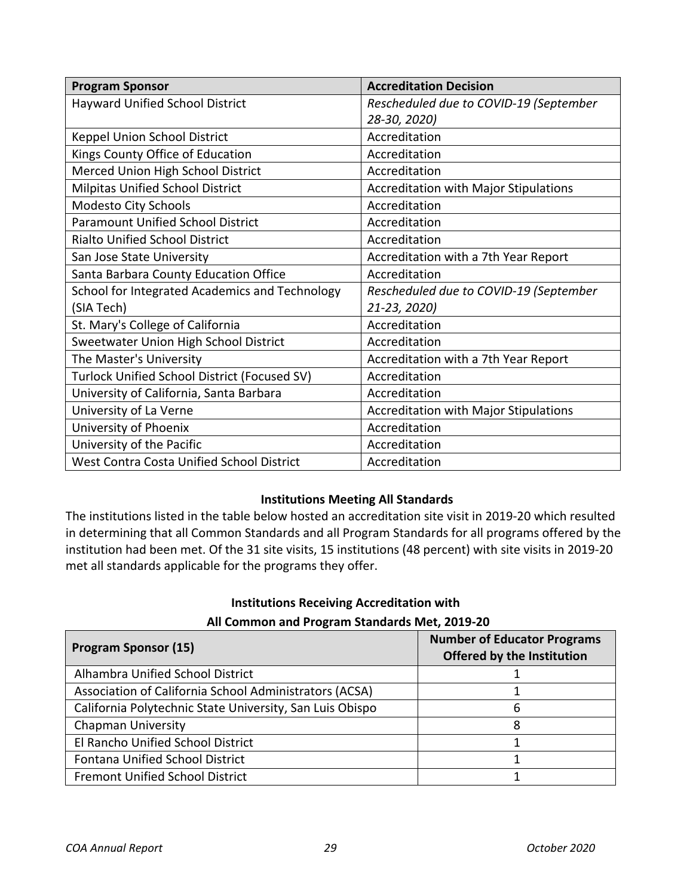| Program Sponsor | Accreditation Decision |
| --- | --- |
| Hayward Unified School District | *Rescheduled due to COVID-19 (September 28-30, 2020)* |
| Keppel Union School District | Accreditation |
| Kings County Office of Education | Accreditation |
| Merced Union High School District | Accreditation |
| Milpitas Unified School District | Accreditation with Major Stipulations |
| Modesto City Schools | Accreditation |
| Paramount Unified School District | Accreditation |
| Rialto Unified School District | Accreditation |
| San Jose State University | Accreditation with a 7th Year Report |
| Santa Barbara County Education Office | Accreditation |
| School for Integrated Academics and Technology (SIA Tech) | *Rescheduled due to COVID-19 (September 21-23, 2020)* |
| St. Mary's College of California | Accreditation |
| Sweetwater Union High School District | Accreditation |
| The Master's University | Accreditation with a 7th Year Report |
| Turlock Unified School District (Focused SV) | Accreditation |
| University of California, Santa Barbara | Accreditation |
| University of La Verne | Accreditation with Major Stipulations |
| University of Phoenix | Accreditation |
| University of the Pacific | Accreditation |
| West Contra Costa Unified School District | Accreditation |

### Institutions Meeting All Standards

The institutions listed in the table below hosted an accreditation site visit in 2019-20 which resulted in determining that all Common Standards and all Program Standards for all programs offered by the institution had been met. Of the 31 site visits, 15 institutions (48 percent) with site visits in 2019-20 met all standards applicable for the programs they offer.

**Institutions Receiving Accreditation with All Common and Program Standards Met, 2019-20**

| Program Sponsor (15) | Number of Educator Programs Offered by the Institution |
| --- | --- |
| Alhambra Unified School District | 1 |
| Association of California School Administrators (ACSA) | 1 |
| California Polytechnic State University, San Luis Obispo | 6 |
| Chapman University | 8 |
| El Rancho Unified School District | 1 |
| Fontana Unified School District | 1 |
| Fremont Unified School District | 1 |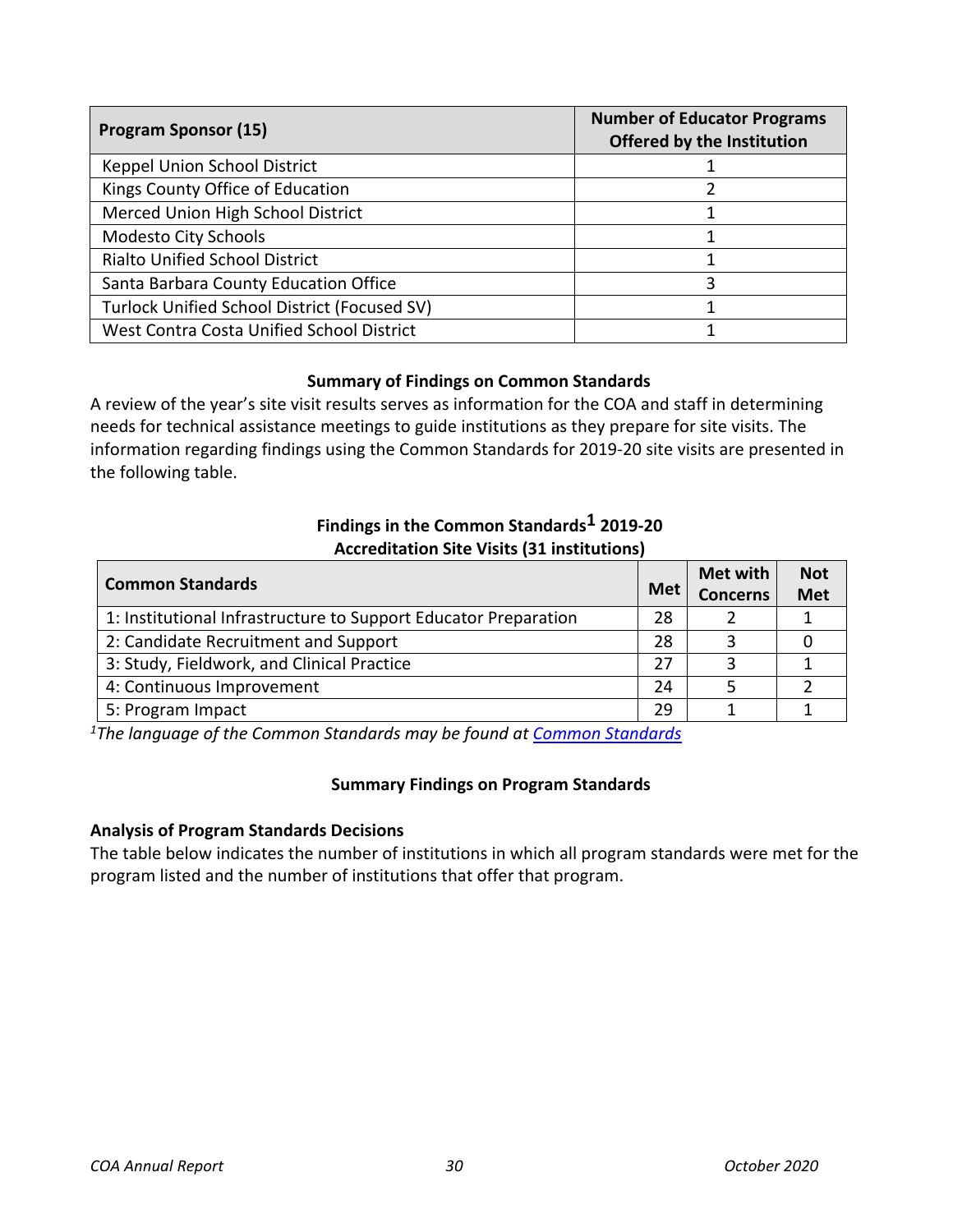| Program Sponsor (15) | Number of Educator Programs Offered by the Institution |
|---|---|
| Keppel Union School District | 1 |
| Kings County Office of Education | 2 |
| Merced Union High School District | 1 |
| Modesto City Schools | 1 |
| Rialto Unified School District | 1 |
| Santa Barbara County Education Office | 3 |
| Turlock Unified School District (Focused SV) | 1 |
| West Contra Costa Unified School District | 1 |

**Summary of Findings on Common Standards**

A review of the year's site visit results serves as information for the COA and staff in determining needs for technical assistance meetings to guide institutions as they prepare for site visits. The information regarding findings using the Common Standards for 2019-20 site visits are presented in the following table.

**Findings in the Common Standards[1] 2019-20**
**Accreditation Site Visits (31 institutions)**

| Common Standards | Met | Met with Concerns | Not Met |
|---|---|---|---|
| 1: Institutional Infrastructure to Support Educator Preparation | 28 | 2 | 1 |
| 2: Candidate Recruitment and Support | 28 | 3 | 0 |
| 3: Study, Fieldwork, and Clinical Practice | 27 | 3 | 1 |
| 4: Continuous Improvement | 24 | 5 | 2 |
| 5: Program Impact | 29 | 1 | 1 |

*[1]The language of the Common Standards may be found at Common Standards*

**Summary Findings on Program Standards**

**Analysis of Program Standards Decisions**

The table below indicates the number of institutions in which all program standards were met for the program listed and the number of institutions that offer that program.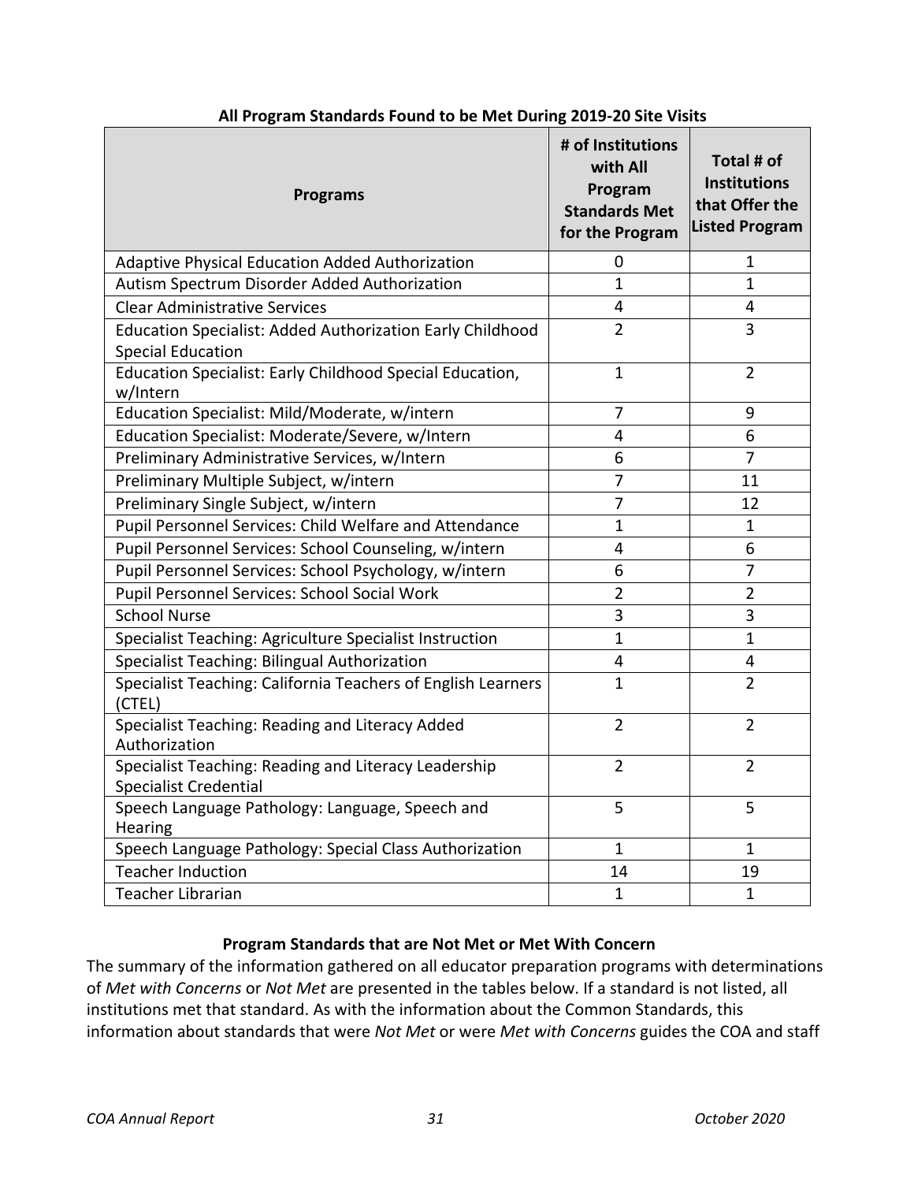**All Program Standards Found to be Met During 2019-20 Site Visits**

| Programs | # of Institutions with All Program Standards Met for the Program | Total # of Institutions that Offer the Listed Program |
|---|---|---|
| Adaptive Physical Education Added Authorization | 0 | 1 |
| Autism Spectrum Disorder Added Authorization | 1 | 1 |
| Clear Administrative Services | 4 | 4 |
| Education Specialist: Added Authorization Early Childhood Special Education | 2 | 3 |
| Education Specialist: Early Childhood Special Education, w/Intern | 1 | 2 |
| Education Specialist: Mild/Moderate, w/intern | 7 | 9 |
| Education Specialist: Moderate/Severe, w/Intern | 4 | 6 |
| Preliminary Administrative Services, w/Intern | 6 | 7 |
| Preliminary Multiple Subject, w/intern | 7 | 11 |
| Preliminary Single Subject, w/intern | 7 | 12 |
| Pupil Personnel Services: Child Welfare and Attendance | 1 | 1 |
| Pupil Personnel Services: School Counseling, w/intern | 4 | 6 |
| Pupil Personnel Services: School Psychology, w/intern | 6 | 7 |
| Pupil Personnel Services: School Social Work | 2 | 2 |
| School Nurse | 3 | 3 |
| Specialist Teaching: Agriculture Specialist Instruction | 1 | 1 |
| Specialist Teaching: Bilingual Authorization | 4 | 4 |
| Specialist Teaching: California Teachers of English Learners (CTEL) | 1 | 2 |
| Specialist Teaching: Reading and Literacy Added Authorization | 2 | 2 |
| Specialist Teaching: Reading and Literacy Leadership Specialist Credential | 2 | 2 |
| Speech Language Pathology: Language, Speech and Hearing | 5 | 5 |
| Speech Language Pathology: Special Class Authorization | 1 | 1 |
| Teacher Induction | 14 | 19 |
| Teacher Librarian | 1 | 1 |

**Program Standards that are Not Met or Met With Concern**

The summary of the information gathered on all educator preparation programs with determinations of *Met with Concerns* or *Not Met* are presented in the tables below. If a standard is not listed, all institutions met that standard. As with the information about the Common Standards, this information about standards that were *Not Met* or were *Met with Concerns* guides the COA and staff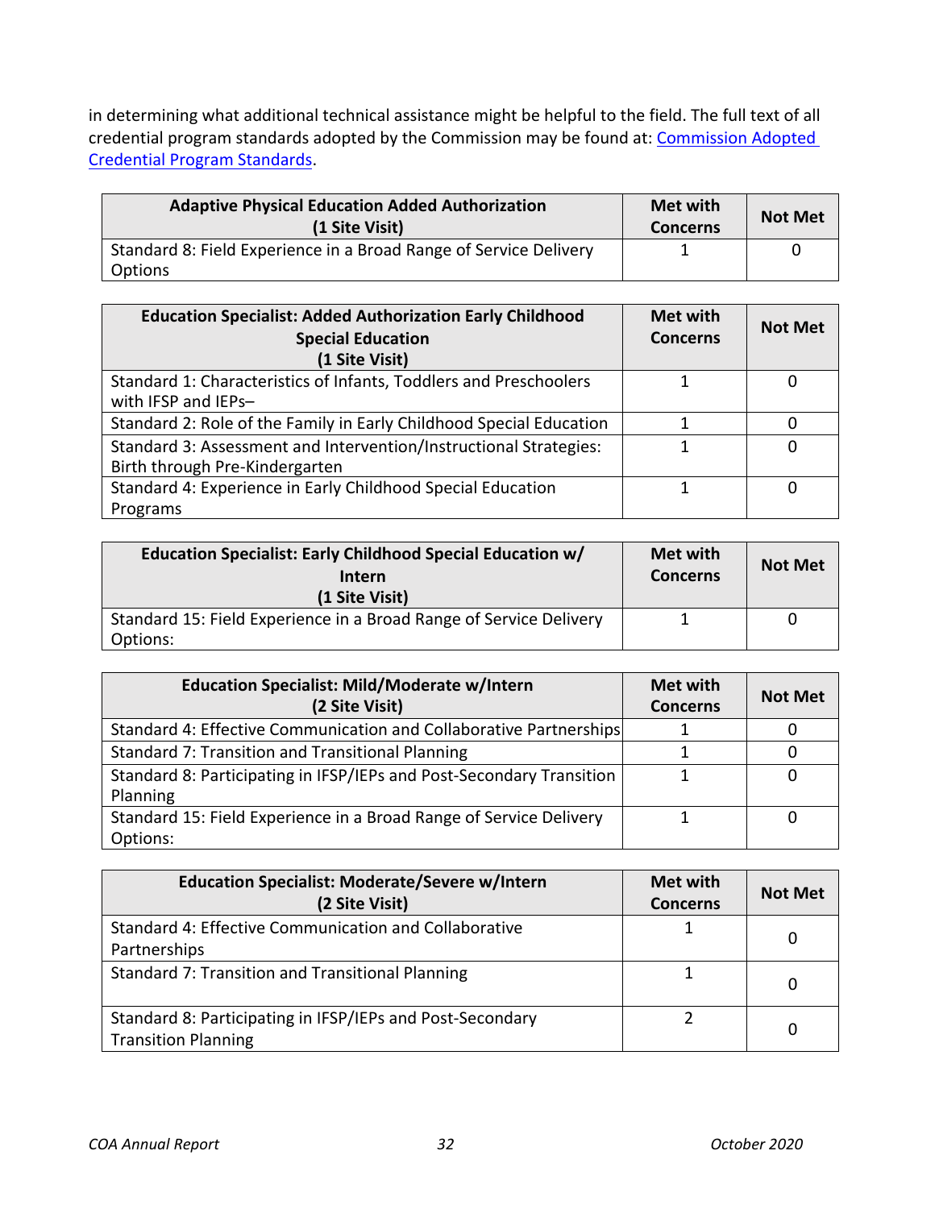in determining what additional technical assistance might be helpful to the field. The full text of all credential program standards adopted by the Commission may be found at: [Commission Adopted Credential Program Standards](#).

| Adaptive Physical Education Added Authorization (1 Site Visit) | Met with Concerns | Not Met |
|---|---|---|
| Standard 8: Field Experience in a Broad Range of Service Delivery Options | 1 | 0 |

| Education Specialist: Added Authorization Early Childhood Special Education (1 Site Visit) | Met with Concerns | Not Met |
|---|---|---|
| Standard 1: Characteristics of Infants, Toddlers and Preschoolers with IFSP and IEPs– | 1 | 0 |
| Standard 2: Role of the Family in Early Childhood Special Education | 1 | 0 |
| Standard 3: Assessment and Intervention/Instructional Strategies: Birth through Pre-Kindergarten | 1 | 0 |
| Standard 4: Experience in Early Childhood Special Education Programs | 1 | 0 |

| Education Specialist: Early Childhood Special Education w/ Intern (1 Site Visit) | Met with Concerns | Not Met |
|---|---|---|
| Standard 15: Field Experience in a Broad Range of Service Delivery Options: | 1 | 0 |

| Education Specialist: Mild/Moderate w/Intern (2 Site Visit) | Met with Concerns | Not Met |
|---|---|---|
| Standard 4: Effective Communication and Collaborative Partnerships | 1 | 0 |
| Standard 7: Transition and Transitional Planning | 1 | 0 |
| Standard 8: Participating in IFSP/IEPs and Post-Secondary Transition Planning | 1 | 0 |
| Standard 15: Field Experience in a Broad Range of Service Delivery Options: | 1 | 0 |

| Education Specialist: Moderate/Severe w/Intern (2 Site Visit) | Met with Concerns | Not Met |
|---|---|---|
| Standard 4: Effective Communication and Collaborative Partnerships | 1 | 0 |
| Standard 7: Transition and Transitional Planning | 1 | 0 |
| Standard 8: Participating in IFSP/IEPs and Post-Secondary Transition Planning | 2 | 0 |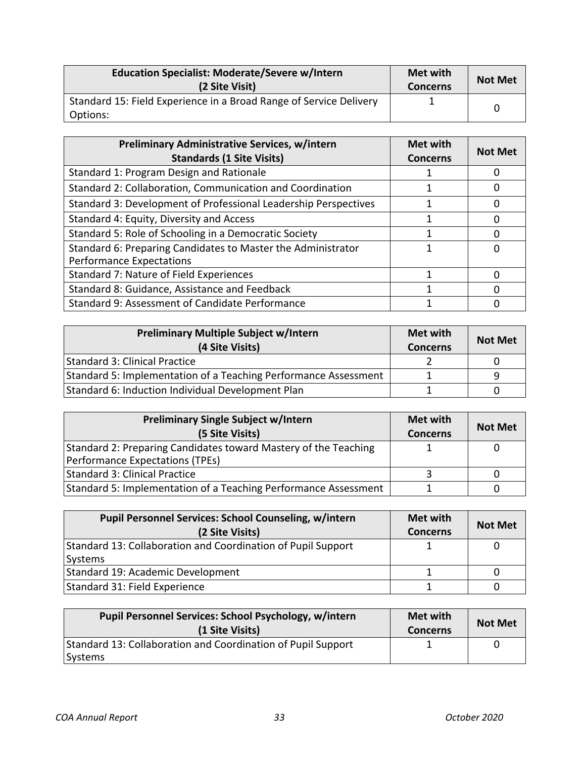| Education Specialist: Moderate/Severe w/Intern (2 Site Visit) | Met with Concerns | Not Met |
| --- | --- | --- |
| Standard 15: Field Experience in a Broad Range of Service Delivery Options: | 1 | 0 |

| Preliminary Administrative Services, w/intern Standards (1 Site Visits) | Met with Concerns | Not Met |
| --- | --- | --- |
| Standard 1: Program Design and Rationale | 1 | 0 |
| Standard 2: Collaboration, Communication and Coordination | 1 | 0 |
| Standard 3: Development of Professional Leadership Perspectives | 1 | 0 |
| Standard 4: Equity, Diversity and Access | 1 | 0 |
| Standard 5: Role of Schooling in a Democratic Society | 1 | 0 |
| Standard 6: Preparing Candidates to Master the Administrator Performance Expectations | 1 | 0 |
| Standard 7: Nature of Field Experiences | 1 | 0 |
| Standard 8: Guidance, Assistance and Feedback | 1 | 0 |
| Standard 9: Assessment of Candidate Performance | 1 | 0 |

| Preliminary Multiple Subject w/Intern (4 Site Visits) | Met with Concerns | Not Met |
| --- | --- | --- |
| Standard 3: Clinical Practice | 2 | 0 |
| Standard 5: Implementation of a Teaching Performance Assessment | 1 | 9 |
| Standard 6: Induction Individual Development Plan | 1 | 0 |

| Preliminary Single Subject w/Intern (5 Site Visits) | Met with Concerns | Not Met |
| --- | --- | --- |
| Standard 2: Preparing Candidates toward Mastery of the Teaching Performance Expectations (TPEs) | 1 | 0 |
| Standard 3: Clinical Practice | 3 | 0 |
| Standard 5: Implementation of a Teaching Performance Assessment | 1 | 0 |

| Pupil Personnel Services: School Counseling, w/intern (2 Site Visits) | Met with Concerns | Not Met |
| --- | --- | --- |
| Standard 13: Collaboration and Coordination of Pupil Support Systems | 1 | 0 |
| Standard 19: Academic Development | 1 | 0 |
| Standard 31: Field Experience | 1 | 0 |

| Pupil Personnel Services: School Psychology, w/intern (1 Site Visits) | Met with Concerns | Not Met |
| --- | --- | --- |
| Standard 13: Collaboration and Coordination of Pupil Support Systems | 1 | 0 |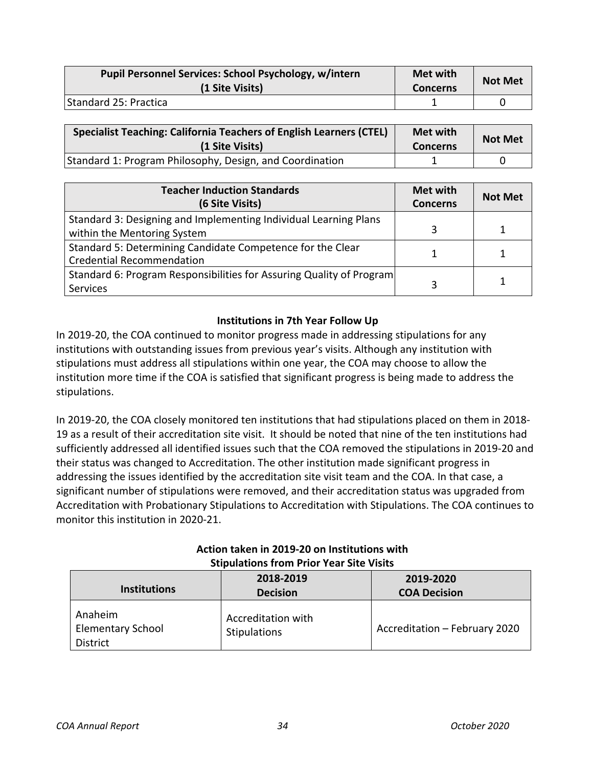| Pupil Personnel Services: School Psychology, w/intern (1 Site Visits) | Met with Concerns | Not Met |
|---|---|---|
| Standard 25: Practica | 1 | 0 |

| Specialist Teaching: California Teachers of English Learners (CTEL) (1 Site Visits) | Met with Concerns | Not Met |
|---|---|---|
| Standard 1: Program Philosophy, Design, and Coordination | 1 | 0 |

| Teacher Induction Standards (6 Site Visits) | Met with Concerns | Not Met |
|---|---|---|
| Standard 3: Designing and Implementing Individual Learning Plans within the Mentoring System | 3 | 1 |
| Standard 5: Determining Candidate Competence for the Clear Credential Recommendation | 1 | 1 |
| Standard 6: Program Responsibilities for Assuring Quality of Program Services | 3 | 1 |

**Institutions in 7th Year Follow Up**

In 2019-20, the COA continued to monitor progress made in addressing stipulations for any institutions with outstanding issues from previous year's visits. Although any institution with stipulations must address all stipulations within one year, the COA may choose to allow the institution more time if the COA is satisfied that significant progress is being made to address the stipulations.

In 2019-20, the COA closely monitored ten institutions that had stipulations placed on them in 2018-19 as a result of their accreditation site visit. It should be noted that nine of the ten institutions had sufficiently addressed all identified issues such that the COA removed the stipulations in 2019-20 and their status was changed to Accreditation. The other institution made significant progress in addressing the issues identified by the accreditation site visit team and the COA. In that case, a significant number of stipulations were removed, and their accreditation status was upgraded from Accreditation with Probationary Stipulations to Accreditation with Stipulations. The COA continues to monitor this institution in 2020-21.

**Action taken in 2019-20 on Institutions with Stipulations from Prior Year Site Visits**

| Institutions | 2018-2019 Decision | 2019-2020 COA Decision |
|---|---|---|
| Anaheim Elementary School District | Accreditation with Stipulations | Accreditation – February 2020 |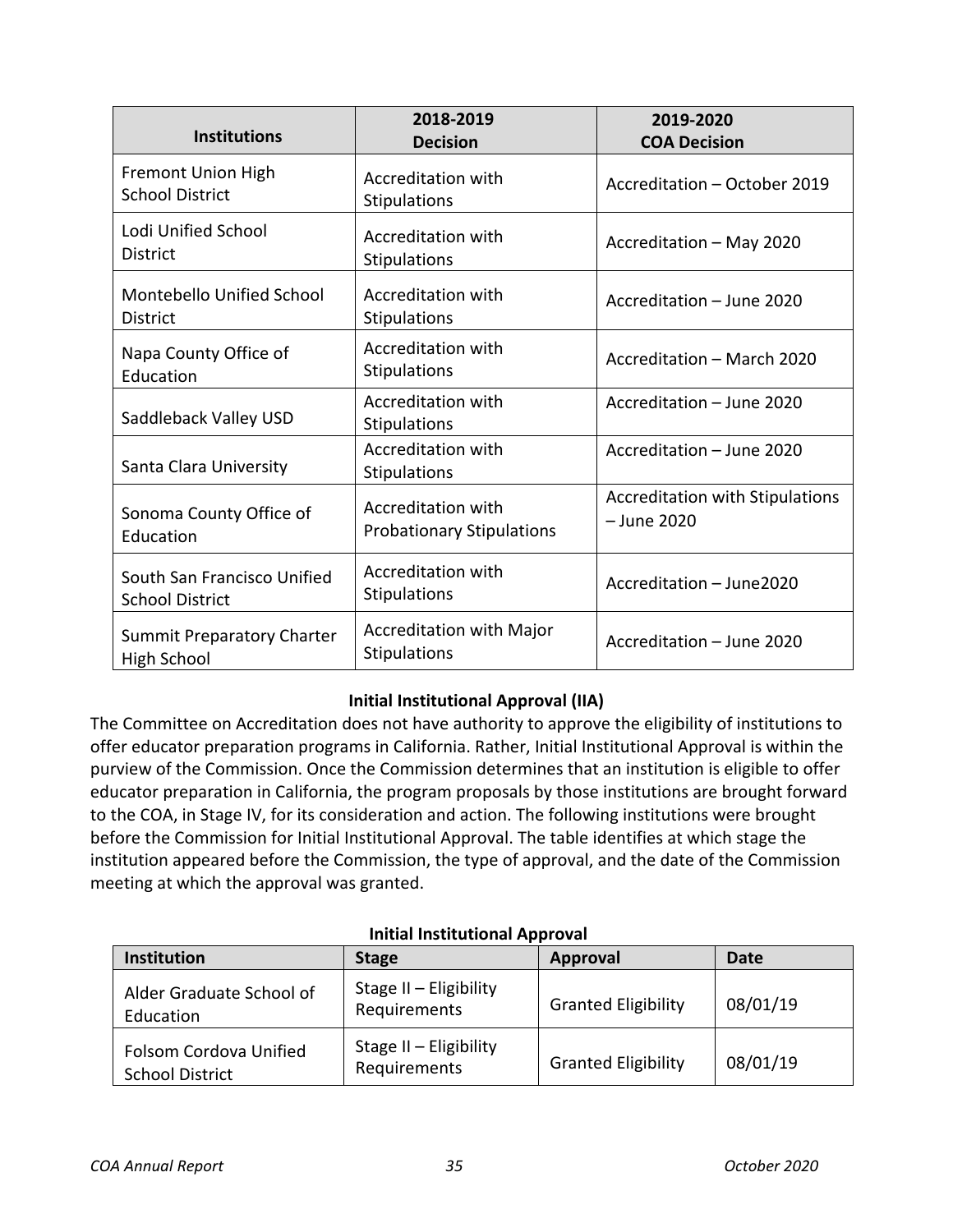| Institutions | 2018-2019 Decision | 2019-2020 COA Decision |
|---|---|---|
| Fremont Union High School District | Accreditation with Stipulations | Accreditation – October 2019 |
| Lodi Unified School District | Accreditation with Stipulations | Accreditation – May 2020 |
| Montebello Unified School District | Accreditation with Stipulations | Accreditation – June 2020 |
| Napa County Office of Education | Accreditation with Stipulations | Accreditation – March 2020 |
| Saddleback Valley USD | Accreditation with Stipulations | Accreditation – June 2020 |
| Santa Clara University | Accreditation with Stipulations | Accreditation – June 2020 |
| Sonoma County Office of Education | Accreditation with Probationary Stipulations | Accreditation with Stipulations – June 2020 |
| South San Francisco Unified School District | Accreditation with Stipulations | Accreditation – June2020 |
| Summit Preparatory Charter High School | Accreditation with Major Stipulations | Accreditation – June 2020 |

### Initial Institutional Approval (IIA)

The Committee on Accreditation does not have authority to approve the eligibility of institutions to offer educator preparation programs in California. Rather, Initial Institutional Approval is within the purview of the Commission. Once the Commission determines that an institution is eligible to offer educator preparation in California, the program proposals by those institutions are brought forward to the COA, in Stage IV, for its consideration and action. The following institutions were brought before the Commission for Initial Institutional Approval. The table identifies at which stage the institution appeared before the Commission, the type of approval, and the date of the Commission meeting at which the approval was granted.

**Initial Institutional Approval**

| Institution | Stage | Approval | Date |
|---|---|---|---|
| Alder Graduate School of Education | Stage II – Eligibility Requirements | Granted Eligibility | 08/01/19 |
| Folsom Cordova Unified School District | Stage II – Eligibility Requirements | Granted Eligibility | 08/01/19 |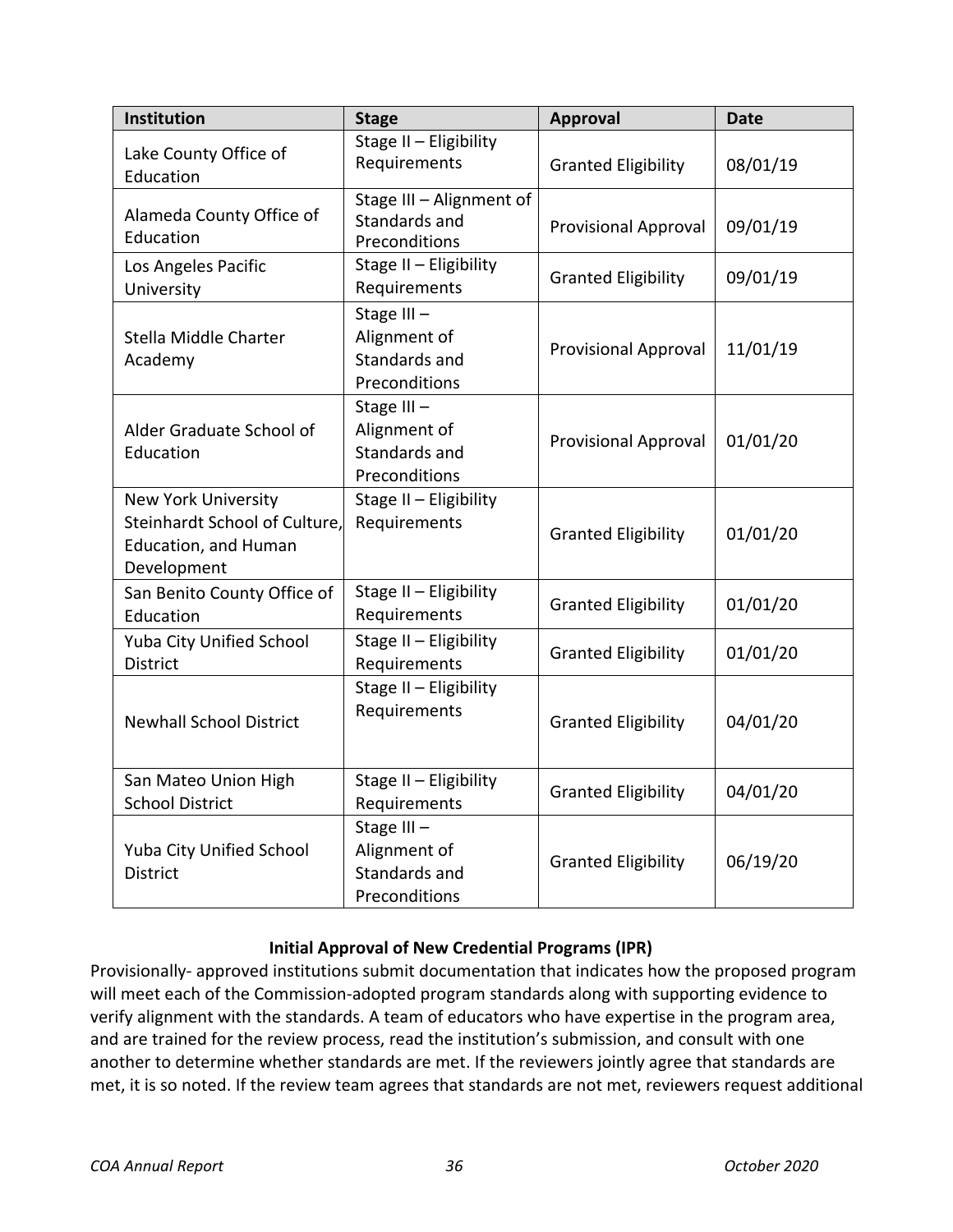| Institution | Stage | Approval | Date |
| --- | --- | --- | --- |
| Lake County Office of Education | Stage II – Eligibility Requirements | Granted Eligibility | 08/01/19 |
| Alameda County Office of Education | Stage III – Alignment of Standards and Preconditions | Provisional Approval | 09/01/19 |
| Los Angeles Pacific University | Stage II – Eligibility Requirements | Granted Eligibility | 09/01/19 |
| Stella Middle Charter Academy | Stage III – Alignment of Standards and Preconditions | Provisional Approval | 11/01/19 |
| Alder Graduate School of Education | Stage III – Alignment of Standards and Preconditions | Provisional Approval | 01/01/20 |
| New York University Steinhardt School of Culture, Education, and Human Development | Stage II – Eligibility Requirements | Granted Eligibility | 01/01/20 |
| San Benito County Office of Education | Stage II – Eligibility Requirements | Granted Eligibility | 01/01/20 |
| Yuba City Unified School District | Stage II – Eligibility Requirements | Granted Eligibility | 01/01/20 |
| Newhall School District | Stage II – Eligibility Requirements | Granted Eligibility | 04/01/20 |
| San Mateo Union High School District | Stage II – Eligibility Requirements | Granted Eligibility | 04/01/20 |
| Yuba City Unified School District | Stage III – Alignment of Standards and Preconditions | Granted Eligibility | 06/19/20 |

**Initial Approval of New Credential Programs (IPR)**

Provisionally- approved institutions submit documentation that indicates how the proposed program will meet each of the Commission-adopted program standards along with supporting evidence to verify alignment with the standards. A team of educators who have expertise in the program area, and are trained for the review process, read the institution's submission, and consult with one another to determine whether standards are met. If the reviewers jointly agree that standards are met, it is so noted. If the review team agrees that standards are not met, reviewers request additional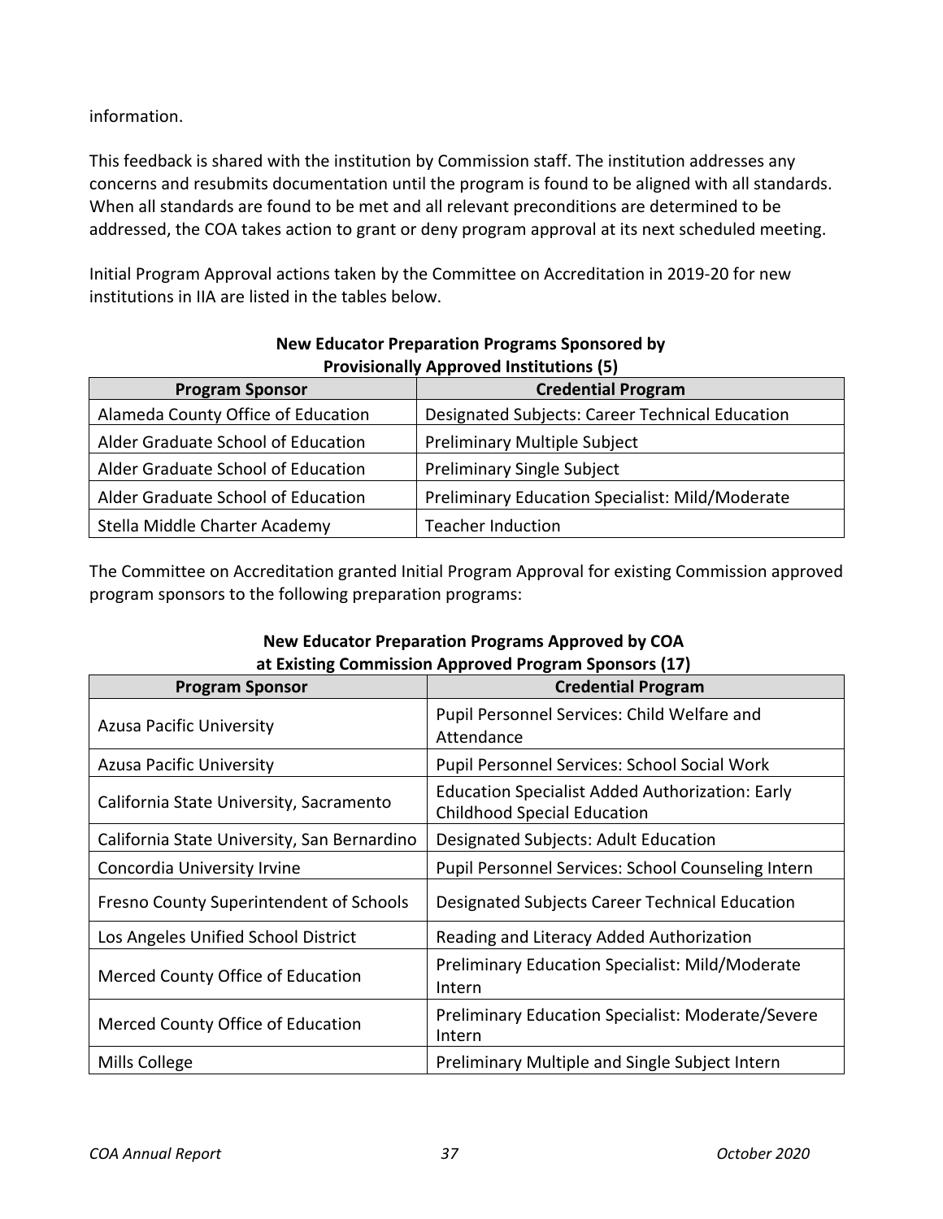information.

This feedback is shared with the institution by Commission staff. The institution addresses any concerns and resubmits documentation until the program is found to be aligned with all standards. When all standards are found to be met and all relevant preconditions are determined to be addressed, the COA takes action to grant or deny program approval at its next scheduled meeting.

Initial Program Approval actions taken by the Committee on Accreditation in 2019-20 for new institutions in IIA are listed in the tables below.

**New Educator Preparation Programs Sponsored by Provisionally Approved Institutions (5)**

| Program Sponsor | Credential Program |
|---|---|
| Alameda County Office of Education | Designated Subjects: Career Technical Education |
| Alder Graduate School of Education | Preliminary Multiple Subject |
| Alder Graduate School of Education | Preliminary Single Subject |
| Alder Graduate School of Education | Preliminary Education Specialist: Mild/Moderate |
| Stella Middle Charter Academy | Teacher Induction |

The Committee on Accreditation granted Initial Program Approval for existing Commission approved program sponsors to the following preparation programs:

**New Educator Preparation Programs Approved by COA at Existing Commission Approved Program Sponsors (17)**

| Program Sponsor | Credential Program |
|---|---|
| Azusa Pacific University | Pupil Personnel Services: Child Welfare and Attendance |
| Azusa Pacific University | Pupil Personnel Services: School Social Work |
| California State University, Sacramento | Education Specialist Added Authorization: Early Childhood Special Education |
| California State University, San Bernardino | Designated Subjects: Adult Education |
| Concordia University Irvine | Pupil Personnel Services: School Counseling Intern |
| Fresno County Superintendent of Schools | Designated Subjects Career Technical Education |
| Los Angeles Unified School District | Reading and Literacy Added Authorization |
| Merced County Office of Education | Preliminary Education Specialist: Mild/Moderate Intern |
| Merced County Office of Education | Preliminary Education Specialist: Moderate/Severe Intern |
| Mills College | Preliminary Multiple and Single Subject Intern |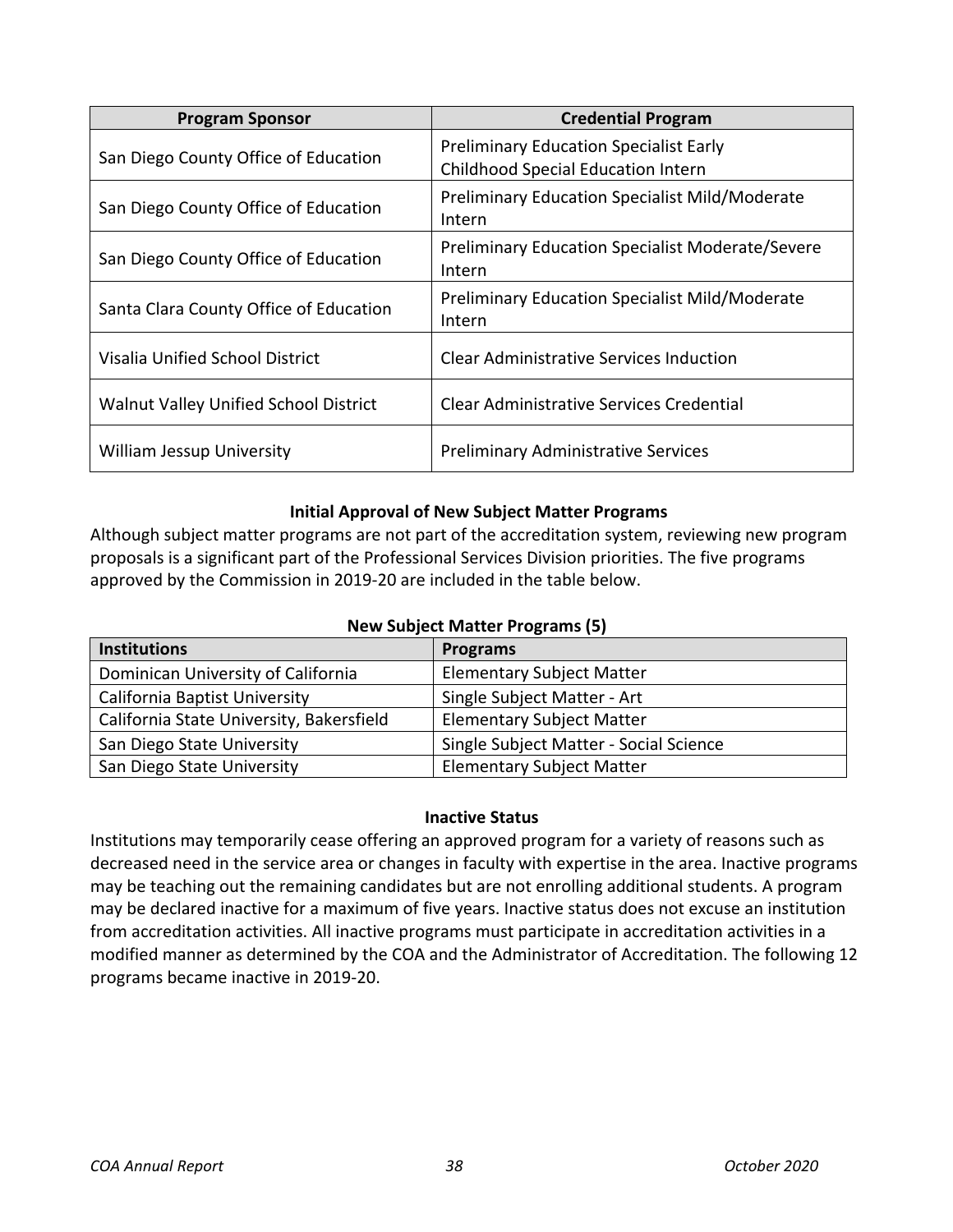| Program Sponsor | Credential Program |
|---|---|
| San Diego County Office of Education | Preliminary Education Specialist Early Childhood Special Education Intern |
| San Diego County Office of Education | Preliminary Education Specialist Mild/Moderate Intern |
| San Diego County Office of Education | Preliminary Education Specialist Moderate/Severe Intern |
| Santa Clara County Office of Education | Preliminary Education Specialist Mild/Moderate Intern |
| Visalia Unified School District | Clear Administrative Services Induction |
| Walnut Valley Unified School District | Clear Administrative Services Credential |
| William Jessup University | Preliminary Administrative Services |

### Initial Approval of New Subject Matter Programs

Although subject matter programs are not part of the accreditation system, reviewing new program proposals is a significant part of the Professional Services Division priorities. The five programs approved by the Commission in 2019-20 are included in the table below.

**New Subject Matter Programs (5)**

| Institutions | Programs |
|---|---|
| Dominican University of California | Elementary Subject Matter |
| California Baptist University | Single Subject Matter - Art |
| California State University, Bakersfield | Elementary Subject Matter |
| San Diego State University | Single Subject Matter - Social Science |
| San Diego State University | Elementary Subject Matter |

### Inactive Status

Institutions may temporarily cease offering an approved program for a variety of reasons such as decreased need in the service area or changes in faculty with expertise in the area. Inactive programs may be teaching out the remaining candidates but are not enrolling additional students. A program may be declared inactive for a maximum of five years. Inactive status does not excuse an institution from accreditation activities. All inactive programs must participate in accreditation activities in a modified manner as determined by the COA and the Administrator of Accreditation. The following 12 programs became inactive in 2019-20.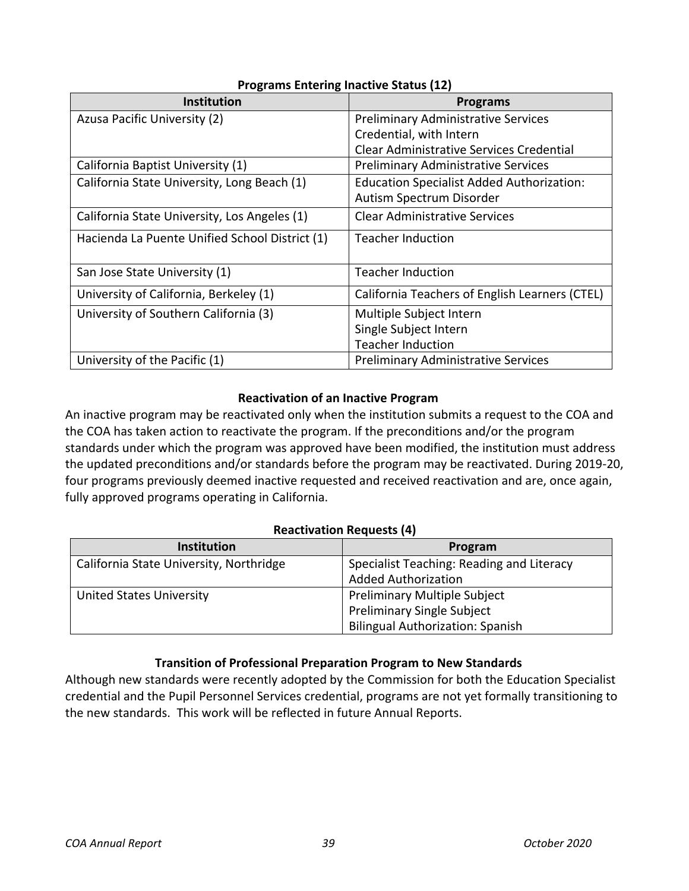**Programs Entering Inactive Status (12)**

| Institution | Programs |
|---|---|
| Azusa Pacific University (2) | Preliminary Administrative Services Credential, with Intern<br>Clear Administrative Services Credential |
| California Baptist University (1) | Preliminary Administrative Services |
| California State University, Long Beach (1) | Education Specialist Added Authorization: Autism Spectrum Disorder |
| California State University, Los Angeles (1) | Clear Administrative Services |
| Hacienda La Puente Unified School District (1) | Teacher Induction |
| San Jose State University (1) | Teacher Induction |
| University of California, Berkeley (1) | California Teachers of English Learners (CTEL) |
| University of Southern California (3) | Multiple Subject Intern<br>Single Subject Intern<br>Teacher Induction |
| University of the Pacific (1) | Preliminary Administrative Services |

### Reactivation of an Inactive Program

An inactive program may be reactivated only when the institution submits a request to the COA and the COA has taken action to reactivate the program. If the preconditions and/or the program standards under which the program was approved have been modified, the institution must address the updated preconditions and/or standards before the program may be reactivated. During 2019-20, four programs previously deemed inactive requested and received reactivation and are, once again, fully approved programs operating in California.

**Reactivation Requests (4)**

| Institution | Program |
|---|---|
| California State University, Northridge | Specialist Teaching: Reading and Literacy Added Authorization |
| United States University | Preliminary Multiple Subject<br>Preliminary Single Subject<br>Bilingual Authorization: Spanish |

### Transition of Professional Preparation Program to New Standards

Although new standards were recently adopted by the Commission for both the Education Specialist credential and the Pupil Personnel Services credential, programs are not yet formally transitioning to the new standards. This work will be reflected in future Annual Reports.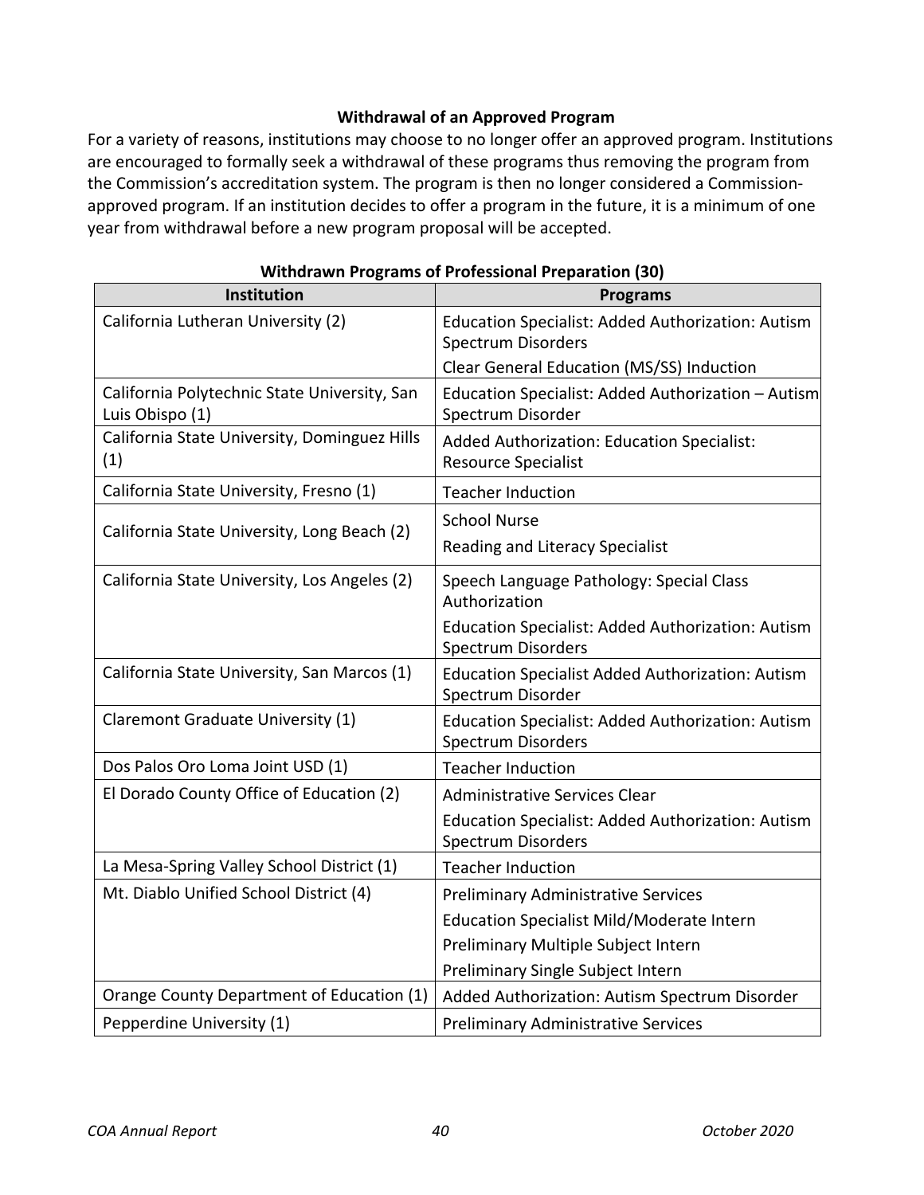### Withdrawal of an Approved Program

For a variety of reasons, institutions may choose to no longer offer an approved program. Institutions are encouraged to formally seek a withdrawal of these programs thus removing the program from the Commission's accreditation system. The program is then no longer considered a Commission-approved program. If an institution decides to offer a program in the future, it is a minimum of one year from withdrawal before a new program proposal will be accepted.

**Withdrawn Programs of Professional Preparation (30)**

| Institution | Programs |
|---|---|
| California Lutheran University (2) | Education Specialist: Added Authorization: Autism Spectrum Disorders<br>Clear General Education (MS/SS) Induction |
| California Polytechnic State University, San Luis Obispo (1) | Education Specialist: Added Authorization – Autism Spectrum Disorder |
| California State University, Dominguez Hills (1) | Added Authorization: Education Specialist: Resource Specialist |
| California State University, Fresno (1) | Teacher Induction |
| California State University, Long Beach (2) | School Nurse<br>Reading and Literacy Specialist |
| California State University, Los Angeles (2) | Speech Language Pathology: Special Class Authorization<br>Education Specialist: Added Authorization: Autism Spectrum Disorders |
| California State University, San Marcos (1) | Education Specialist Added Authorization: Autism Spectrum Disorder |
| Claremont Graduate University (1) | Education Specialist: Added Authorization: Autism Spectrum Disorders |
| Dos Palos Oro Loma Joint USD (1) | Teacher Induction |
| El Dorado County Office of Education (2) | Administrative Services Clear<br>Education Specialist: Added Authorization: Autism Spectrum Disorders |
| La Mesa-Spring Valley School District (1) | Teacher Induction |
| Mt. Diablo Unified School District (4) | Preliminary Administrative Services<br>Education Specialist Mild/Moderate Intern<br>Preliminary Multiple Subject Intern<br>Preliminary Single Subject Intern |
| Orange County Department of Education (1) | Added Authorization: Autism Spectrum Disorder |
| Pepperdine University (1) | Preliminary Administrative Services |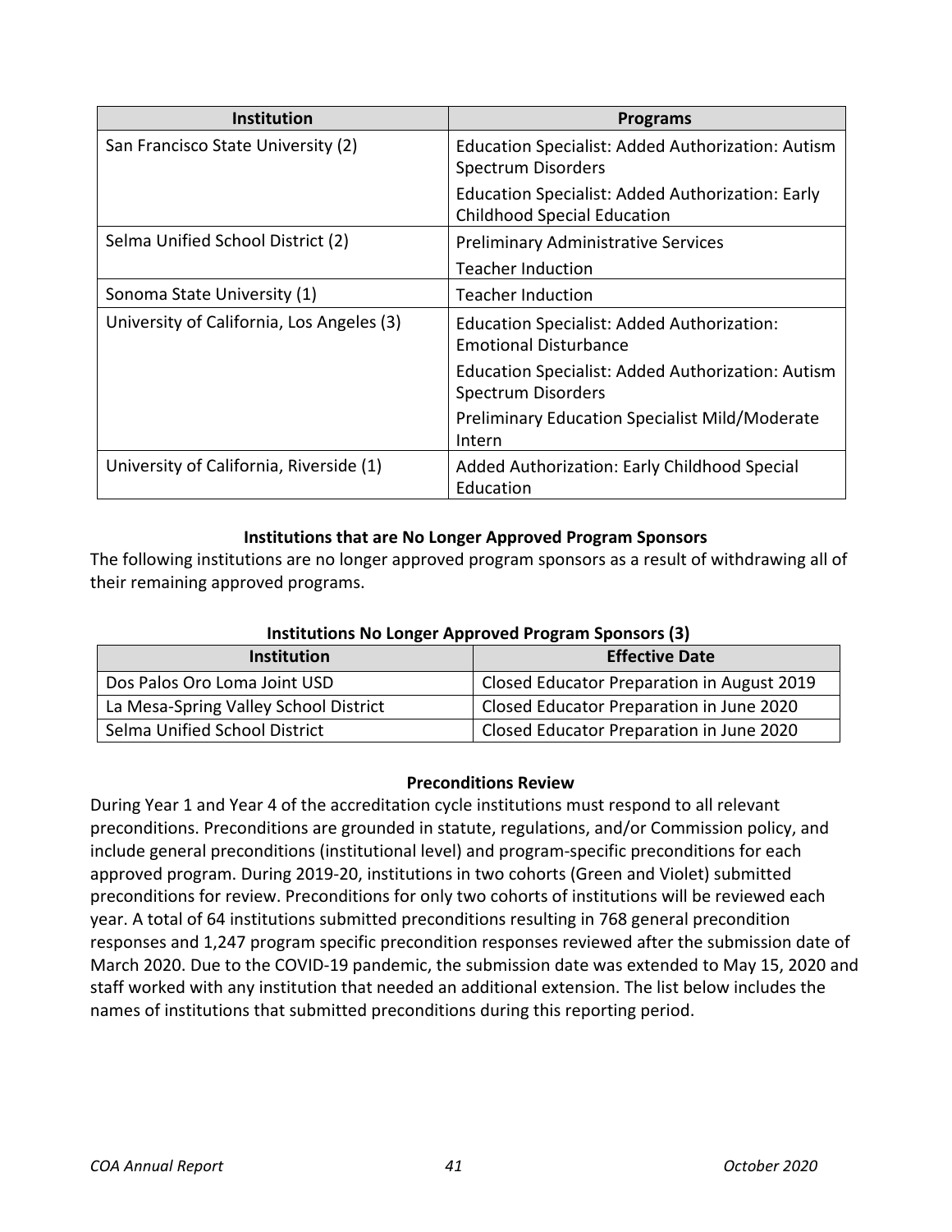| Institution | Programs |
|---|---|
| San Francisco State University (2) | Education Specialist: Added Authorization: Autism Spectrum Disorders<br>Education Specialist: Added Authorization: Early Childhood Special Education |
| Selma Unified School District (2) | Preliminary Administrative Services<br>Teacher Induction |
| Sonoma State University (1) | Teacher Induction |
| University of California, Los Angeles (3) | Education Specialist: Added Authorization: Emotional Disturbance<br>Education Specialist: Added Authorization: Autism Spectrum Disorders<br>Preliminary Education Specialist Mild/Moderate Intern |
| University of California, Riverside (1) | Added Authorization: Early Childhood Special Education |

### Institutions that are No Longer Approved Program Sponsors

The following institutions are no longer approved program sponsors as a result of withdrawing all of their remaining approved programs.

**Institutions No Longer Approved Program Sponsors (3)**

| Institution | Effective Date |
|---|---|
| Dos Palos Oro Loma Joint USD | Closed Educator Preparation in August 2019 |
| La Mesa-Spring Valley School District | Closed Educator Preparation in June 2020 |
| Selma Unified School District | Closed Educator Preparation in June 2020 |

### Preconditions Review

During Year 1 and Year 4 of the accreditation cycle institutions must respond to all relevant preconditions. Preconditions are grounded in statute, regulations, and/or Commission policy, and include general preconditions (institutional level) and program-specific preconditions for each approved program. During 2019-20, institutions in two cohorts (Green and Violet) submitted preconditions for review. Preconditions for only two cohorts of institutions will be reviewed each year. A total of 64 institutions submitted preconditions resulting in 768 general precondition responses and 1,247 program specific precondition responses reviewed after the submission date of March 2020. Due to the COVID-19 pandemic, the submission date was extended to May 15, 2020 and staff worked with any institution that needed an additional extension. The list below includes the names of institutions that submitted preconditions during this reporting period.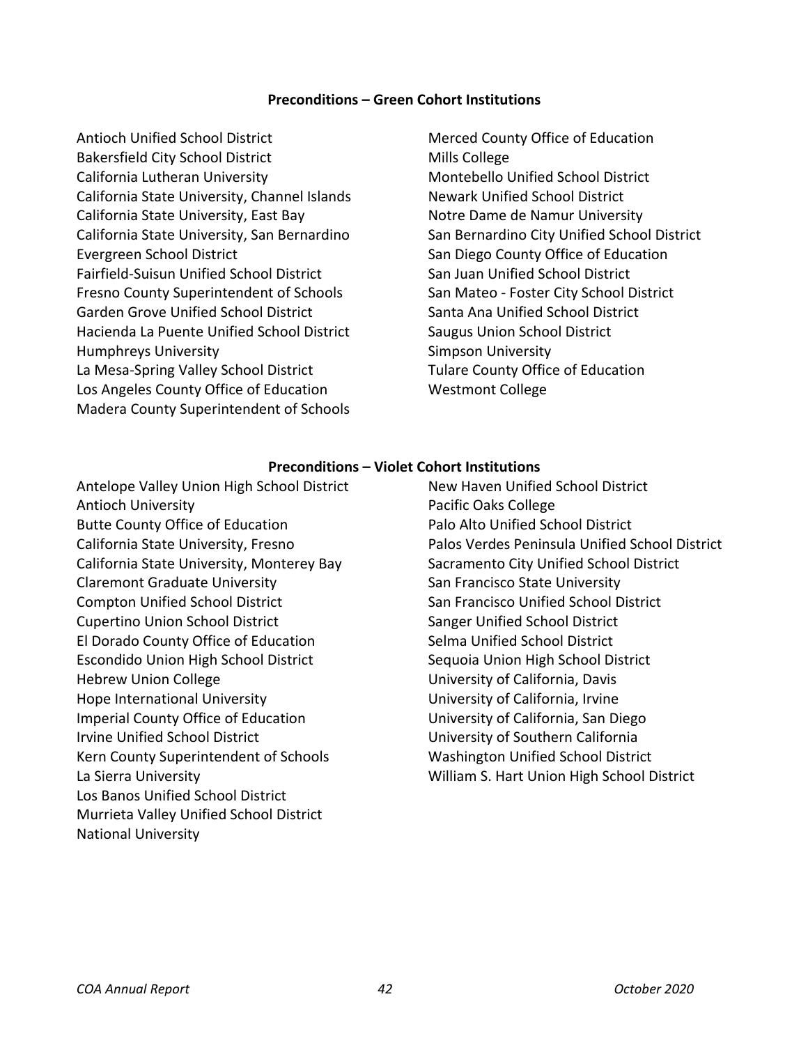**Preconditions – Green Cohort Institutions**

Antioch Unified School District
Bakersfield City School District
California Lutheran University
California State University, Channel Islands
California State University, East Bay
California State University, San Bernardino
Evergreen School District
Fairfield-Suisun Unified School District
Fresno County Superintendent of Schools
Garden Grove Unified School District
Hacienda La Puente Unified School District
Humphreys University
La Mesa-Spring Valley School District
Los Angeles County Office of Education
Madera County Superintendent of Schools
Merced County Office of Education
Mills College
Montebello Unified School District
Newark Unified School District
Notre Dame de Namur University
San Bernardino City Unified School District
San Diego County Office of Education
San Juan Unified School District
San Mateo - Foster City School District
Santa Ana Unified School District
Saugus Union School District
Simpson University
Tulare County Office of Education
Westmont College

**Preconditions – Violet Cohort Institutions**

Antelope Valley Union High School District
Antioch University
Butte County Office of Education
California State University, Fresno
California State University, Monterey Bay
Claremont Graduate University
Compton Unified School District
Cupertino Union School District
El Dorado County Office of Education
Escondido Union High School District
Hebrew Union College
Hope International University
Imperial County Office of Education
Irvine Unified School District
Kern County Superintendent of Schools
La Sierra University
Los Banos Unified School District
Murrieta Valley Unified School District
National University
New Haven Unified School District
Pacific Oaks College
Palo Alto Unified School District
Palos Verdes Peninsula Unified School District
Sacramento City Unified School District
San Francisco State University
San Francisco Unified School District
Sanger Unified School District
Selma Unified School District
Sequoia Union High School District
University of California, Davis
University of California, Irvine
University of California, San Diego
University of Southern California
Washington Unified School District
William S. Hart Union High School District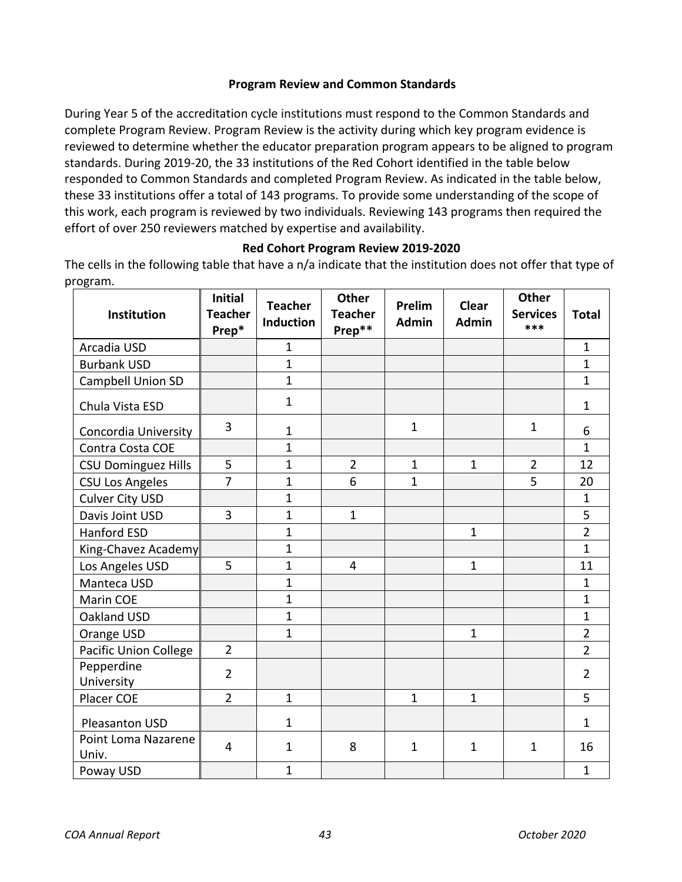## Program Review and Common Standards

During Year 5 of the accreditation cycle institutions must respond to the Common Standards and complete Program Review. Program Review is the activity during which key program evidence is reviewed to determine whether the educator preparation program appears to be aligned to program standards. During 2019-20, the 33 institutions of the Red Cohort identified in the table below responded to Common Standards and completed Program Review. As indicated in the table below, these 33 institutions offer a total of 143 programs. To provide some understanding of the scope of this work, each program is reviewed by two individuals. Reviewing 143 programs then required the effort of over 250 reviewers matched by expertise and availability.

### Red Cohort Program Review 2019-2020

The cells in the following table that have a n/a indicate that the institution does not offer that type of program.

| Institution | Initial Teacher Prep* | Teacher Induction | Other Teacher Prep** | Prelim Admin | Clear Admin | Other Services *** | Total |
|---|---|---|---|---|---|---|---|
| Arcadia USD | | 1 | | | | | 1 |
| Burbank USD | | 1 | | | | | 1 |
| Campbell Union SD | | 1 | | | | | 1 |
| Chula Vista ESD | | 1 | | | | | 1 |
| Concordia University | 3 | 1 | | 1 | | 1 | 6 |
| Contra Costa COE | | 1 | | | | | 1 |
| CSU Dominguez Hills | 5 | 1 | 2 | 1 | 1 | 2 | 12 |
| CSU Los Angeles | 7 | 1 | 6 | 1 | | 5 | 20 |
| Culver City USD | | 1 | | | | | 1 |
| Davis Joint USD | 3 | 1 | 1 | | | | 5 |
| Hanford ESD | | 1 | | | 1 | | 2 |
| King-Chavez Academy | | 1 | | | | | 1 |
| Los Angeles USD | 5 | 1 | 4 | | 1 | | 11 |
| Manteca USD | | 1 | | | | | 1 |
| Marin COE | | 1 | | | | | 1 |
| Oakland USD | | 1 | | | | | 1 |
| Orange USD | | 1 | | | 1 | | 2 |
| Pacific Union College | 2 | | | | | | 2 |
| Pepperdine University | 2 | | | | | | 2 |
| Placer COE | 2 | 1 | | 1 | 1 | | 5 |
| Pleasanton USD | | 1 | | | | | 1 |
| Point Loma Nazarene Univ. | 4 | 1 | 8 | 1 | 1 | 1 | 16 |
| Poway USD | | 1 | | | | | 1 |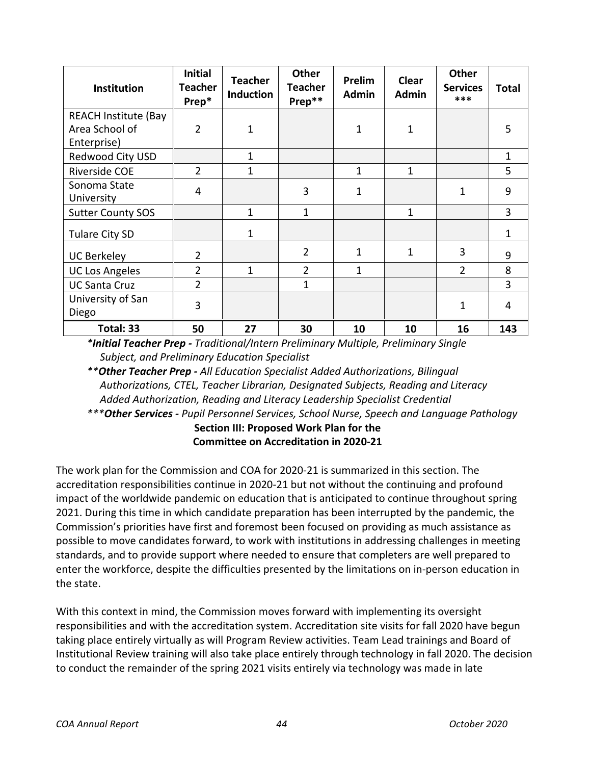| Institution | Initial Teacher Prep* | Teacher Induction | Other Teacher Prep** | Prelim Admin | Clear Admin | Other Services *** | Total |
|---|---|---|---|---|---|---|---|
| REACH Institute (Bay Area School of Enterprise) | 2 | 1 | | 1 | 1 | | 5 |
| Redwood City USD | | 1 | | | | | 1 |
| Riverside COE | 2 | 1 | | 1 | 1 | | 5 |
| Sonoma State University | 4 | | 3 | 1 | | 1 | 9 |
| Sutter County SOS | | 1 | 1 | | 1 | | 3 |
| Tulare City SD | | 1 | | | | | 1 |
| UC Berkeley | 2 | | 2 | 1 | 1 | 3 | 9 |
| UC Los Angeles | 2 | 1 | 2 | 1 | | 2 | 8 |
| UC Santa Cruz | 2 | | 1 | | | | 3 |
| University of San Diego | 3 | | | | | 1 | 4 |
| **Total: 33** | **50** | **27** | **30** | **10** | **10** | **16** | **143** |

**Initial Teacher Prep - *Traditional/Intern Preliminary Multiple, Preliminary Single Subject, and Preliminary Education Specialist*

***Other Teacher Prep - *All Education Specialist Added Authorizations, Bilingual Authorizations, CTEL, Teacher Librarian, Designated Subjects, Reading and Literacy Added Authorization, Reading and Literacy Leadership Specialist Credential*

****Other Services - *Pupil Personnel Services, School Nurse, Speech and Language Pathology*

## Section III: Proposed Work Plan for the Committee on Accreditation in 2020-21

The work plan for the Commission and COA for 2020-21 is summarized in this section. The accreditation responsibilities continue in 2020-21 but not without the continuing and profound impact of the worldwide pandemic on education that is anticipated to continue throughout spring 2021. During this time in which candidate preparation has been interrupted by the pandemic, the Commission's priorities have first and foremost been focused on providing as much assistance as possible to move candidates forward, to work with institutions in addressing challenges in meeting standards, and to provide support where needed to ensure that completers are well prepared to enter the workforce, despite the difficulties presented by the limitations on in-person education in the state.

With this context in mind, the Commission moves forward with implementing its oversight responsibilities and with the accreditation system. Accreditation site visits for fall 2020 have begun taking place entirely virtually as will Program Review activities. Team Lead trainings and Board of Institutional Review training will also take place entirely through technology in fall 2020. The decision to conduct the remainder of the spring 2021 visits entirely via technology was made in late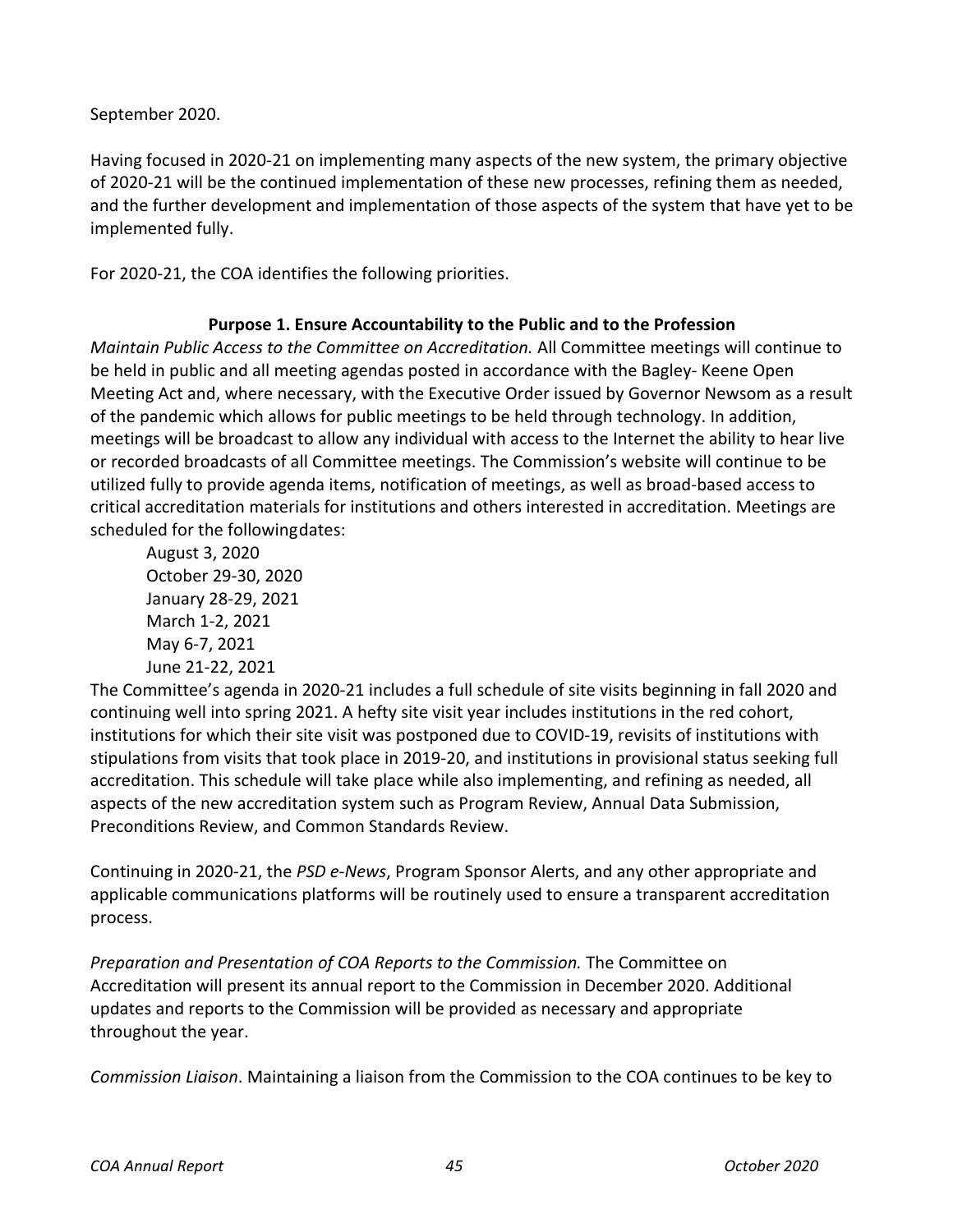September 2020.

Having focused in 2020-21 on implementing many aspects of the new system, the primary objective of 2020-21 will be the continued implementation of these new processes, refining them as needed, and the further development and implementation of those aspects of the system that have yet to be implemented fully.

For 2020-21, the COA identifies the following priorities.

**Purpose 1. Ensure Accountability to the Public and to the Profession**

*Maintain Public Access to the Committee on Accreditation.* All Committee meetings will continue to be held in public and all meeting agendas posted in accordance with the Bagley- Keene Open Meeting Act and, where necessary, with the Executive Order issued by Governor Newsom as a result of the pandemic which allows for public meetings to be held through technology. In addition, meetings will be broadcast to allow any individual with access to the Internet the ability to hear live or recorded broadcasts of all Committee meetings. The Commission's website will continue to be utilized fully to provide agenda items, notification of meetings, as well as broad-based access to critical accreditation materials for institutions and others interested in accreditation. Meetings are scheduled for the followingdates:

- August 3, 2020
- October 29-30, 2020
- January 28-29, 2021
- March 1-2, 2021
- May 6-7, 2021
- June 21-22, 2021

The Committee's agenda in 2020-21 includes a full schedule of site visits beginning in fall 2020 and continuing well into spring 2021. A hefty site visit year includes institutions in the red cohort, institutions for which their site visit was postponed due to COVID-19, revisits of institutions with stipulations from visits that took place in 2019-20, and institutions in provisional status seeking full accreditation. This schedule will take place while also implementing, and refining as needed, all aspects of the new accreditation system such as Program Review, Annual Data Submission, Preconditions Review, and Common Standards Review.

Continuing in 2020-21, the *PSD e-News*, Program Sponsor Alerts, and any other appropriate and applicable communications platforms will be routinely used to ensure a transparent accreditation process.

*Preparation and Presentation of COA Reports to the Commission.* The Committee on Accreditation will present its annual report to the Commission in December 2020. Additional updates and reports to the Commission will be provided as necessary and appropriate throughout the year.

*Commission Liaison*. Maintaining a liaison from the Commission to the COA continues to be key to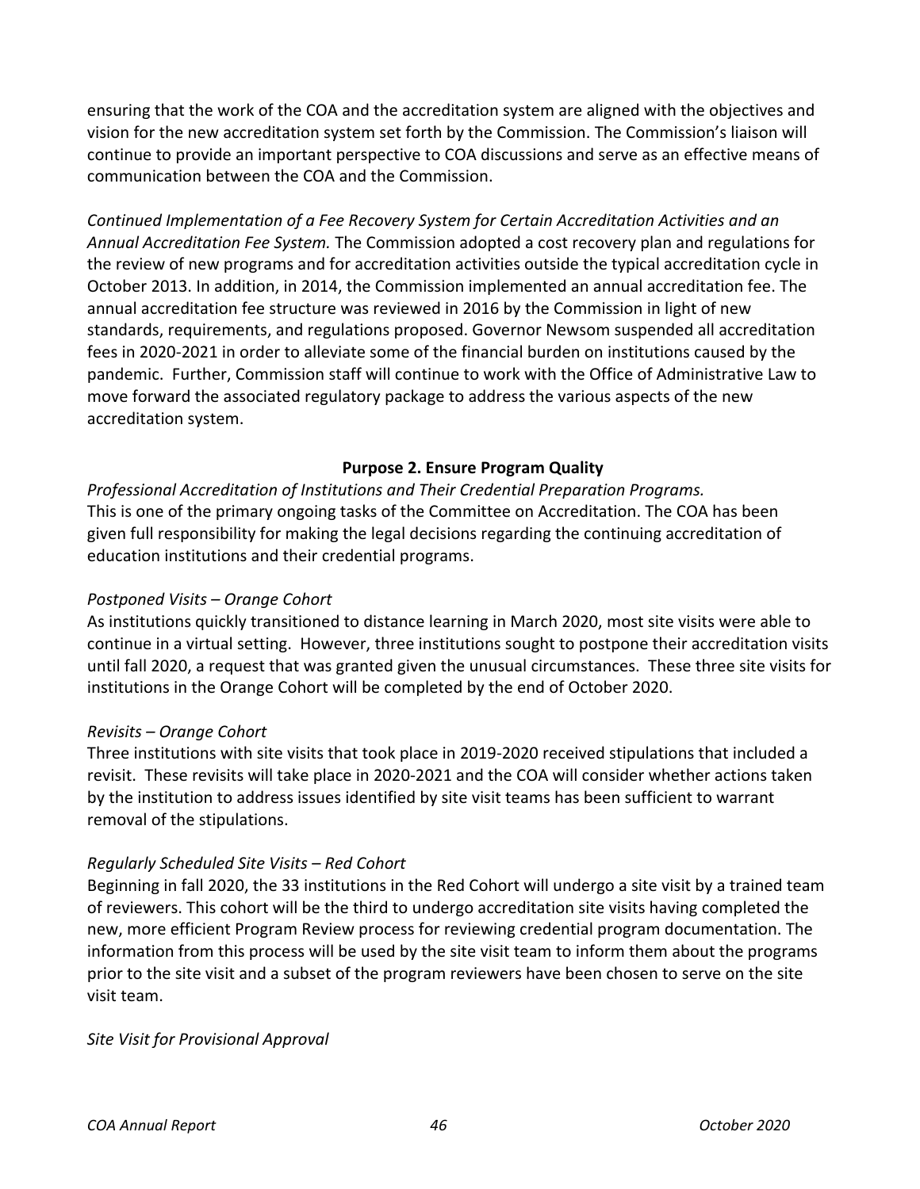ensuring that the work of the COA and the accreditation system are aligned with the objectives and vision for the new accreditation system set forth by the Commission. The Commission's liaison will continue to provide an important perspective to COA discussions and serve as an effective means of communication between the COA and the Commission.

*Continued Implementation of a Fee Recovery System for Certain Accreditation Activities and an Annual Accreditation Fee System.* The Commission adopted a cost recovery plan and regulations for the review of new programs and for accreditation activities outside the typical accreditation cycle in October 2013. In addition, in 2014, the Commission implemented an annual accreditation fee. The annual accreditation fee structure was reviewed in 2016 by the Commission in light of new standards, requirements, and regulations proposed. Governor Newsom suspended all accreditation fees in 2020-2021 in order to alleviate some of the financial burden on institutions caused by the pandemic. Further, Commission staff will continue to work with the Office of Administrative Law to move forward the associated regulatory package to address the various aspects of the new accreditation system.

**Purpose 2. Ensure Program Quality**

*Professional Accreditation of Institutions and Their Credential Preparation Programs.*
This is one of the primary ongoing tasks of the Committee on Accreditation. The COA has been given full responsibility for making the legal decisions regarding the continuing accreditation of education institutions and their credential programs.

*Postponed Visits – Orange Cohort*
As institutions quickly transitioned to distance learning in March 2020, most site visits were able to continue in a virtual setting. However, three institutions sought to postpone their accreditation visits until fall 2020, a request that was granted given the unusual circumstances. These three site visits for institutions in the Orange Cohort will be completed by the end of October 2020.

*Revisits – Orange Cohort*
Three institutions with site visits that took place in 2019-2020 received stipulations that included a revisit. These revisits will take place in 2020-2021 and the COA will consider whether actions taken by the institution to address issues identified by site visit teams has been sufficient to warrant removal of the stipulations.

*Regularly Scheduled Site Visits – Red Cohort*
Beginning in fall 2020, the 33 institutions in the Red Cohort will undergo a site visit by a trained team of reviewers. This cohort will be the third to undergo accreditation site visits having completed the new, more efficient Program Review process for reviewing credential program documentation. The information from this process will be used by the site visit team to inform them about the programs prior to the site visit and a subset of the program reviewers have been chosen to serve on the site visit team.

*Site Visit for Provisional Approval*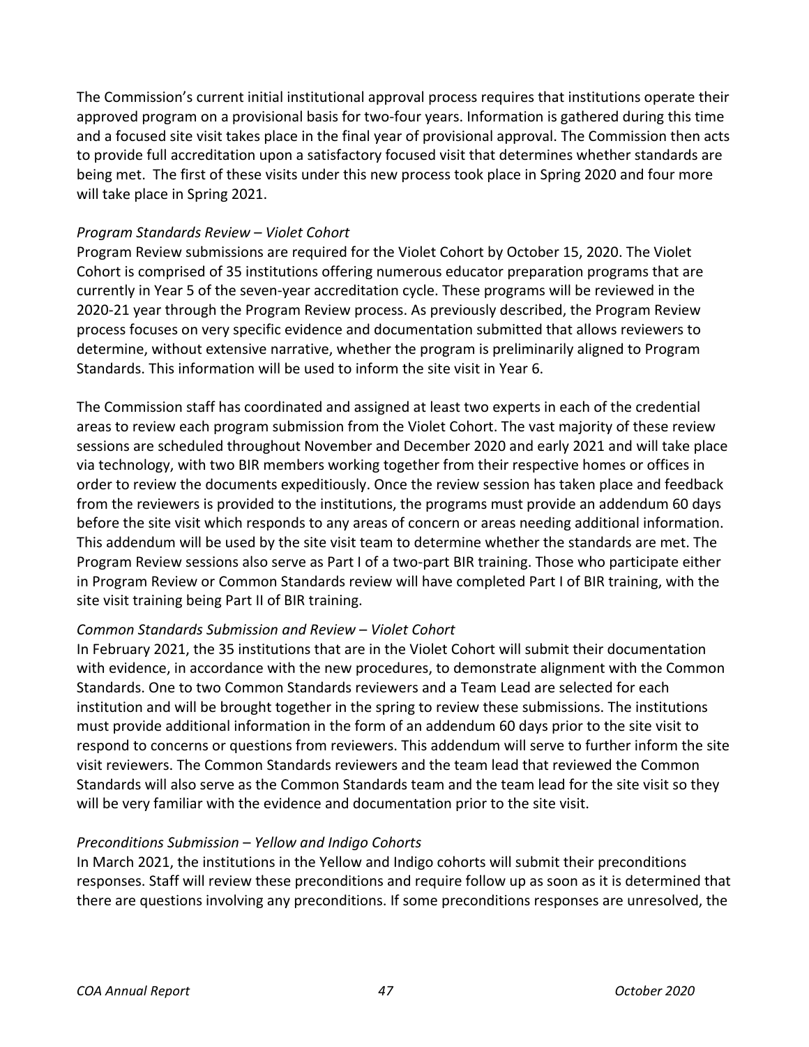The Commission's current initial institutional approval process requires that institutions operate their approved program on a provisional basis for two-four years. Information is gathered during this time and a focused site visit takes place in the final year of provisional approval. The Commission then acts to provide full accreditation upon a satisfactory focused visit that determines whether standards are being met. The first of these visits under this new process took place in Spring 2020 and four more will take place in Spring 2021.

*Program Standards Review – Violet Cohort*

Program Review submissions are required for the Violet Cohort by October 15, 2020. The Violet Cohort is comprised of 35 institutions offering numerous educator preparation programs that are currently in Year 5 of the seven-year accreditation cycle. These programs will be reviewed in the 2020-21 year through the Program Review process. As previously described, the Program Review process focuses on very specific evidence and documentation submitted that allows reviewers to determine, without extensive narrative, whether the program is preliminarily aligned to Program Standards. This information will be used to inform the site visit in Year 6.

The Commission staff has coordinated and assigned at least two experts in each of the credential areas to review each program submission from the Violet Cohort. The vast majority of these review sessions are scheduled throughout November and December 2020 and early 2021 and will take place via technology, with two BIR members working together from their respective homes or offices in order to review the documents expeditiously. Once the review session has taken place and feedback from the reviewers is provided to the institutions, the programs must provide an addendum 60 days before the site visit which responds to any areas of concern or areas needing additional information. This addendum will be used by the site visit team to determine whether the standards are met. The Program Review sessions also serve as Part I of a two-part BIR training. Those who participate either in Program Review or Common Standards review will have completed Part I of BIR training, with the site visit training being Part II of BIR training.

*Common Standards Submission and Review – Violet Cohort*

In February 2021, the 35 institutions that are in the Violet Cohort will submit their documentation with evidence, in accordance with the new procedures, to demonstrate alignment with the Common Standards. One to two Common Standards reviewers and a Team Lead are selected for each institution and will be brought together in the spring to review these submissions. The institutions must provide additional information in the form of an addendum 60 days prior to the site visit to respond to concerns or questions from reviewers. This addendum will serve to further inform the site visit reviewers. The Common Standards reviewers and the team lead that reviewed the Common Standards will also serve as the Common Standards team and the team lead for the site visit so they will be very familiar with the evidence and documentation prior to the site visit.

*Preconditions Submission – Yellow and Indigo Cohorts*

In March 2021, the institutions in the Yellow and Indigo cohorts will submit their preconditions responses. Staff will review these preconditions and require follow up as soon as it is determined that there are questions involving any preconditions. If some preconditions responses are unresolved, the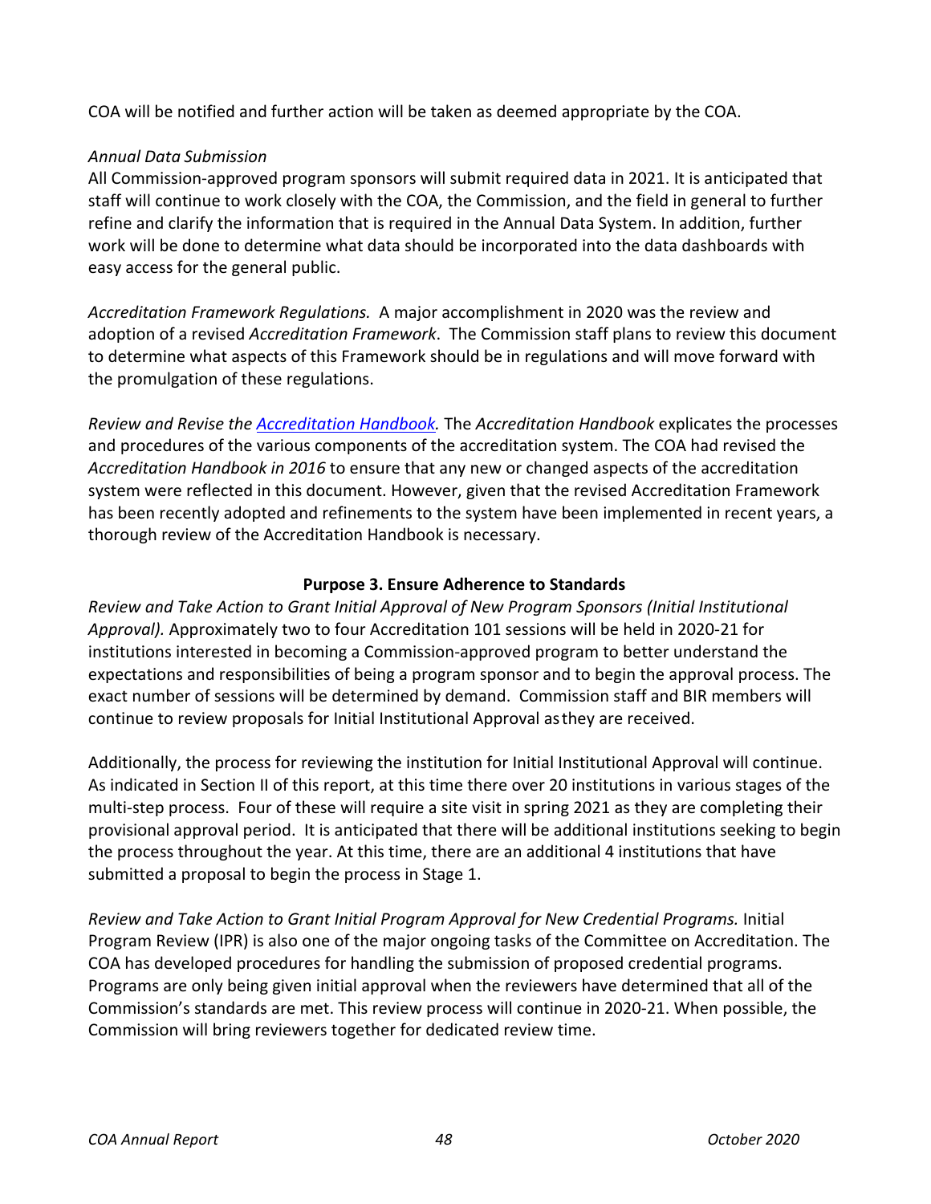COA will be notified and further action will be taken as deemed appropriate by the COA.

*Annual Data Submission*
All Commission-approved program sponsors will submit required data in 2021. It is anticipated that staff will continue to work closely with the COA, the Commission, and the field in general to further refine and clarify the information that is required in the Annual Data System. In addition, further work will be done to determine what data should be incorporated into the data dashboards with easy access for the general public.

*Accreditation Framework Regulations.* A major accomplishment in 2020 was the review and adoption of a revised *Accreditation Framework*. The Commission staff plans to review this document to determine what aspects of this Framework should be in regulations and will move forward with the promulgation of these regulations.

*Review and Revise the Accreditation Handbook.* The *Accreditation Handbook* explicates the processes and procedures of the various components of the accreditation system. The COA had revised the *Accreditation Handbook in 2016* to ensure that any new or changed aspects of the accreditation system were reflected in this document. However, given that the revised Accreditation Framework has been recently adopted and refinements to the system have been implemented in recent years, a thorough review of the Accreditation Handbook is necessary.

**Purpose 3. Ensure Adherence to Standards**

*Review and Take Action to Grant Initial Approval of New Program Sponsors (Initial Institutional Approval).* Approximately two to four Accreditation 101 sessions will be held in 2020-21 for institutions interested in becoming a Commission-approved program to better understand the expectations and responsibilities of being a program sponsor and to begin the approval process. The exact number of sessions will be determined by demand. Commission staff and BIR members will continue to review proposals for Initial Institutional Approval as they are received.

Additionally, the process for reviewing the institution for Initial Institutional Approval will continue. As indicated in Section II of this report, at this time there over 20 institutions in various stages of the multi-step process. Four of these will require a site visit in spring 2021 as they are completing their provisional approval period. It is anticipated that there will be additional institutions seeking to begin the process throughout the year. At this time, there are an additional 4 institutions that have submitted a proposal to begin the process in Stage 1.

*Review and Take Action to Grant Initial Program Approval for New Credential Programs.* Initial Program Review (IPR) is also one of the major ongoing tasks of the Committee on Accreditation. The COA has developed procedures for handling the submission of proposed credential programs. Programs are only being given initial approval when the reviewers have determined that all of the Commission's standards are met. This review process will continue in 2020-21. When possible, the Commission will bring reviewers together for dedicated review time.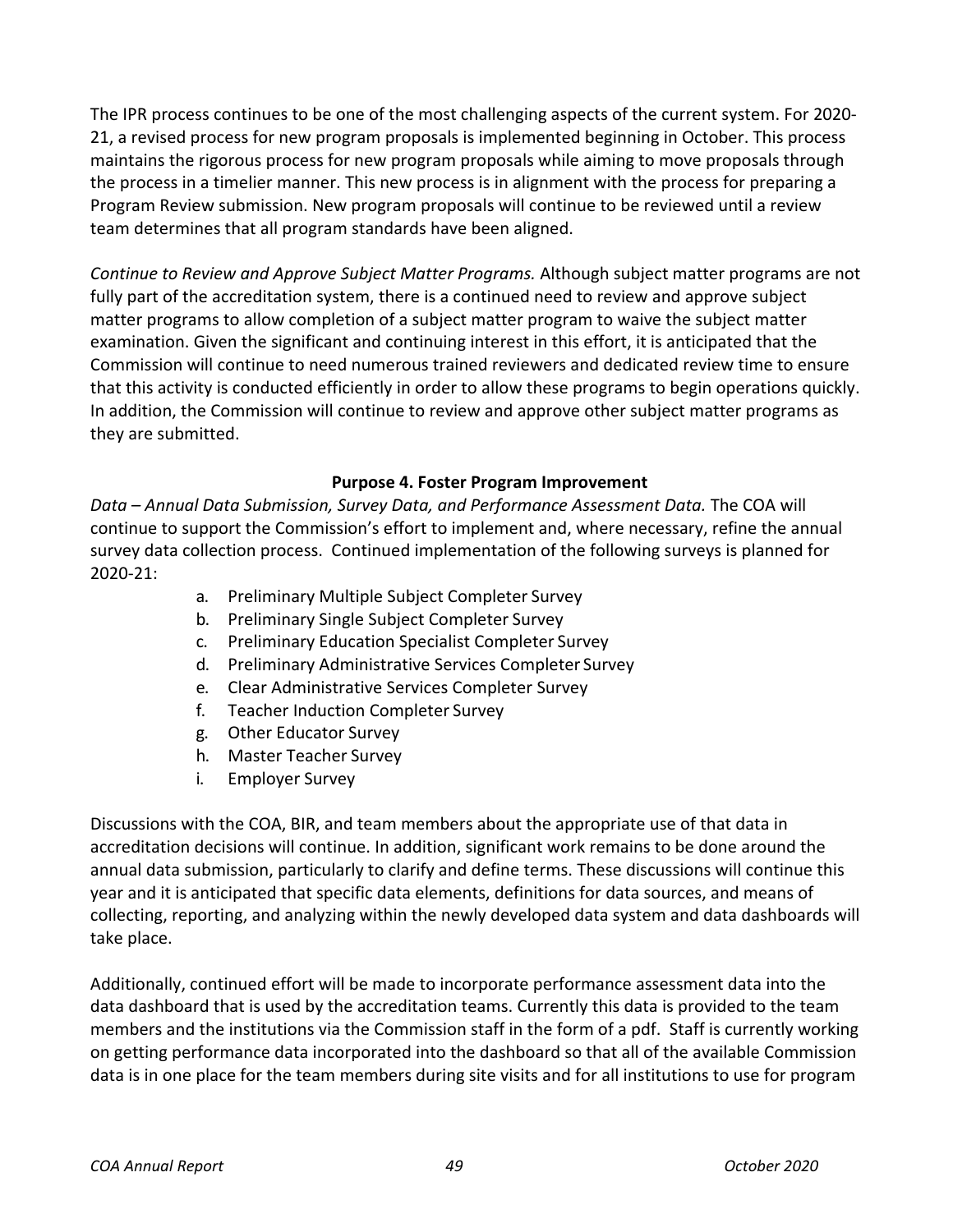The IPR process continues to be one of the most challenging aspects of the current system. For 2020-21, a revised process for new program proposals is implemented beginning in October. This process maintains the rigorous process for new program proposals while aiming to move proposals through the process in a timelier manner. This new process is in alignment with the process for preparing a Program Review submission. New program proposals will continue to be reviewed until a review team determines that all program standards have been aligned.

*Continue to Review and Approve Subject Matter Programs.* Although subject matter programs are not fully part of the accreditation system, there is a continued need to review and approve subject matter programs to allow completion of a subject matter program to waive the subject matter examination. Given the significant and continuing interest in this effort, it is anticipated that the Commission will continue to need numerous trained reviewers and dedicated review time to ensure that this activity is conducted efficiently in order to allow these programs to begin operations quickly. In addition, the Commission will continue to review and approve other subject matter programs as they are submitted.

**Purpose 4. Foster Program Improvement**

*Data – Annual Data Submission, Survey Data, and Performance Assessment Data.* The COA will continue to support the Commission's effort to implement and, where necessary, refine the annual survey data collection process. Continued implementation of the following surveys is planned for 2020-21:

a. Preliminary Multiple Subject Completer Survey
b. Preliminary Single Subject Completer Survey
c. Preliminary Education Specialist Completer Survey
d. Preliminary Administrative Services Completer Survey
e. Clear Administrative Services Completer Survey
f. Teacher Induction Completer Survey
g. Other Educator Survey
h. Master Teacher Survey
i. Employer Survey

Discussions with the COA, BIR, and team members about the appropriate use of that data in accreditation decisions will continue. In addition, significant work remains to be done around the annual data submission, particularly to clarify and define terms. These discussions will continue this year and it is anticipated that specific data elements, definitions for data sources, and means of collecting, reporting, and analyzing within the newly developed data system and data dashboards will take place.

Additionally, continued effort will be made to incorporate performance assessment data into the data dashboard that is used by the accreditation teams. Currently this data is provided to the team members and the institutions via the Commission staff in the form of a pdf. Staff is currently working on getting performance data incorporated into the dashboard so that all of the available Commission data is in one place for the team members during site visits and for all institutions to use for program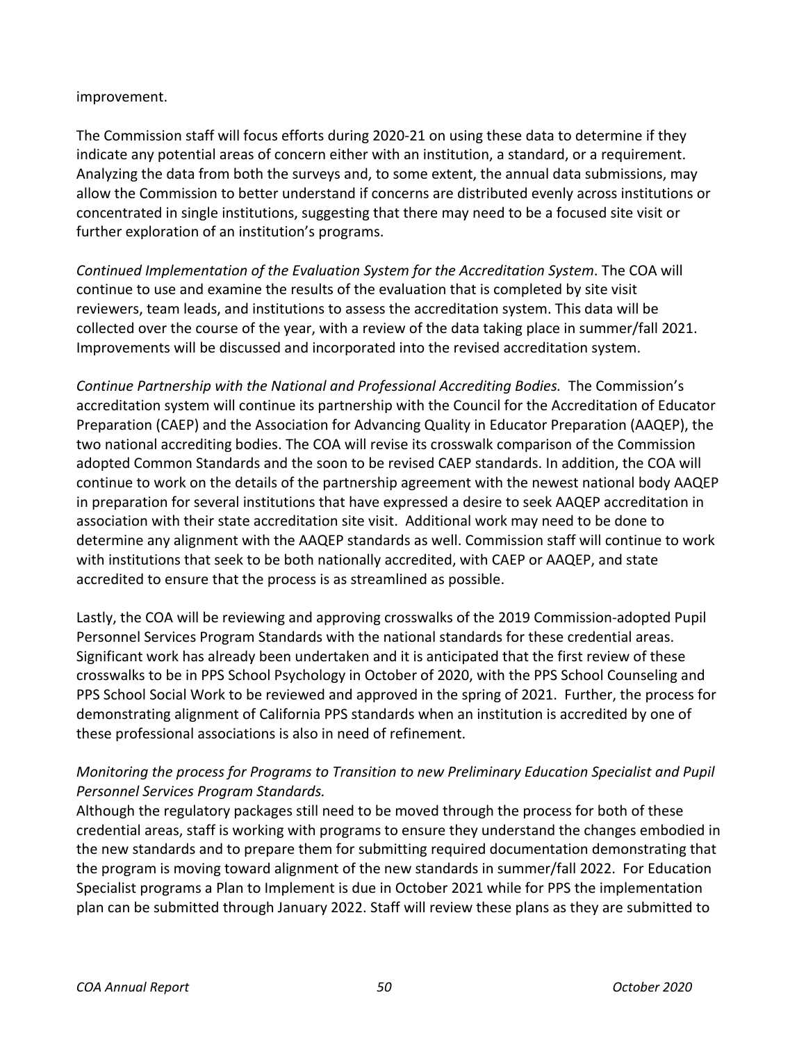improvement.

The Commission staff will focus efforts during 2020-21 on using these data to determine if they indicate any potential areas of concern either with an institution, a standard, or a requirement. Analyzing the data from both the surveys and, to some extent, the annual data submissions, may allow the Commission to better understand if concerns are distributed evenly across institutions or concentrated in single institutions, suggesting that there may need to be a focused site visit or further exploration of an institution's programs.

*Continued Implementation of the Evaluation System for the Accreditation System*. The COA will continue to use and examine the results of the evaluation that is completed by site visit reviewers, team leads, and institutions to assess the accreditation system. This data will be collected over the course of the year, with a review of the data taking place in summer/fall 2021. Improvements will be discussed and incorporated into the revised accreditation system.

*Continue Partnership with the National and Professional Accrediting Bodies.* The Commission's accreditation system will continue its partnership with the Council for the Accreditation of Educator Preparation (CAEP) and the Association for Advancing Quality in Educator Preparation (AAQEP), the two national accrediting bodies. The COA will revise its crosswalk comparison of the Commission adopted Common Standards and the soon to be revised CAEP standards. In addition, the COA will continue to work on the details of the partnership agreement with the newest national body AAQEP in preparation for several institutions that have expressed a desire to seek AAQEP accreditation in association with their state accreditation site visit. Additional work may need to be done to determine any alignment with the AAQEP standards as well. Commission staff will continue to work with institutions that seek to be both nationally accredited, with CAEP or AAQEP, and state accredited to ensure that the process is as streamlined as possible.

Lastly, the COA will be reviewing and approving crosswalks of the 2019 Commission-adopted Pupil Personnel Services Program Standards with the national standards for these credential areas. Significant work has already been undertaken and it is anticipated that the first review of these crosswalks to be in PPS School Psychology in October of 2020, with the PPS School Counseling and PPS School Social Work to be reviewed and approved in the spring of 2021. Further, the process for demonstrating alignment of California PPS standards when an institution is accredited by one of these professional associations is also in need of refinement.

*Monitoring the process for Programs to Transition to new Preliminary Education Specialist and Pupil Personnel Services Program Standards.*

Although the regulatory packages still need to be moved through the process for both of these credential areas, staff is working with programs to ensure they understand the changes embodied in the new standards and to prepare them for submitting required documentation demonstrating that the program is moving toward alignment of the new standards in summer/fall 2022. For Education Specialist programs a Plan to Implement is due in October 2021 while for PPS the implementation plan can be submitted through January 2022. Staff will review these plans as they are submitted to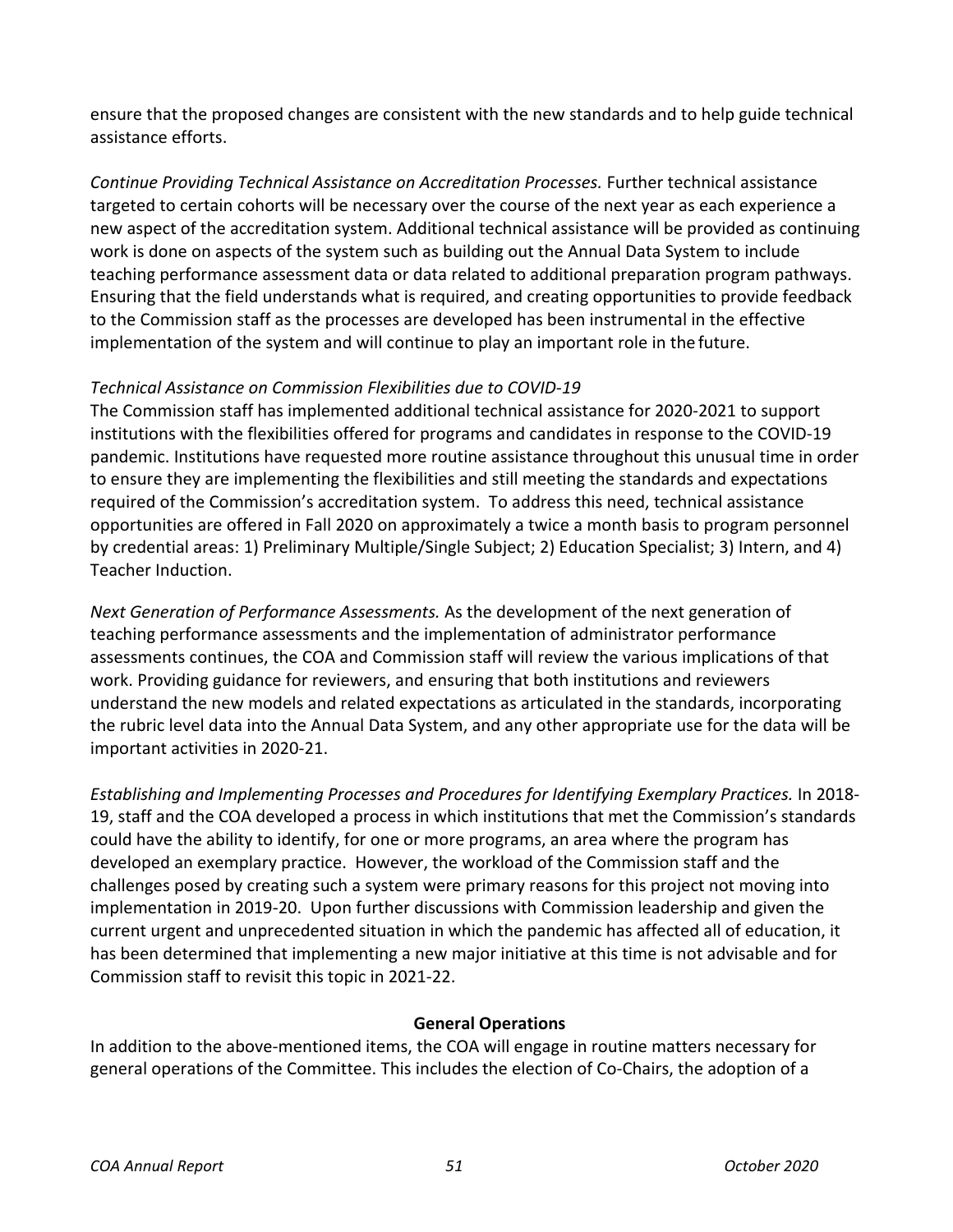ensure that the proposed changes are consistent with the new standards and to help guide technical assistance efforts.

*Continue Providing Technical Assistance on Accreditation Processes.* Further technical assistance targeted to certain cohorts will be necessary over the course of the next year as each experience a new aspect of the accreditation system. Additional technical assistance will be provided as continuing work is done on aspects of the system such as building out the Annual Data System to include teaching performance assessment data or data related to additional preparation program pathways. Ensuring that the field understands what is required, and creating opportunities to provide feedback to the Commission staff as the processes are developed has been instrumental in the effective implementation of the system and will continue to play an important role in the future.

*Technical Assistance on Commission Flexibilities due to COVID-19*

The Commission staff has implemented additional technical assistance for 2020-2021 to support institutions with the flexibilities offered for programs and candidates in response to the COVID-19 pandemic. Institutions have requested more routine assistance throughout this unusual time in order to ensure they are implementing the flexibilities and still meeting the standards and expectations required of the Commission's accreditation system. To address this need, technical assistance opportunities are offered in Fall 2020 on approximately a twice a month basis to program personnel by credential areas: 1) Preliminary Multiple/Single Subject; 2) Education Specialist; 3) Intern, and 4) Teacher Induction.

*Next Generation of Performance Assessments.* As the development of the next generation of teaching performance assessments and the implementation of administrator performance assessments continues, the COA and Commission staff will review the various implications of that work. Providing guidance for reviewers, and ensuring that both institutions and reviewers understand the new models and related expectations as articulated in the standards, incorporating the rubric level data into the Annual Data System, and any other appropriate use for the data will be important activities in 2020-21.

*Establishing and Implementing Processes and Procedures for Identifying Exemplary Practices.* In 2018-19, staff and the COA developed a process in which institutions that met the Commission's standards could have the ability to identify, for one or more programs, an area where the program has developed an exemplary practice. However, the workload of the Commission staff and the challenges posed by creating such a system were primary reasons for this project not moving into implementation in 2019-20. Upon further discussions with Commission leadership and given the current urgent and unprecedented situation in which the pandemic has affected all of education, it has been determined that implementing a new major initiative at this time is not advisable and for Commission staff to revisit this topic in 2021-22.

**General Operations**

In addition to the above-mentioned items, the COA will engage in routine matters necessary for general operations of the Committee. This includes the election of Co-Chairs, the adoption of a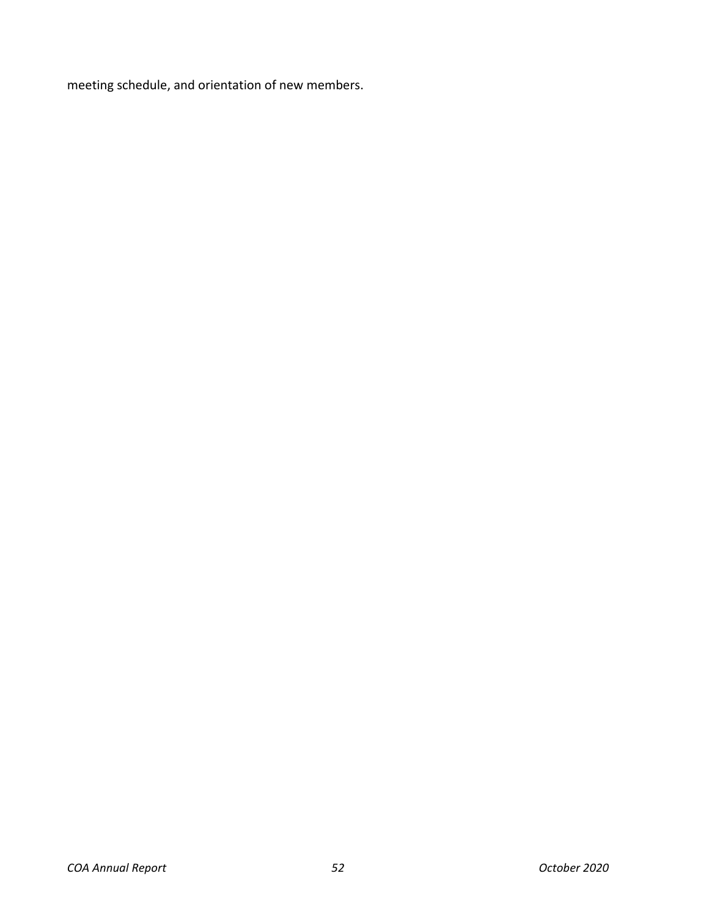meeting schedule, and orientation of new members.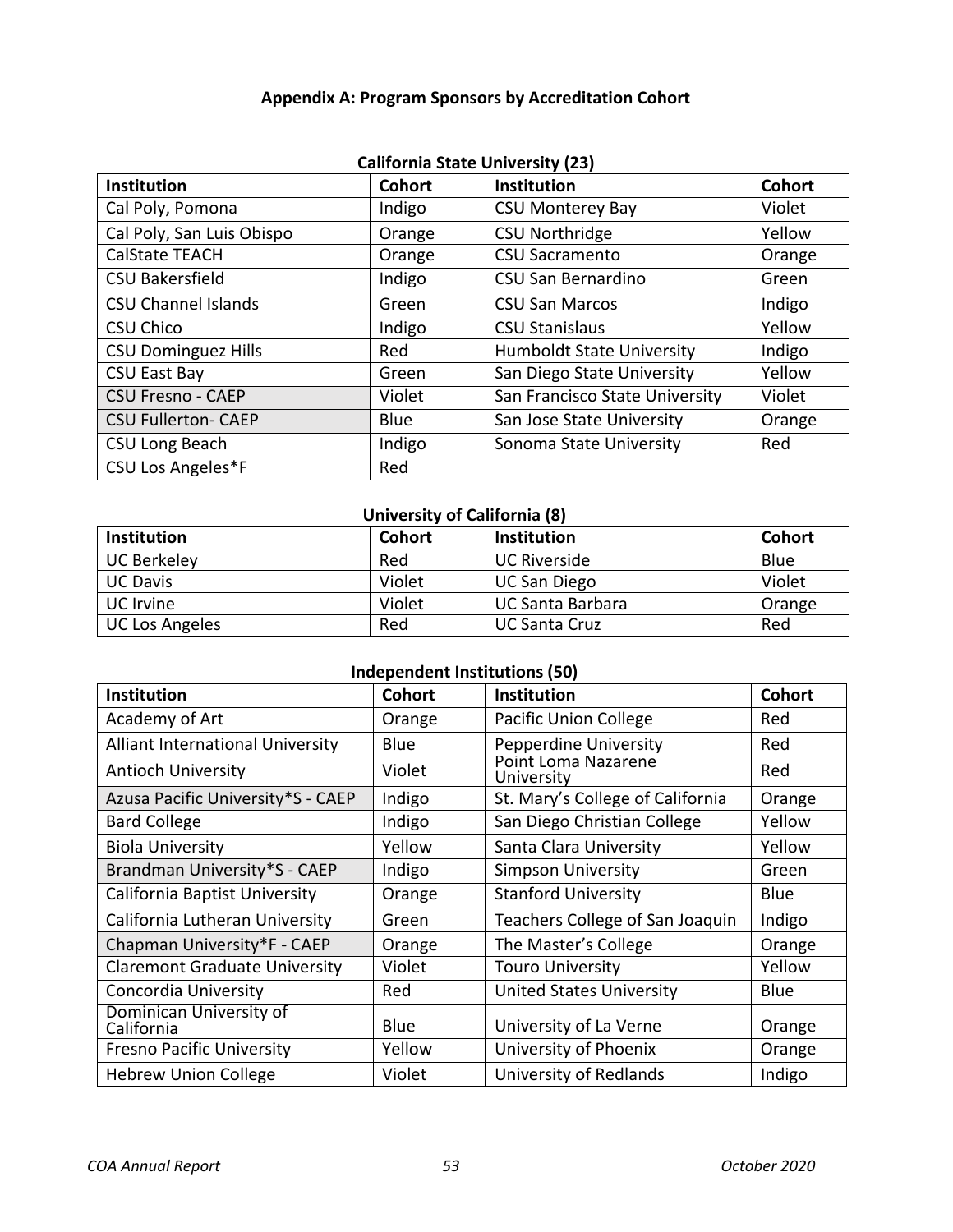**Appendix A: Program Sponsors by Accreditation Cohort**

**California State University (23)**

| Institution | Cohort | Institution | Cohort |
|---|---|---|---|
| Cal Poly, Pomona | Indigo | CSU Monterey Bay | Violet |
| Cal Poly, San Luis Obispo | Orange | CSU Northridge | Yellow |
| CalState TEACH | Orange | CSU Sacramento | Orange |
| CSU Bakersfield | Indigo | CSU San Bernardino | Green |
| CSU Channel Islands | Green | CSU San Marcos | Indigo |
| CSU Chico | Indigo | CSU Stanislaus | Yellow |
| CSU Dominguez Hills | Red | Humboldt State University | Indigo |
| CSU East Bay | Green | San Diego State University | Yellow |
| CSU Fresno - CAEP | Violet | San Francisco State University | Violet |
| CSU Fullerton- CAEP | Blue | San Jose State University | Orange |
| CSU Long Beach | Indigo | Sonoma State University | Red |
| CSU Los Angeles*F | Red | | |

**University of California (8)**

| Institution | Cohort | Institution | Cohort |
|---|---|---|---|
| UC Berkeley | Red | UC Riverside | Blue |
| UC Davis | Violet | UC San Diego | Violet |
| UC Irvine | Violet | UC Santa Barbara | Orange |
| UC Los Angeles | Red | UC Santa Cruz | Red |

**Independent Institutions (50)**

| Institution | Cohort | Institution | Cohort |
|---|---|---|---|
| Academy of Art | Orange | Pacific Union College | Red |
| Alliant International University | Blue | Pepperdine University | Red |
| Antioch University | Violet | Point Loma Nazarene University | Red |
| Azusa Pacific University*S - CAEP | Indigo | St. Mary's College of California | Orange |
| Bard College | Indigo | San Diego Christian College | Yellow |
| Biola University | Yellow | Santa Clara University | Yellow |
| Brandman University*S - CAEP | Indigo | Simpson University | Green |
| California Baptist University | Orange | Stanford University | Blue |
| California Lutheran University | Green | Teachers College of San Joaquin | Indigo |
| Chapman University*F - CAEP | Orange | The Master's College | Orange |
| Claremont Graduate University | Violet | Touro University | Yellow |
| Concordia University | Red | United States University | Blue |
| Dominican University of California | Blue | University of La Verne | Orange |
| Fresno Pacific University | Yellow | University of Phoenix | Orange |
| Hebrew Union College | Violet | University of Redlands | Indigo |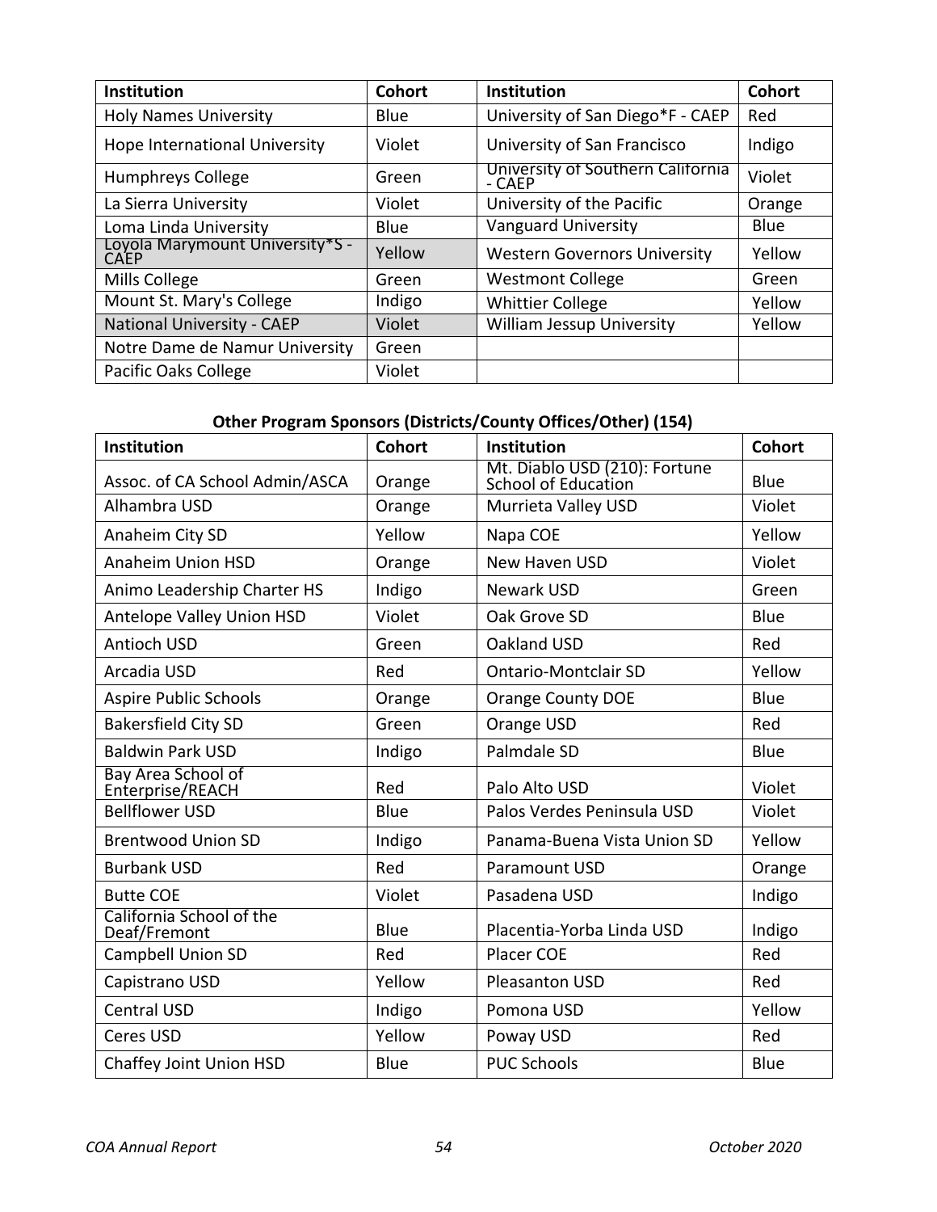| Institution | Cohort | Institution | Cohort |
|---|---|---|---|
| Holy Names University | Blue | University of San Diego*F - CAEP | Red |
| Hope International University | Violet | University of San Francisco | Indigo |
| Humphreys College | Green | University of Southern California - CAEP | Violet |
| La Sierra University | Violet | University of the Pacific | Orange |
| Loma Linda University | Blue | Vanguard University | Blue |
| Loyola Marymount University*S - CAEP | Yellow | Western Governors University | Yellow |
| Mills College | Green | Westmont College | Green |
| Mount St. Mary's College | Indigo | Whittier College | Yellow |
| National University - CAEP | Violet | William Jessup University | Yellow |
| Notre Dame de Namur University | Green | | |
| Pacific Oaks College | Violet | | |

**Other Program Sponsors (Districts/County Offices/Other) (154)**

| Institution | Cohort | Institution | Cohort |
|---|---|---|---|
| Assoc. of CA School Admin/ASCA | Orange | Mt. Diablo USD (210): Fortune School of Education | Blue |
| Alhambra USD | Orange | Murrieta Valley USD | Violet |
| Anaheim City SD | Yellow | Napa COE | Yellow |
| Anaheim Union HSD | Orange | New Haven USD | Violet |
| Animo Leadership Charter HS | Indigo | Newark USD | Green |
| Antelope Valley Union HSD | Violet | Oak Grove SD | Blue |
| Antioch USD | Green | Oakland USD | Red |
| Arcadia USD | Red | Ontario-Montclair SD | Yellow |
| Aspire Public Schools | Orange | Orange County DOE | Blue |
| Bakersfield City SD | Green | Orange USD | Red |
| Baldwin Park USD | Indigo | Palmdale SD | Blue |
| Bay Area School of Enterprise/REACH | Red | Palo Alto USD | Violet |
| Bellflower USD | Blue | Palos Verdes Peninsula USD | Violet |
| Brentwood Union SD | Indigo | Panama-Buena Vista Union SD | Yellow |
| Burbank USD | Red | Paramount USD | Orange |
| Butte COE | Violet | Pasadena USD | Indigo |
| California School of the Deaf/Fremont | Blue | Placentia-Yorba Linda USD | Indigo |
| Campbell Union SD | Red | Placer COE | Red |
| Capistrano USD | Yellow | Pleasanton USD | Red |
| Central USD | Indigo | Pomona USD | Yellow |
| Ceres USD | Yellow | Poway USD | Red |
| Chaffey Joint Union HSD | Blue | PUC Schools | Blue |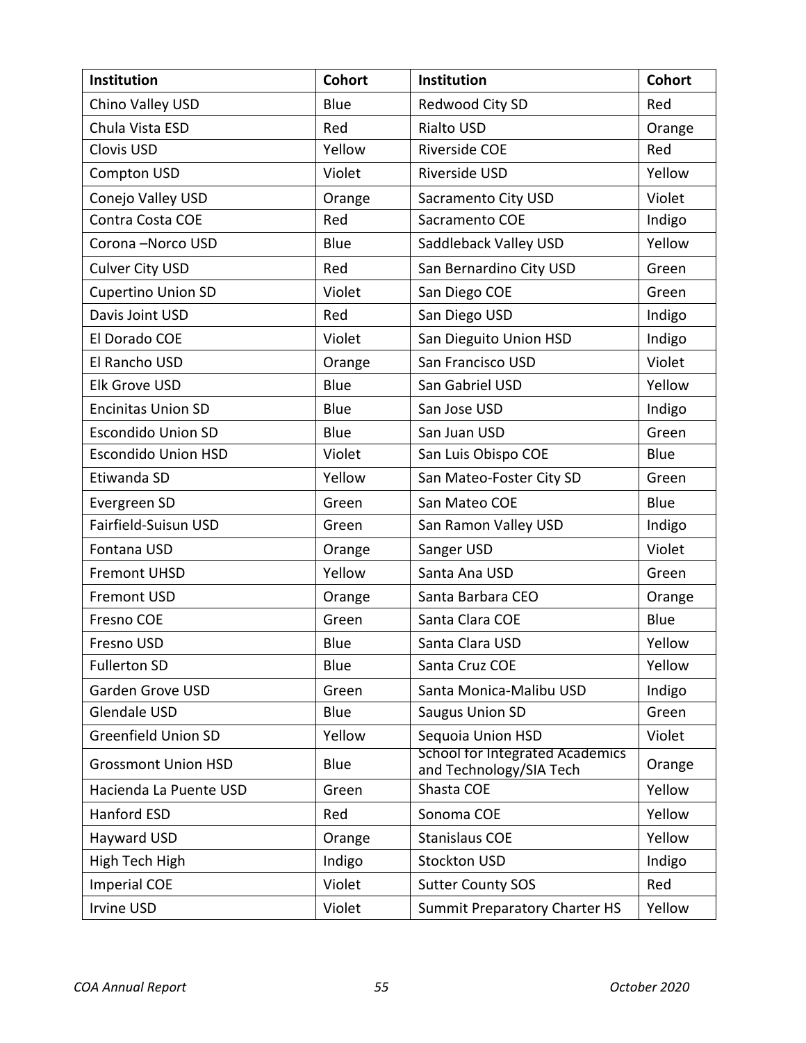| Institution | Cohort | Institution | Cohort |
|---|---|---|---|
| Chino Valley USD | Blue | Redwood City SD | Red |
| Chula Vista ESD | Red | Rialto USD | Orange |
| Clovis USD | Yellow | Riverside COE | Red |
| Compton USD | Violet | Riverside USD | Yellow |
| Conejo Valley USD | Orange | Sacramento City USD | Violet |
| Contra Costa COE | Red | Sacramento COE | Indigo |
| Corona –Norco USD | Blue | Saddleback Valley USD | Yellow |
| Culver City USD | Red | San Bernardino City USD | Green |
| Cupertino Union SD | Violet | San Diego COE | Green |
| Davis Joint USD | Red | San Diego USD | Indigo |
| El Dorado COE | Violet | San Dieguito Union HSD | Indigo |
| El Rancho USD | Orange | San Francisco USD | Violet |
| Elk Grove USD | Blue | San Gabriel USD | Yellow |
| Encinitas Union SD | Blue | San Jose USD | Indigo |
| Escondido Union SD | Blue | San Juan USD | Green |
| Escondido Union HSD | Violet | San Luis Obispo COE | Blue |
| Etiwanda SD | Yellow | San Mateo-Foster City SD | Green |
| Evergreen SD | Green | San Mateo COE | Blue |
| Fairfield-Suisun USD | Green | San Ramon Valley USD | Indigo |
| Fontana USD | Orange | Sanger USD | Violet |
| Fremont UHSD | Yellow | Santa Ana USD | Green |
| Fremont USD | Orange | Santa Barbara CEO | Orange |
| Fresno COE | Green | Santa Clara COE | Blue |
| Fresno USD | Blue | Santa Clara USD | Yellow |
| Fullerton SD | Blue | Santa Cruz COE | Yellow |
| Garden Grove USD | Green | Santa Monica-Malibu USD | Indigo |
| Glendale USD | Blue | Saugus Union SD | Green |
| Greenfield Union SD | Yellow | Sequoia Union HSD | Violet |
| Grossmont Union HSD | Blue | School for Integrated Academics and Technology/SIA Tech | Orange |
| Hacienda La Puente USD | Green | Shasta COE | Yellow |
| Hanford ESD | Red | Sonoma COE | Yellow |
| Hayward USD | Orange | Stanislaus COE | Yellow |
| High Tech High | Indigo | Stockton USD | Indigo |
| Imperial COE | Violet | Sutter County SOS | Red |
| Irvine USD | Violet | Summit Preparatory Charter HS | Yellow |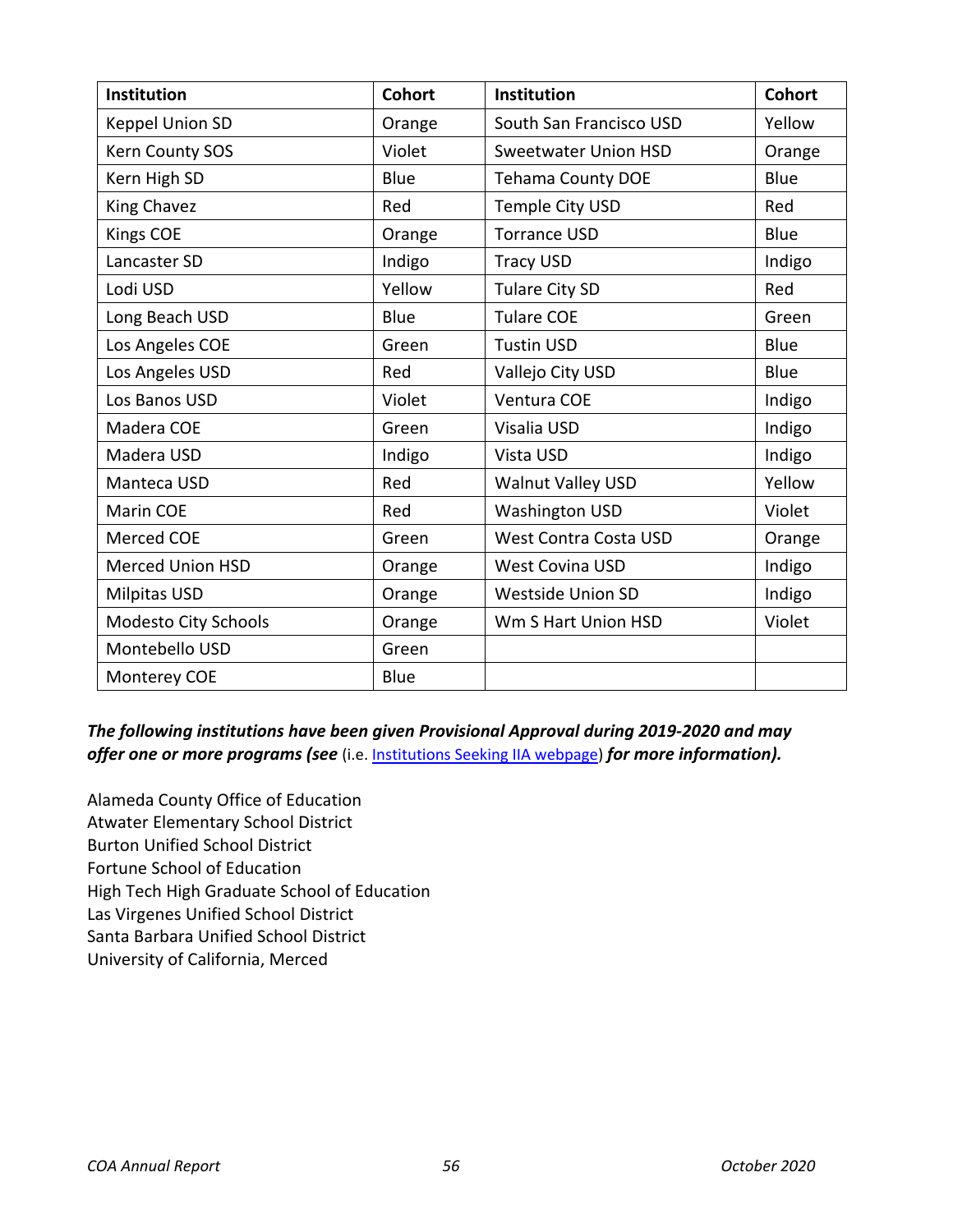| Institution | Cohort | Institution | Cohort |
|---|---|---|---|
| Keppel Union SD | Orange | South San Francisco USD | Yellow |
| Kern County SOS | Violet | Sweetwater Union HSD | Orange |
| Kern High SD | Blue | Tehama County DOE | Blue |
| King Chavez | Red | Temple City USD | Red |
| Kings COE | Orange | Torrance USD | Blue |
| Lancaster SD | Indigo | Tracy USD | Indigo |
| Lodi USD | Yellow | Tulare City SD | Red |
| Long Beach USD | Blue | Tulare COE | Green |
| Los Angeles COE | Green | Tustin USD | Blue |
| Los Angeles USD | Red | Vallejo City USD | Blue |
| Los Banos USD | Violet | Ventura COE | Indigo |
| Madera COE | Green | Visalia USD | Indigo |
| Madera USD | Indigo | Vista USD | Indigo |
| Manteca USD | Red | Walnut Valley USD | Yellow |
| Marin COE | Red | Washington USD | Violet |
| Merced COE | Green | West Contra Costa USD | Orange |
| Merced Union HSD | Orange | West Covina USD | Indigo |
| Milpitas USD | Orange | Westside Union SD | Indigo |
| Modesto City Schools | Orange | Wm S Hart Union HSD | Violet |
| Montebello USD | Green | | |
| Monterey COE | Blue | | |

***The following institutions have been given Provisional Approval during 2019-2020 and may offer one or more programs (see** (i.e. Institutions Seeking IIA webpage) **for more information).***

Alameda County Office of Education
Atwater Elementary School District
Burton Unified School District
Fortune School of Education
High Tech High Graduate School of Education
Las Virgenes Unified School District
Santa Barbara Unified School District
University of California, Merced